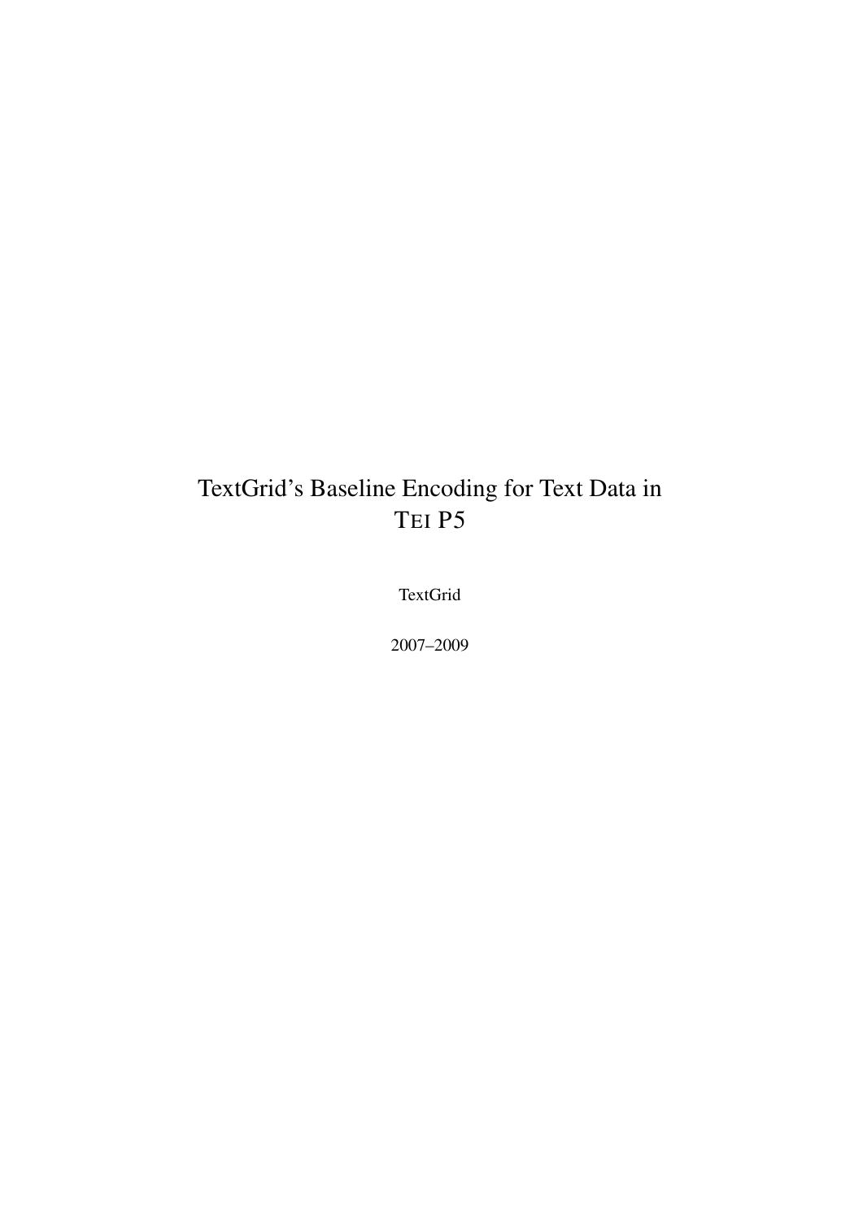# TextGrid's Baseline Encoding for Text Data in TEI P5

TextGrid

2007–2009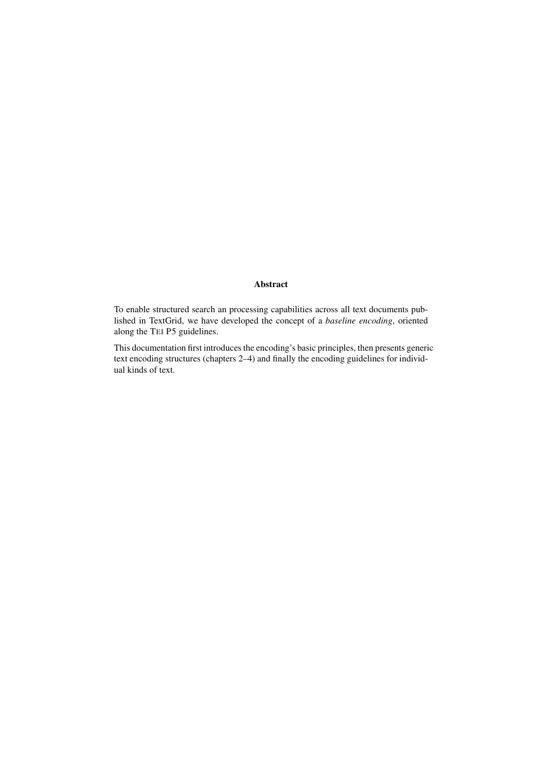**Abstract**

To enable structured search an processing capabilities across all text documents published in TextGrid, we have developed the concept of a *baseline encoding*, oriented along the TEI P5 guidelines.

This documentation first introduces the encoding's basic principles, then presents generic text encoding structures (chapters 2–4) and finally the encoding guidelines for individual kinds of text.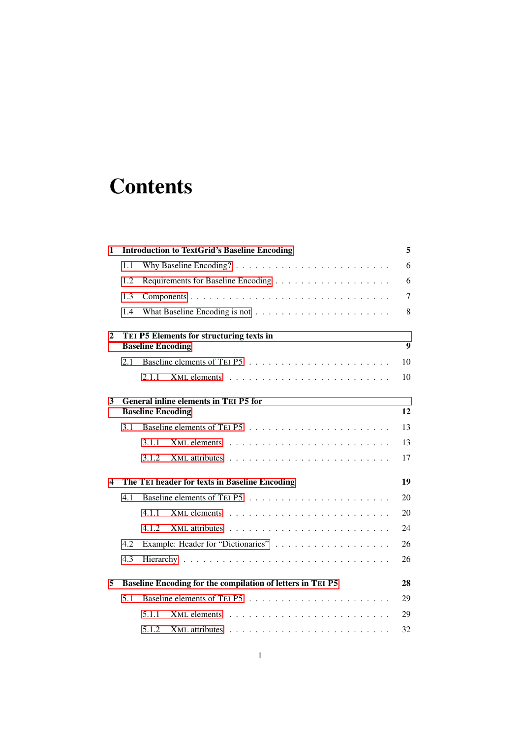# Contents

1 Introduction to TextGrid's Baseline Encoding . . . 5
- 1.1 Why Baseline Encoding? . . . 6
- 1.2 Requirements for Baseline Encoding . . . 6
- 1.3 Components . . . 7
- 1.4 What Baseline Encoding is not . . . 8

2 TEI P5 Elements for structuring texts in Baseline Encoding . . . 9
- 2.1 Baseline elements of TEI P5 . . . 10
  - 2.1.1 XML elements . . . 10

3 General inline elements in TEI P5 for Baseline Encoding . . . 12
- 3.1 Baseline elements of TEI P5 . . . 13
  - 3.1.1 XML elements . . . 13
  - 3.1.2 XML attributes . . . 17

4 The TEI header for texts in Baseline Encoding . . . 19
- 4.1 Baseline elements of TEI P5 . . . 20
  - 4.1.1 XML elements . . . 20
  - 4.1.2 XML attributes . . . 24
- 4.2 Example: Header for "Dictionaries" . . . 26
- 4.3 Hierarchy . . . 26

5 Baseline Encoding for the compilation of letters in TEI P5 . . . 28
- 5.1 Baseline elements of TEI P5 . . . 29
  - 5.1.1 XML elements . . . 29
  - 5.1.2 XML attributes . . . 32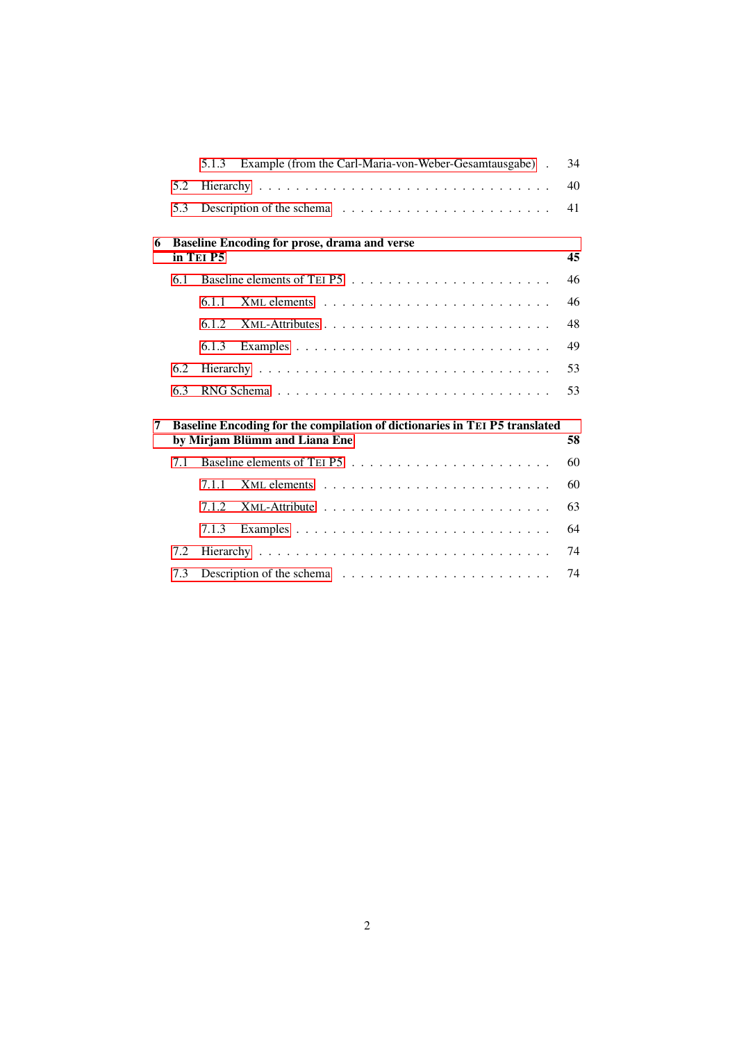- 5.1.3 Example (from the Carl-Maria-von-Weber-Gesamtausgabe) . . . 34
- 5.2 Hierarchy . . . 40
- 5.3 Description of the schema . . . 41

**6 Baseline Encoding for prose, drama and verse in TEI P5** **45**

- 6.1 Baseline elements of TEI P5 . . . 46
  - 6.1.1 XML elements . . . 46
  - 6.1.2 XML-Attributes . . . 48
  - 6.1.3 Examples . . . 49
- 6.2 Hierarchy . . . 53
- 6.3 RNG Schema . . . 53

**7 Baseline Encoding for the compilation of dictionaries in TEI P5 translated by Mirjam Blümm and Liana Ene** **58**

- 7.1 Baseline elements of TEI P5 . . . 60
  - 7.1.1 XML elements . . . 60
  - 7.1.2 XML-Attribute . . . 63
  - 7.1.3 Examples . . . 64
- 7.2 Hierarchy . . . 74
- 7.3 Description of the schema . . . 74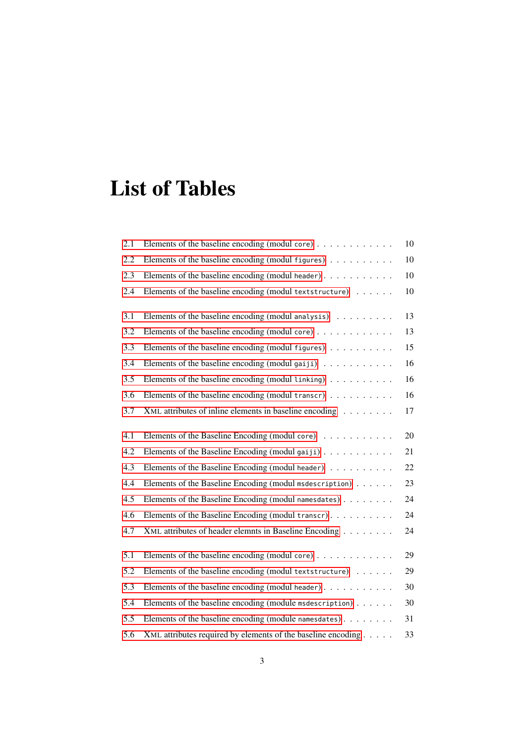# List of Tables

2.1 Elements of the baseline encoding (modul `core`) . . . . . . . . . . . . 10
2.2 Elements of the baseline encoding (modul `figures`) . . . . . . . . . . 10
2.3 Elements of the baseline encoding (modul `header`) . . . . . . . . . . . 10
2.4 Elements of the baseline encoding (modul `textstructure`) . . . . . . 10

3.1 Elements of the baseline encoding (modul `analysis`) . . . . . . . . . 13
3.2 Elements of the baseline encoding (modul `core`) . . . . . . . . . . . . 13
3.3 Elements of the baseline encoding (modul `figures`) . . . . . . . . . . 15
3.4 Elements of the baseline encoding (modul `gaiji`) . . . . . . . . . . . 16
3.5 Elements of the baseline encoding (modul `linking`) . . . . . . . . . . 16
3.6 Elements of the baseline encoding (modul `transcr`) . . . . . . . . . . 16
3.7 XML attributes of inline elements in baseline encoding . . . . . . . . 17

4.1 Elements of the Baseline Encoding (modul `core`) . . . . . . . . . . . 20
4.2 Elements of the Baseline Encoding (modul `gaiji`) . . . . . . . . . . . 21
4.3 Elements of the Baseline Encoding (modul `header`) . . . . . . . . . . 22
4.4 Elements of the Baseline Encoding (modul `msdescription`) . . . . . . 23
4.5 Elements of the Baseline Encoding (modul `namesdates`) . . . . . . . . 24
4.6 Elements of the Baseline Encoding (modul `transcr`) . . . . . . . . . . 24
4.7 XML attributes of header elemnts in Baseline Encoding . . . . . . . . 24

5.1 Elements of the baseline encoding (modul `core`) . . . . . . . . . . . . 29
5.2 Elements of the baseline encoding (modul `textstructure`) . . . . . . 29
5.3 Elements of the baseline encoding (modul `header`) . . . . . . . . . . . 30
5.4 Elements of the baseline encoding (module `msdescription`) . . . . . . 30
5.5 Elements of the baseline encoding (module `namesdates`) . . . . . . . . 31
5.6 XML attributes required by elements of the baseline encoding . . . . . 33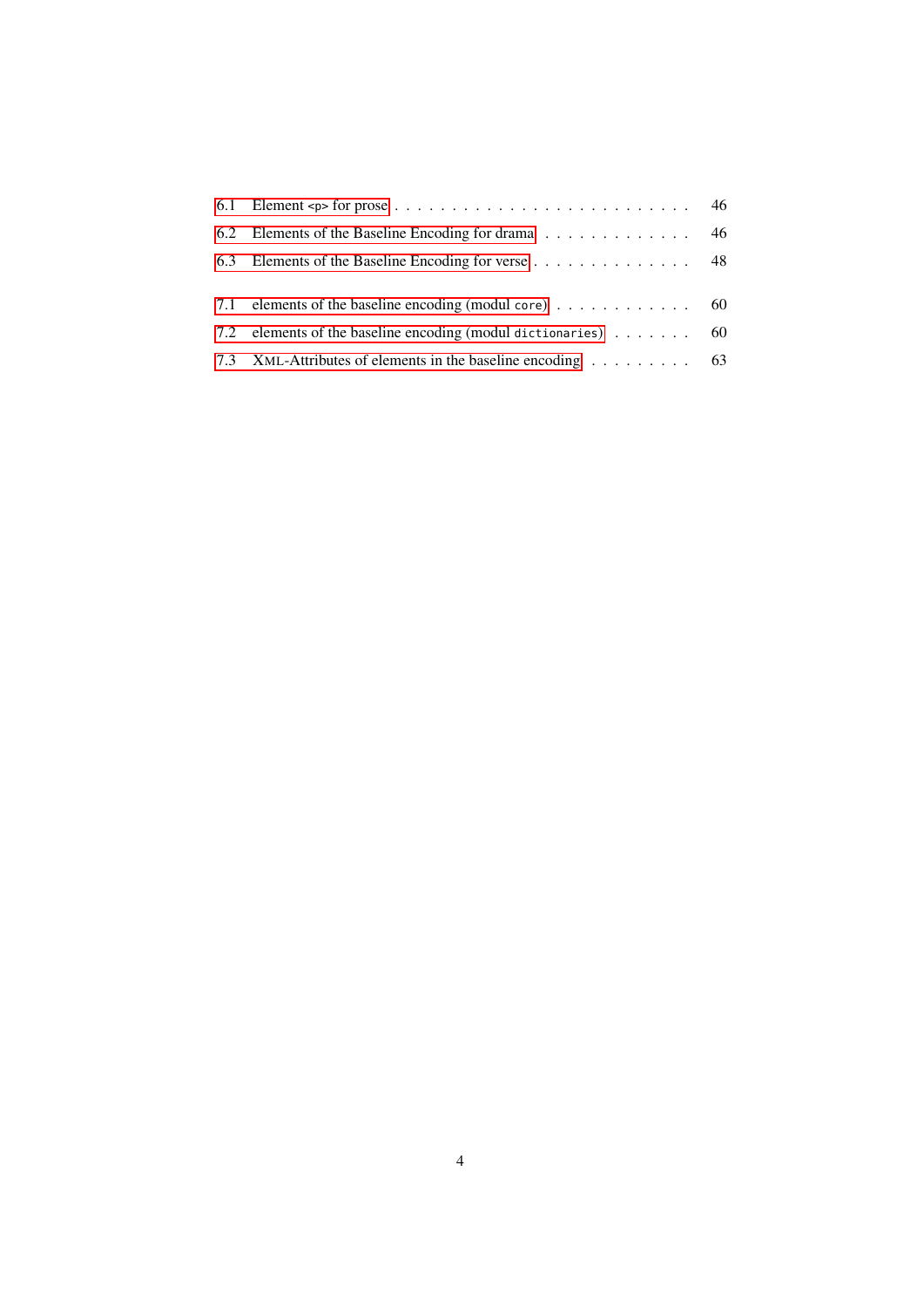6.1 Element `<p>` for prose . . . . . . . . . . . . . . . . . . . . . . . . . . 46
6.2 Elements of the Baseline Encoding for drama . . . . . . . . . . . . . 46
6.3 Elements of the Baseline Encoding for verse . . . . . . . . . . . . . . 48

7.1 elements of the baseline encoding (modul `core`) . . . . . . . . . . . . 60
7.2 elements of the baseline encoding (modul `dictionaries`) . . . . . . . 60
7.3 XML-Attributes of elements in the baseline encoding . . . . . . . . . 63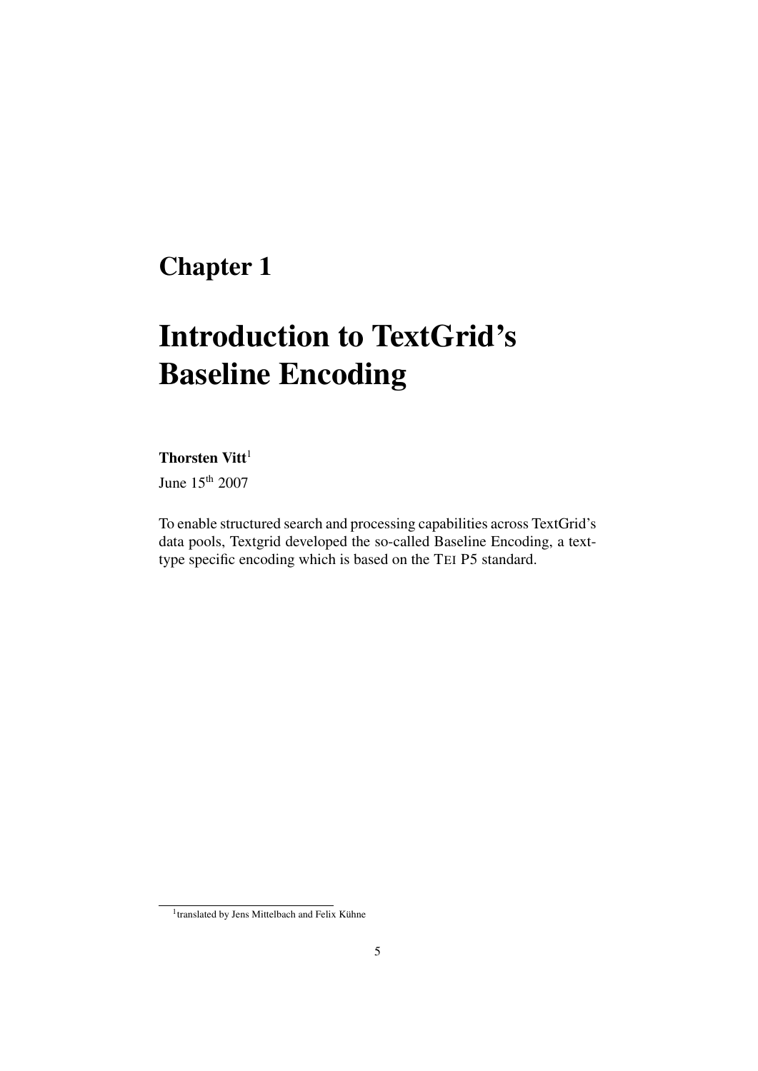# Chapter 1

# Introduction to TextGrid's Baseline Encoding

**Thorsten Vitt**[1]

June 15th 2007

To enable structured search and processing capabilities across TextGrid's data pools, Textgrid developed the so-called Baseline Encoding, a text-type specific encoding which is based on the TEI P5 standard.

[1] translated by Jens Mittelbach and Felix Kühne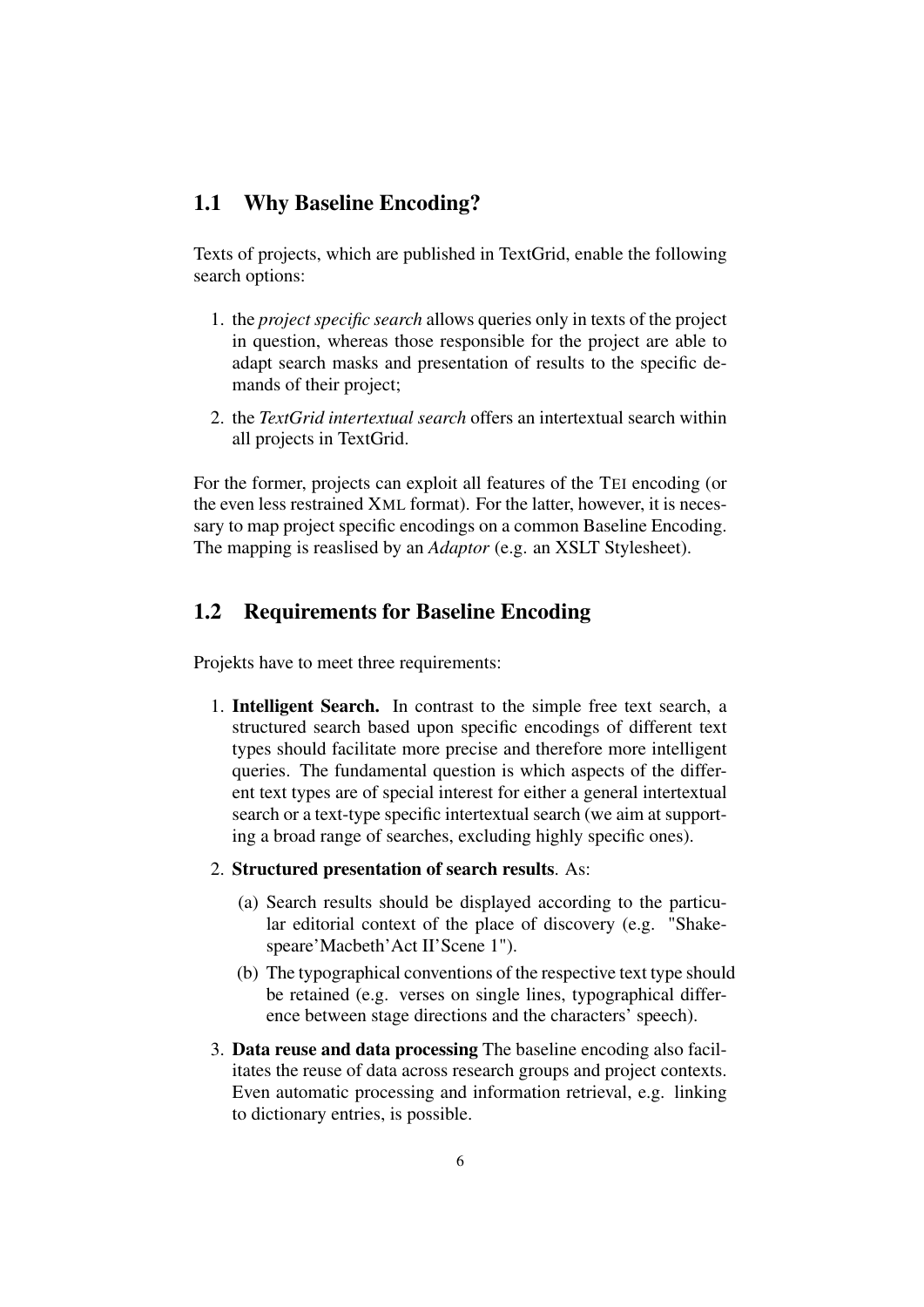## 1.1 Why Baseline Encoding?

Texts of projects, which are published in TextGrid, enable the following search options:

1. the *project specific search* allows queries only in texts of the project in question, whereas those responsible for the project are able to adapt search masks and presentation of results to the specific demands of their project;
2. the *TextGrid intertextual search* offers an intertextual search within all projects in TextGrid.

For the former, projects can exploit all features of the TEI encoding (or the even less restrained XML format). For the latter, however, it is necessary to map project specific encodings on a common Baseline Encoding. The mapping is reaslised by an *Adaptor* (e.g. an XSLT Stylesheet).

## 1.2 Requirements for Baseline Encoding

Projekts have to meet three requirements:

1. **Intelligent Search.** In contrast to the simple free text search, a structured search based upon specific encodings of different text types should facilitate more precise and therefore more intelligent queries. The fundamental question is which aspects of the different text types are of special interest for either a general intertextual search or a text-type specific intertextual search (we aim at supporting a broad range of searches, excluding highly specific ones).
2. **Structured presentation of search results**. As:
   (a) Search results should be displayed according to the particular editorial context of the place of discovery (e.g. "Shakespeare'Macbeth'Act II'Scene 1").
   (b) The typographical conventions of the respective text type should be retained (e.g. verses on single lines, typographical difference between stage directions and the characters' speech).
3. **Data reuse and data processing** The baseline encoding also facilitates the reuse of data across research groups and project contexts. Even automatic processing and information retrieval, e.g. linking to dictionary entries, is possible.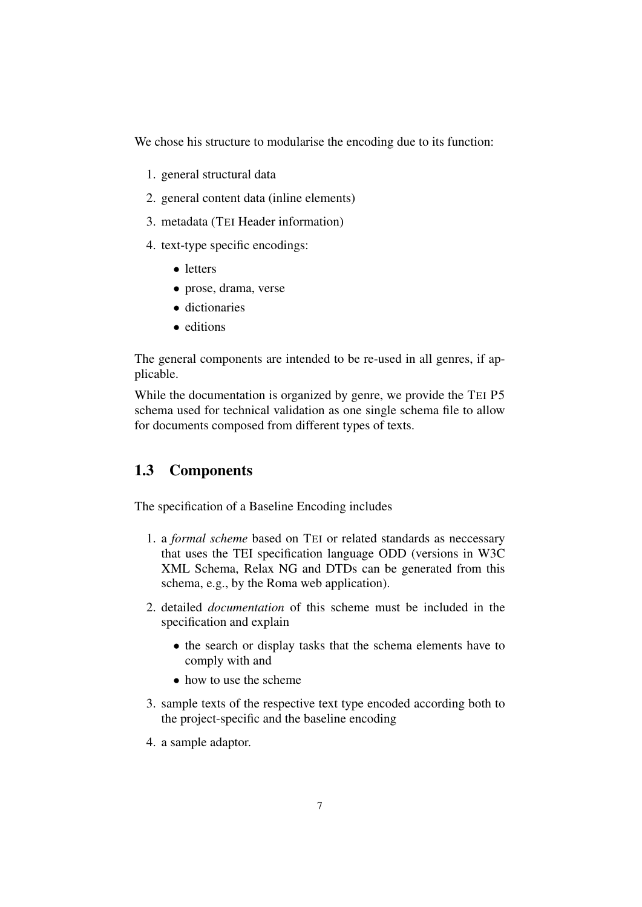We chose his structure to modularise the encoding due to its function:

1. general structural data
2. general content data (inline elements)
3. metadata (TEI Header information)
4. text-type specific encodings:
   - letters
   - prose, drama, verse
   - dictionaries
   - editions

The general components are intended to be re-used in all genres, if applicable.

While the documentation is organized by genre, we provide the TEI P5 schema used for technical validation as one single schema file to allow for documents composed from different types of texts.

## 1.3 Components

The specification of a Baseline Encoding includes

1. a *formal scheme* based on TEI or related standards as neccessary that uses the TEI specification language ODD (versions in W3C XML Schema, Relax NG and DTDs can be generated from this schema, e.g., by the Roma web application).
2. detailed *documentation* of this scheme must be included in the specification and explain
   - the search or display tasks that the schema elements have to comply with and
   - how to use the scheme
3. sample texts of the respective text type encoded according both to the project-specific and the baseline encoding
4. a sample adaptor.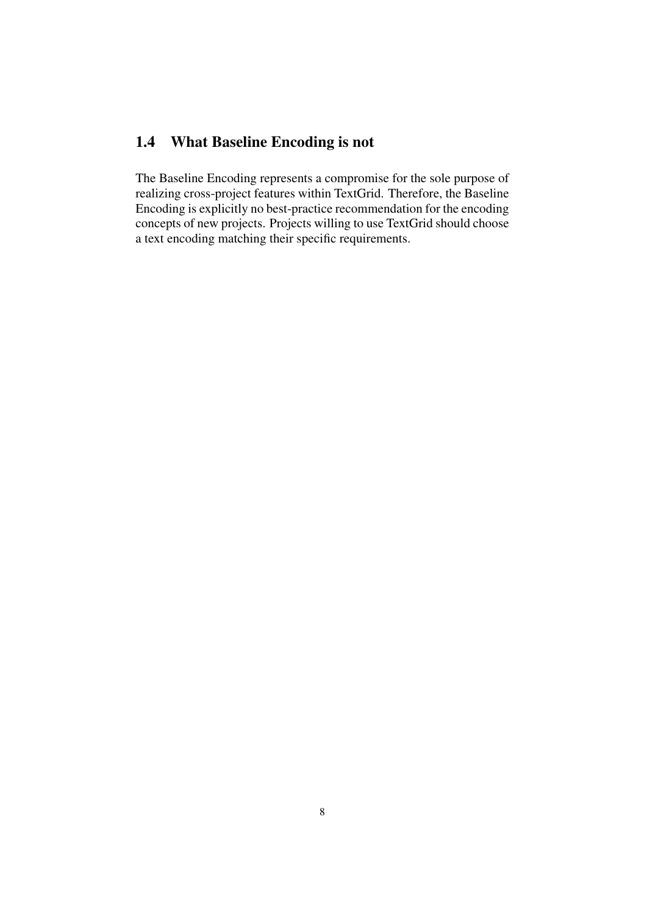## 1.4 What Baseline Encoding is not

The Baseline Encoding represents a compromise for the sole purpose of realizing cross-project features within TextGrid. Therefore, the Baseline Encoding is explicitly no best-practice recommendation for the encoding concepts of new projects. Projects willing to use TextGrid should choose a text encoding matching their specific requirements.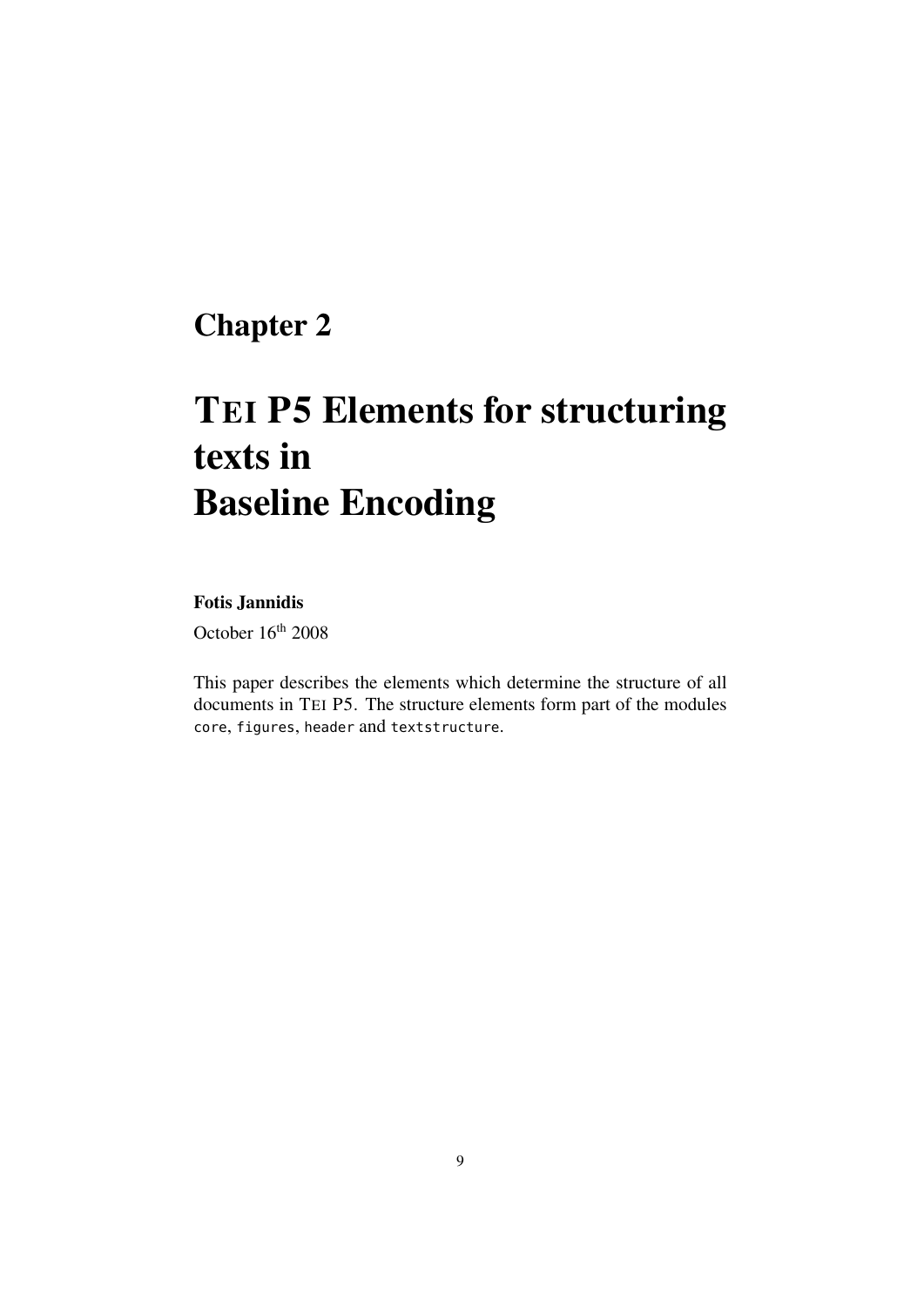# Chapter 2

# TEI P5 Elements for structuring texts in Baseline Encoding

**Fotis Jannidis**

October 16th 2008

This paper describes the elements which determine the structure of all documents in TEI P5. The structure elements form part of the modules `core`, `figures`, `header` and `textstructure`.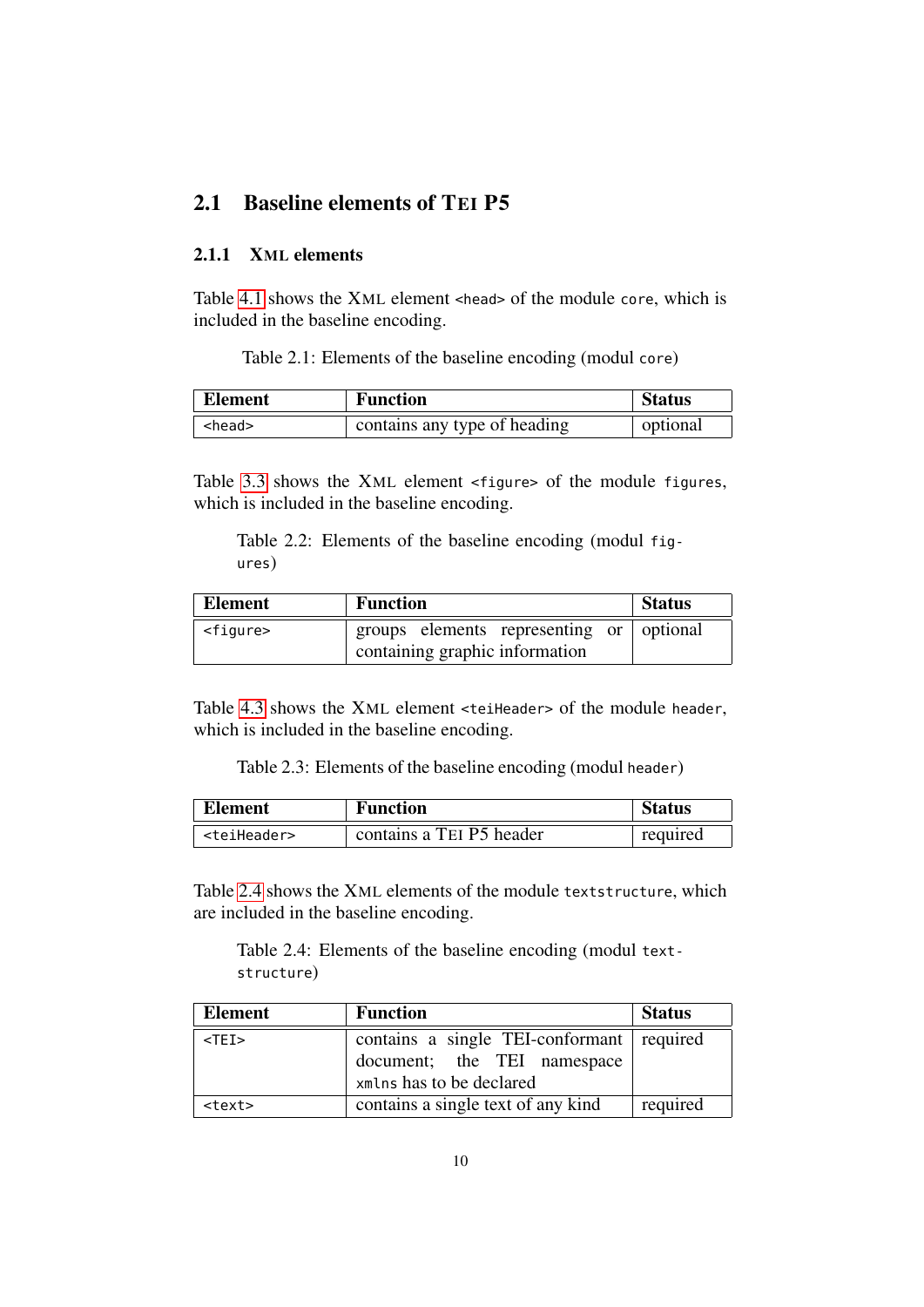## 2.1 Baseline elements of TEI P5

### 2.1.1 XML elements

Table 4.1 shows the XML element `<head>` of the module `core`, which is included in the baseline encoding.

Table 2.1: Elements of the baseline encoding (modul `core`)

| Element | Function | Status |
|---|---|---|
| `<head>` | contains any type of heading | optional |

Table 3.3 shows the XML element `<figure>` of the module `figures`, which is included in the baseline encoding.

Table 2.2: Elements of the baseline encoding (modul `figures`)

| Element | Function | Status |
|---|---|---|
| `<figure>` | groups elements representing or containing graphic information | optional |

Table 4.3 shows the XML element `<teiHeader>` of the module `header`, which is included in the baseline encoding.

Table 2.3: Elements of the baseline encoding (modul `header`)

| Element | Function | Status |
|---|---|---|
| `<teiHeader>` | contains a TEI P5 header | required |

Table 2.4 shows the XML elements of the module `textstructure`, which are included in the baseline encoding.

Table 2.4: Elements of the baseline encoding (modul `textstructure`)

| Element | Function | Status |
|---|---|---|
| `<TEI>` | contains a single TEI-conformant document; the TEI namespace `xmlns` has to be declared | required |
| `<text>` | contains a single text of any kind | required |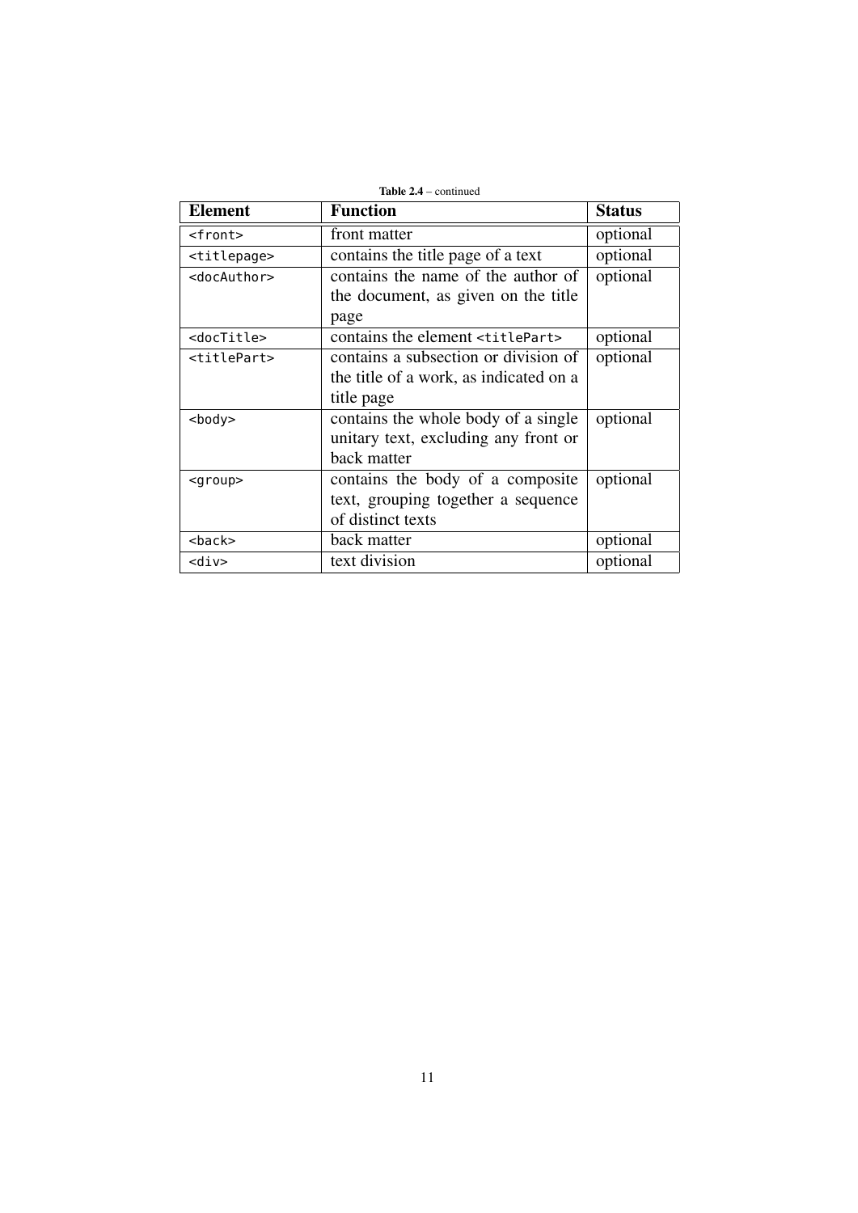**Table 2.4** – continued

| **Element** | **Function** | **Status** |
| --- | --- | --- |
| `<front>` | front matter | optional |
| `<titlepage>` | contains the title page of a text | optional |
| `<docAuthor>` | contains the name of the author of the document, as given on the title page | optional |
| `<docTitle>` | contains the element `<titlePart>` | optional |
| `<titlePart>` | contains a subsection or division of the title of a work, as indicated on a title page | optional |
| `<body>` | contains the whole body of a single unitary text, excluding any front or back matter | optional |
| `<group>` | contains the body of a composite text, grouping together a sequence of distinct texts | optional |
| `<back>` | back matter | optional |
| `<div>` | text division | optional |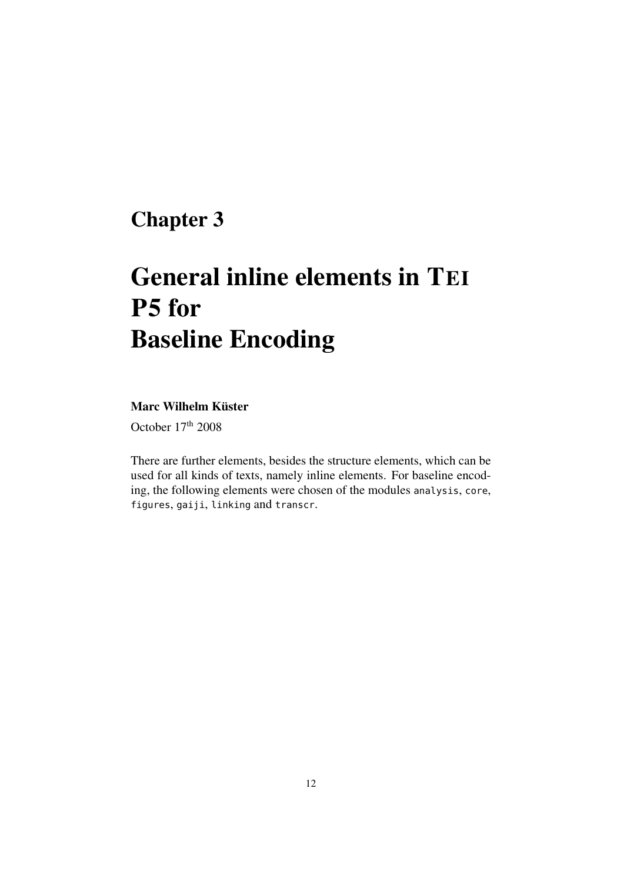# Chapter 3

# General inline elements in TEI P5 for Baseline Encoding

**Marc Wilhelm Küster**

October 17th 2008

There are further elements, besides the structure elements, which can be used for all kinds of texts, namely inline elements. For baseline encoding, the following elements were chosen of the modules `analysis`, `core`, `figures`, `gaiji`, `linking` and `transcr`.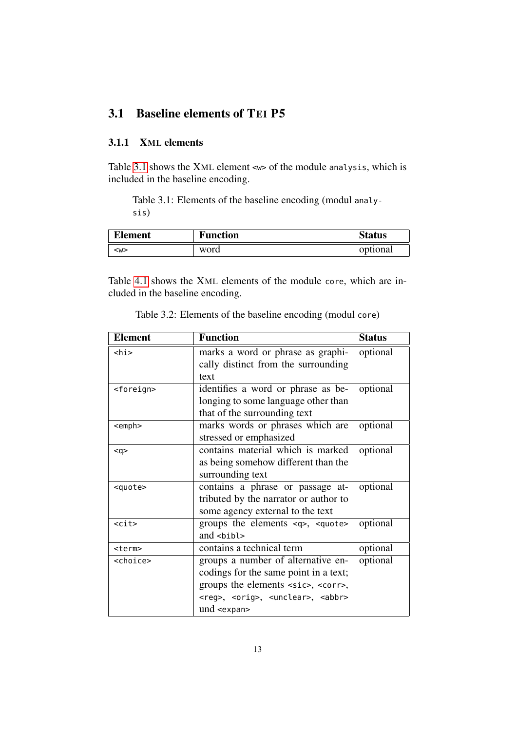## 3.1 Baseline elements of TEI P5

### 3.1.1 XML elements

Table 3.1 shows the XML element `<w>` of the module `analysis`, which is included in the baseline encoding.

Table 3.1: Elements of the baseline encoding (modul `analysis`)

| Element | Function | Status |
|---|---|---|
| `<w>` | word | optional |

Table 4.1 shows the XML elements of the module `core`, which are included in the baseline encoding.

Table 3.2: Elements of the baseline encoding (modul `core`)

| Element | Function | Status |
|---|---|---|
| `<hi>` | marks a word or phrase as graphically distinct from the surrounding text | optional |
| `<foreign>` | identifies a word or phrase as belonging to some language other than that of the surrounding text | optional |
| `<emph>` | marks words or phrases which are stressed or emphasized | optional |
| `<q>` | contains material which is marked as being somehow different than the surrounding text | optional |
| `<quote>` | contains a phrase or passage attributed by the narrator or author to some agency external to the text | optional |
| `<cit>` | groups the elements `<q>`, `<quote>` and `<bibl>` | optional |
| `<term>` | contains a technical term | optional |
| `<choice>` | groups a number of alternative encodings for the same point in a text; groups the elements `<sic>`, `<corr>`, `<reg>`, `<orig>`, `<unclear>`, `<abbr>` und `<expan>` | optional |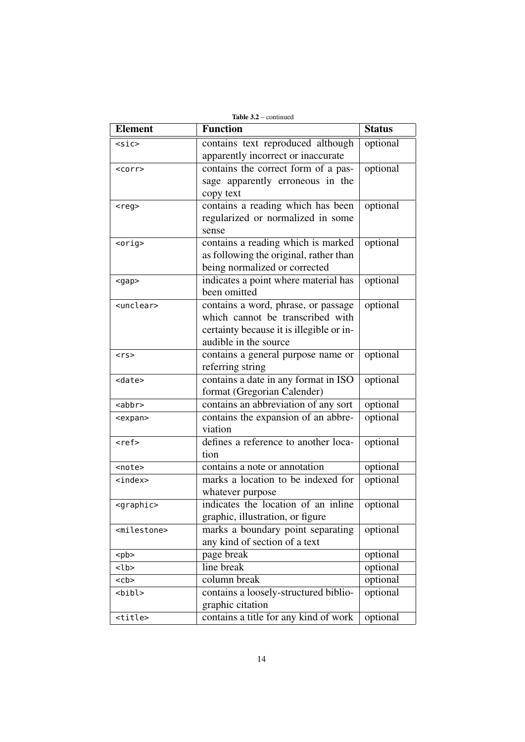**Table 3.2** – continued

| Element | Function | Status |
| --- | --- | --- |
| `<sic>` | contains text reproduced although apparently incorrect or inaccurate | optional |
| `<corr>` | contains the correct form of a passage apparently erroneous in the copy text | optional |
| `<reg>` | contains a reading which has been regularized or normalized in some sense | optional |
| `<orig>` | contains a reading which is marked as following the original, rather than being normalized or corrected | optional |
| `<gap>` | indicates a point where material has been omitted | optional |
| `<unclear>` | contains a word, phrase, or passage which cannot be transcribed with certainty because it is illegible or inaudible in the source | optional |
| `<rs>` | contains a general purpose name or referring string | optional |
| `<date>` | contains a date in any format in ISO format (Gregorian Calender) | optional |
| `<abbr>` | contains an abbreviation of any sort | optional |
| `<expan>` | contains the expansion of an abbreviation | optional |
| `<ref>` | defines a reference to another location | optional |
| `<note>` | contains a note or annotation | optional |
| `<index>` | marks a location to be indexed for whatever purpose | optional |
| `<graphic>` | indicates the location of an inline graphic, illustration, or figure | optional |
| `<milestone>` | marks a boundary point separating any kind of section of a text | optional |
| `<pb>` | page break | optional |
| `<lb>` | line break | optional |
| `<cb>` | column break | optional |
| `<bibl>` | contains a loosely-structured bibliographic citation | optional |
| `<title>` | contains a title for any kind of work | optional |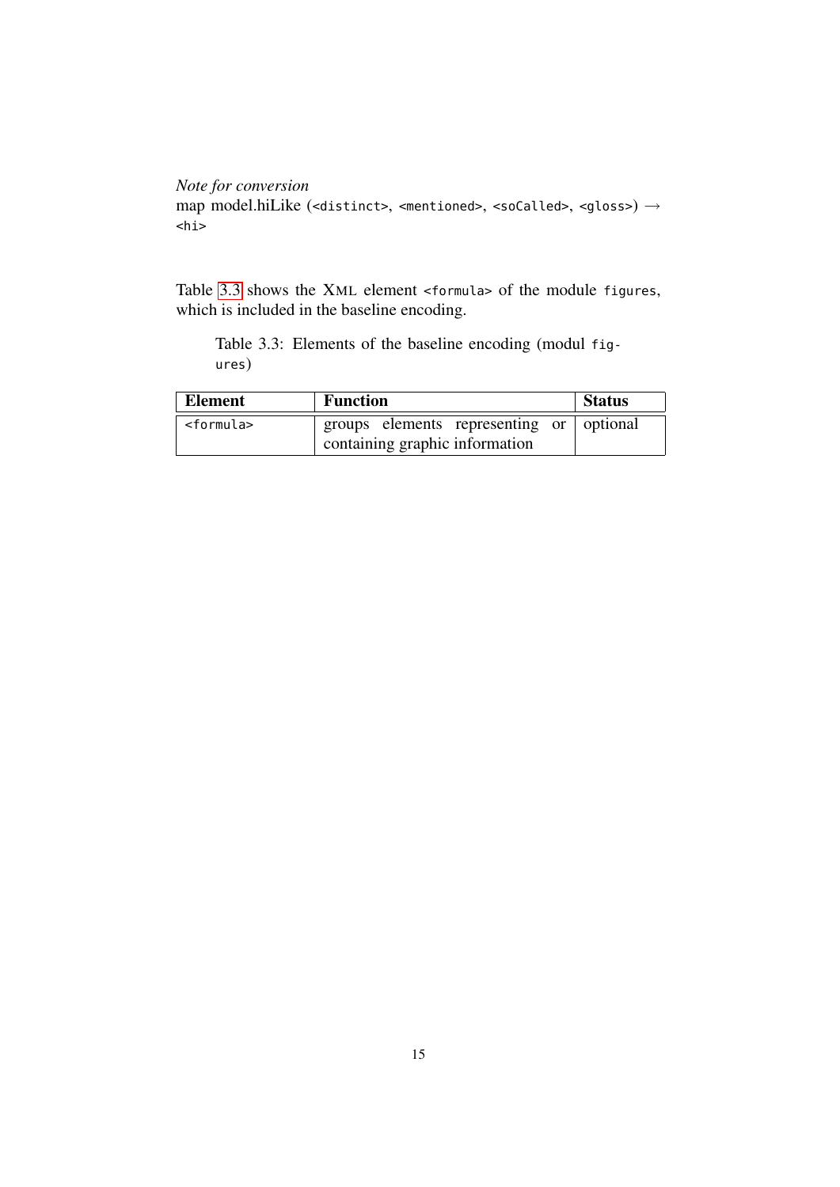*Note for conversion*
map model.hiLike (`<distinct>`, `<mentioned>`, `<soCalled>`, `<gloss>`) → `<hi>`

Table 3.3 shows the XML element `<formula>` of the module `figures`, which is included in the baseline encoding.

Table 3.3: Elements of the baseline encoding (modul `figures`)

| Element | Function | Status |
|---|---|---|
| `<formula>` | groups elements representing or containing graphic information | optional |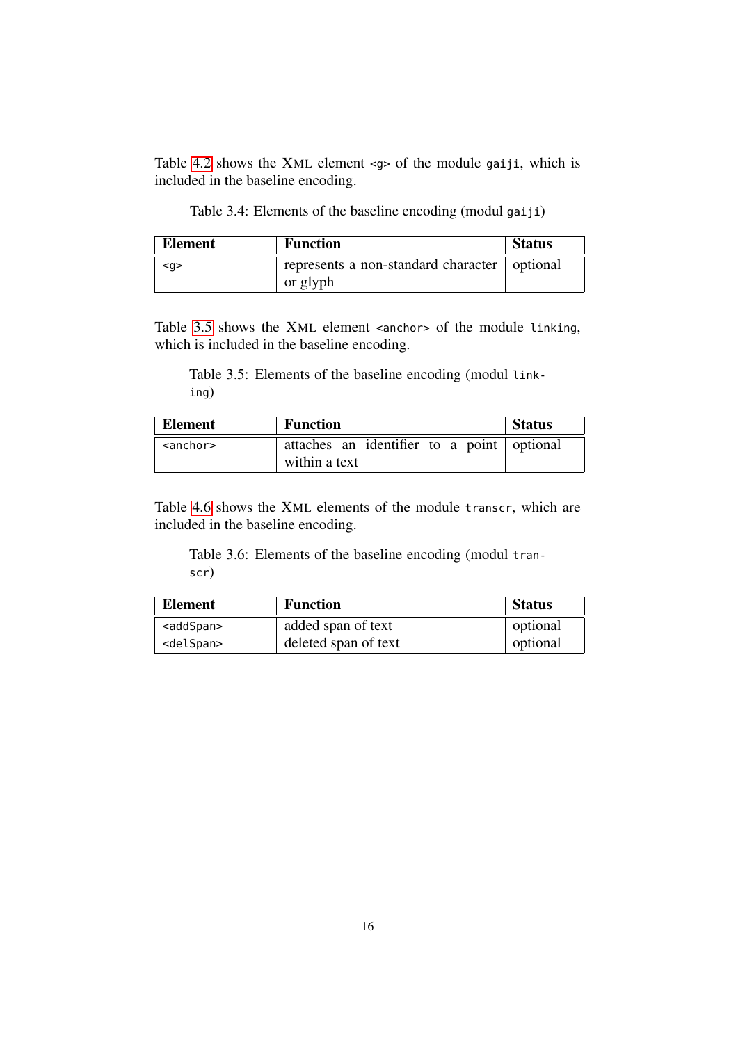Table 4.2 shows the XML element `<g>` of the module `gaiji`, which is included in the baseline encoding.

Table 3.4: Elements of the baseline encoding (modul `gaiji`)

| Element | Function | Status |
|---|---|---|
| `<g>` | represents a non-standard character or glyph | optional |

Table 3.5 shows the XML element `<anchor>` of the module `linking`, which is included in the baseline encoding.

Table 3.5: Elements of the baseline encoding (modul `linking`)

| Element | Function | Status |
|---|---|---|
| `<anchor>` | attaches an identifier to a point within a text | optional |

Table 4.6 shows the XML elements of the module `transcr`, which are included in the baseline encoding.

Table 3.6: Elements of the baseline encoding (modul `transcr`)

| Element | Function | Status |
|---|---|---|
| `<addSpan>` | added span of text | optional |
| `<delSpan>` | deleted span of text | optional |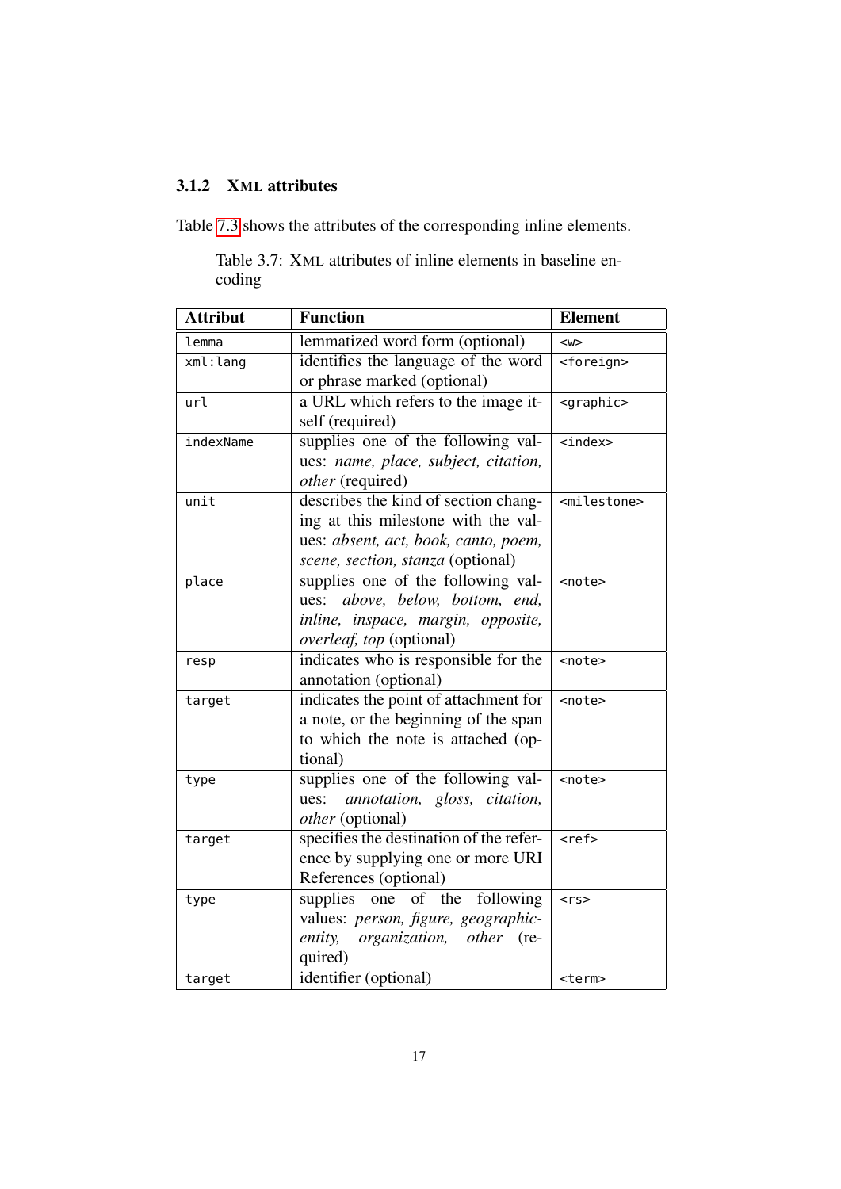### 3.1.2 XML attributes

Table 7.3 shows the attributes of the corresponding inline elements.

Table 3.7: XML attributes of inline elements in baseline encoding

| Attribut | Function | Element |
|---|---|---|
| `lemma` | lemmatized word form (optional) | `<w>` |
| `xml:lang` | identifies the language of the word or phrase marked (optional) | `<foreign>` |
| `url` | a URL which refers to the image itself (required) | `<graphic>` |
| `indexName` | supplies one of the following values: *name, place, subject, citation, other* (required) | `<index>` |
| `unit` | describes the kind of section changing at this milestone with the values: *absent, act, book, canto, poem, scene, section, stanza* (optional) | `<milestone>` |
| `place` | supplies one of the following values: *above, below, bottom, end, inline, inspace, margin, opposite, overleaf, top* (optional) | `<note>` |
| `resp` | indicates who is responsible for the annotation (optional) | `<note>` |
| `target` | indicates the point of attachment for a note, or the beginning of the span to which the note is attached (optional) | `<note>` |
| `type` | supplies one of the following values: *annotation, gloss, citation, other* (optional) | `<note>` |
| `target` | specifies the destination of the reference by supplying one or more URI References (optional) | `<ref>` |
| `type` | supplies one of the following values: *person, figure, geographic-entity, organization, other* (required) | `<rs>` |
| `target` | identifier (optional) | `<term>` |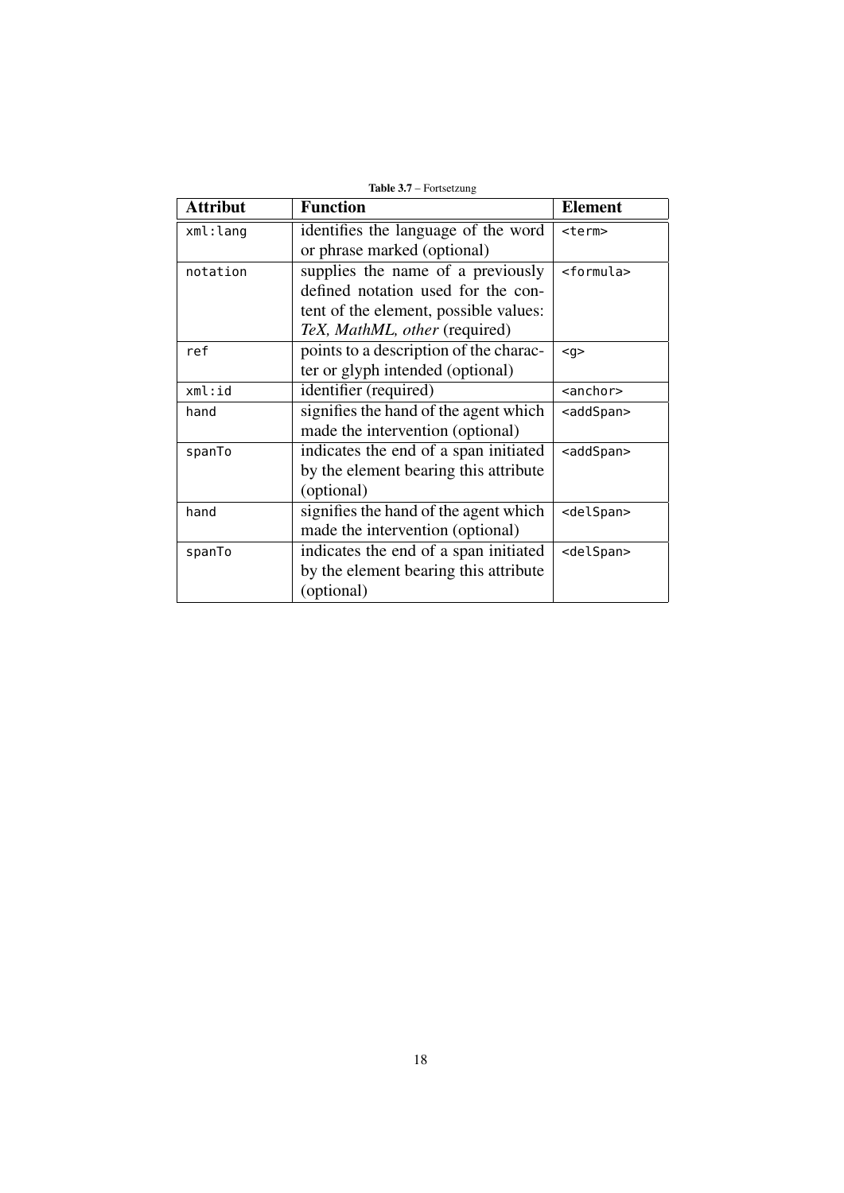**Table 3.7** – Fortsetzung

| **Attribut** | **Function** | **Element** |
|---|---|---|
| `xml:lang` | identifies the language of the word or phrase marked (optional) | `<term>` |
| `notation` | supplies the name of a previously defined notation used for the content of the element, possible values: *TeX, MathML, other* (required) | `<formula>` |
| `ref` | points to a description of the character or glyph intended (optional) | `<g>` |
| `xml:id` | identifier (required) | `<anchor>` |
| `hand` | signifies the hand of the agent which made the intervention (optional) | `<addSpan>` |
| `spanTo` | indicates the end of a span initiated by the element bearing this attribute (optional) | `<addSpan>` |
| `hand` | signifies the hand of the agent which made the intervention (optional) | `<delSpan>` |
| `spanTo` | indicates the end of a span initiated by the element bearing this attribute (optional) | `<delSpan>` |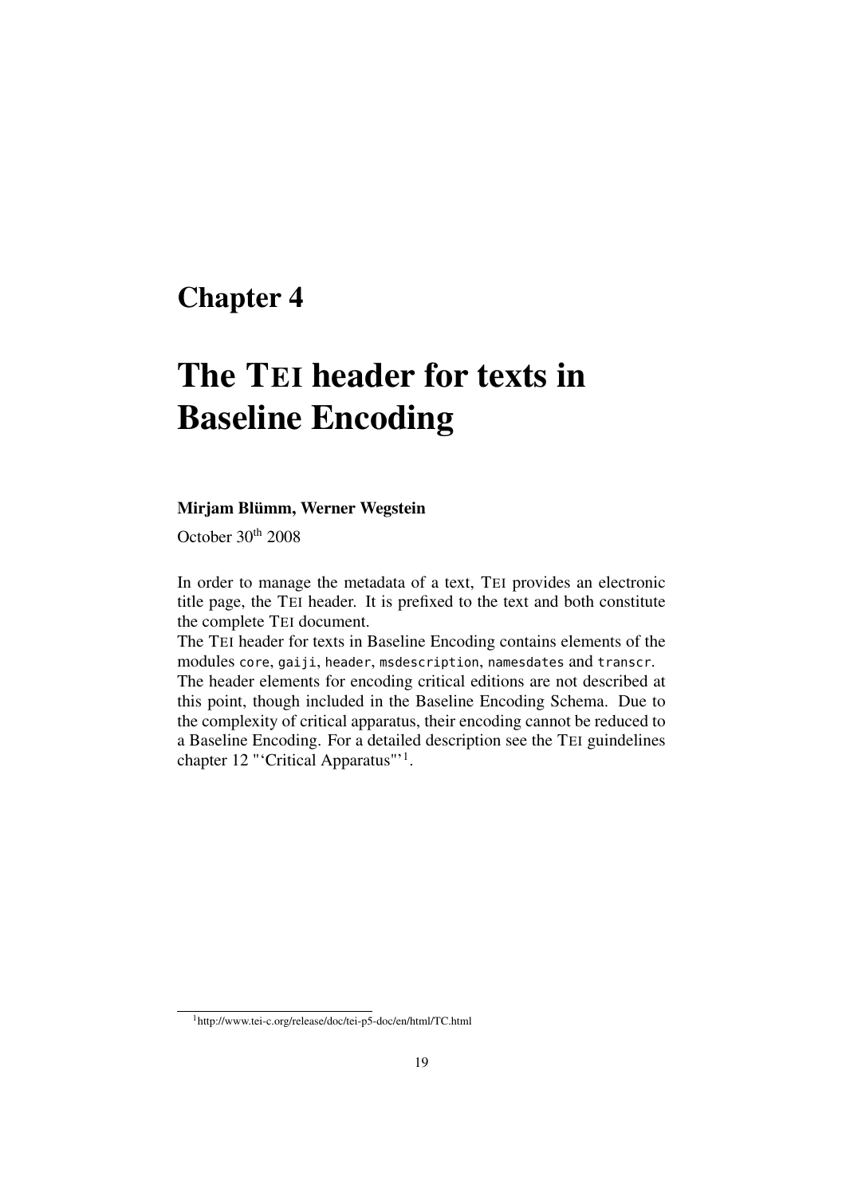# Chapter 4

# The TEI header for texts in Baseline Encoding

**Mirjam Blümm, Werner Wegstein**

October 30th 2008

In order to manage the metadata of a text, TEI provides an electronic title page, the TEI header. It is prefixed to the text and both constitute the complete TEI document.

The TEI header for texts in Baseline Encoding contains elements of the modules `core`, `gaiji`, `header`, `msdescription`, `namesdates` and `transcr`.

The header elements for encoding critical editions are not described at this point, though included in the Baseline Encoding Schema. Due to the complexity of critical apparatus, their encoding cannot be reduced to a Baseline Encoding. For a detailed description see the TEI guindelines chapter 12 "'Critical Apparatus"'[1].

[1] http://www.tei-c.org/release/doc/tei-p5-doc/en/html/TC.html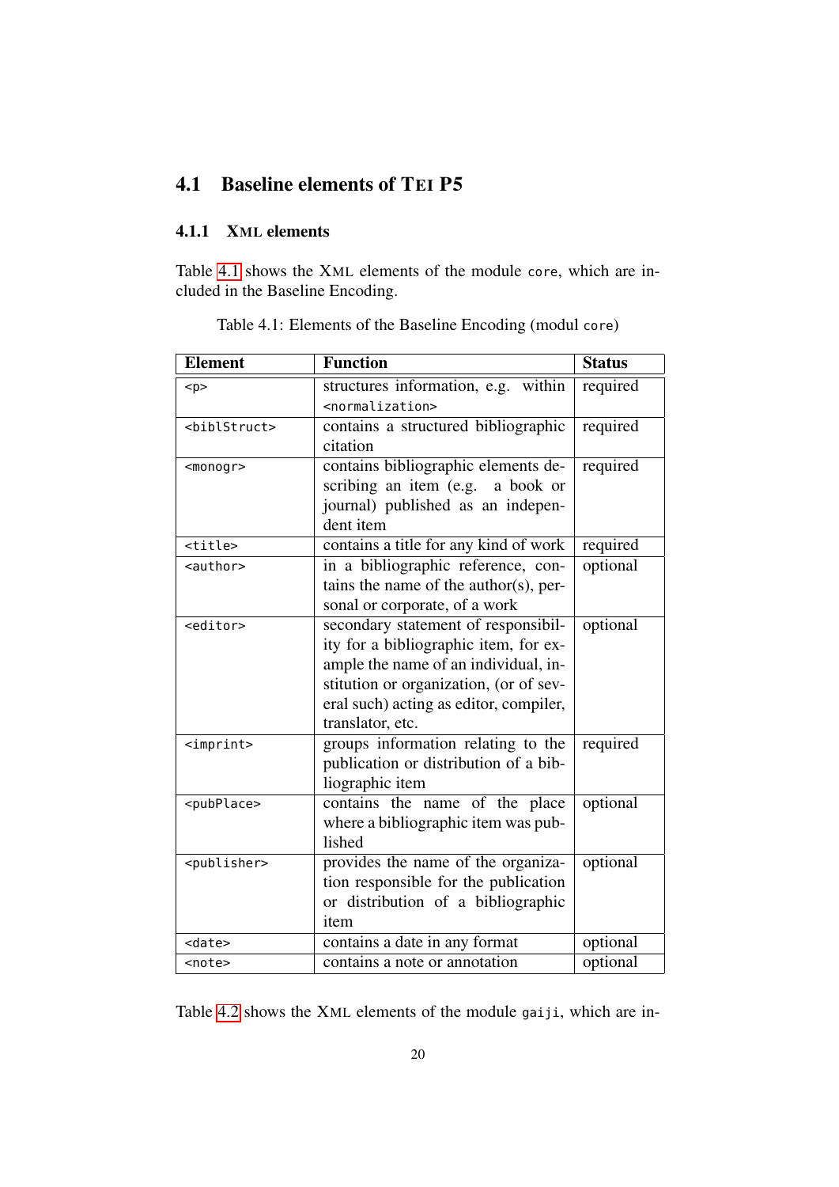## 4.1 Baseline elements of TEI P5

### 4.1.1 XML elements

Table 4.1 shows the XML elements of the module `core`, which are included in the Baseline Encoding.

Table 4.1: Elements of the Baseline Encoding (modul `core`)

| Element | Function | Status |
|---|---|---|
| `<p>` | structures information, e.g. within `<normalization>` | required |
| `<biblStruct>` | contains a structured bibliographic citation | required |
| `<monogr>` | contains bibliographic elements describing an item (e.g. a book or journal) published as an independent item | required |
| `<title>` | contains a title for any kind of work | required |
| `<author>` | in a bibliographic reference, contains the name of the author(s), personal or corporate, of a work | optional |
| `<editor>` | secondary statement of responsibility for a bibliographic item, for example the name of an individual, institution or organization, (or of several such) acting as editor, compiler, translator, etc. | optional |
| `<imprint>` | groups information relating to the publication or distribution of a bibliographic item | required |
| `<pubPlace>` | contains the name of the place where a bibliographic item was published | optional |
| `<publisher>` | provides the name of the organization responsible for the publication or distribution of a bibliographic item | optional |
| `<date>` | contains a date in any format | optional |
| `<note>` | contains a note or annotation | optional |

Table 4.2 shows the XML elements of the module `gaiji`, which are in-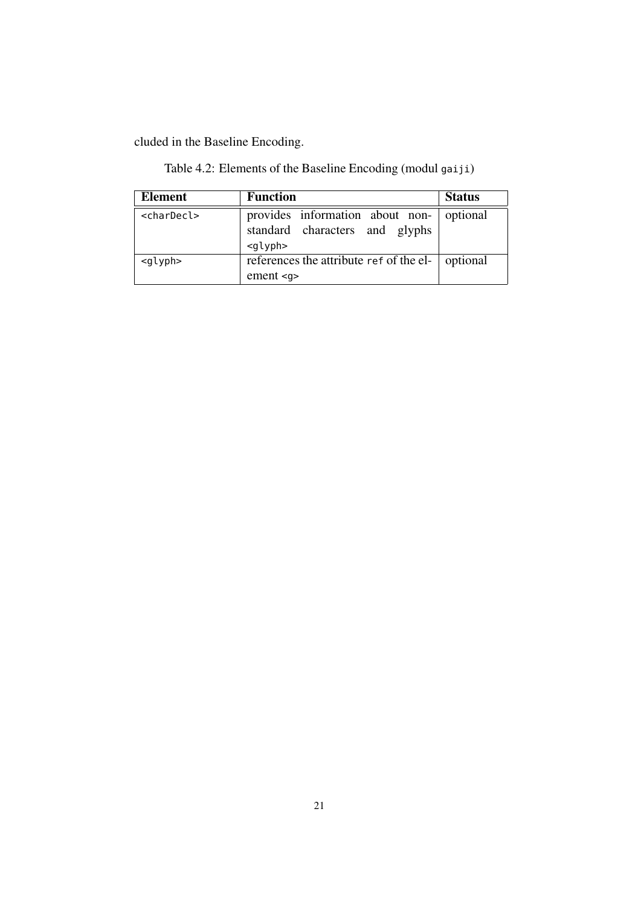cluded in the Baseline Encoding.

Table 4.2: Elements of the Baseline Encoding (modul `gaiji`)

| **Element** | **Function** | **Status** |
|---|---|---|
| `<charDecl>` | provides information about non-standard characters and glyphs `<glyph>` | optional |
| `<glyph>` | references the attribute `ref` of the element `<g>` | optional |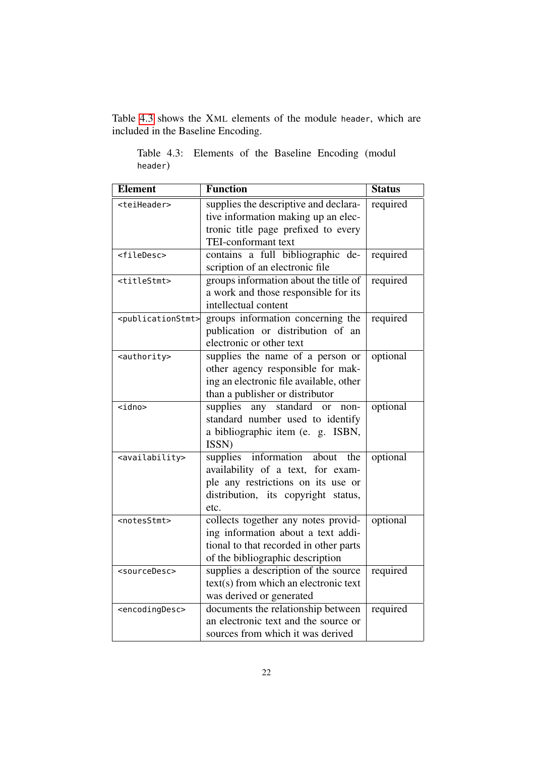Table 4.3 shows the XML elements of the module `header`, which are included in the Baseline Encoding.

Table 4.3: Elements of the Baseline Encoding (modul `header`)

| Element | Function | Status |
|---|---|---|
| `<teiHeader>` | supplies the descriptive and declarative information making up an electronic title page prefixed to every TEI-conformant text | required |
| `<fileDesc>` | contains a full bibliographic description of an electronic file | required |
| `<titleStmt>` | groups information about the title of a work and those responsible for its intellectual content | required |
| `<publicationStmt>` | groups information concerning the publication or distribution of an electronic or other text | required |
| `<authority>` | supplies the name of a person or other agency responsible for making an electronic file available, other than a publisher or distributor | optional |
| `<idno>` | supplies any standard or non-standard number used to identify a bibliographic item (e. g. ISBN, ISSN) | optional |
| `<availability>` | supplies information about the availability of a text, for example any restrictions on its use or distribution, its copyright status, etc. | optional |
| `<notesStmt>` | collects together any notes providing information about a text additional to that recorded in other parts of the bibliographic description | optional |
| `<sourceDesc>` | supplies a description of the source text(s) from which an electronic text was derived or generated | required |
| `<encodingDesc>` | documents the relationship between an electronic text and the source or sources from which it was derived | required |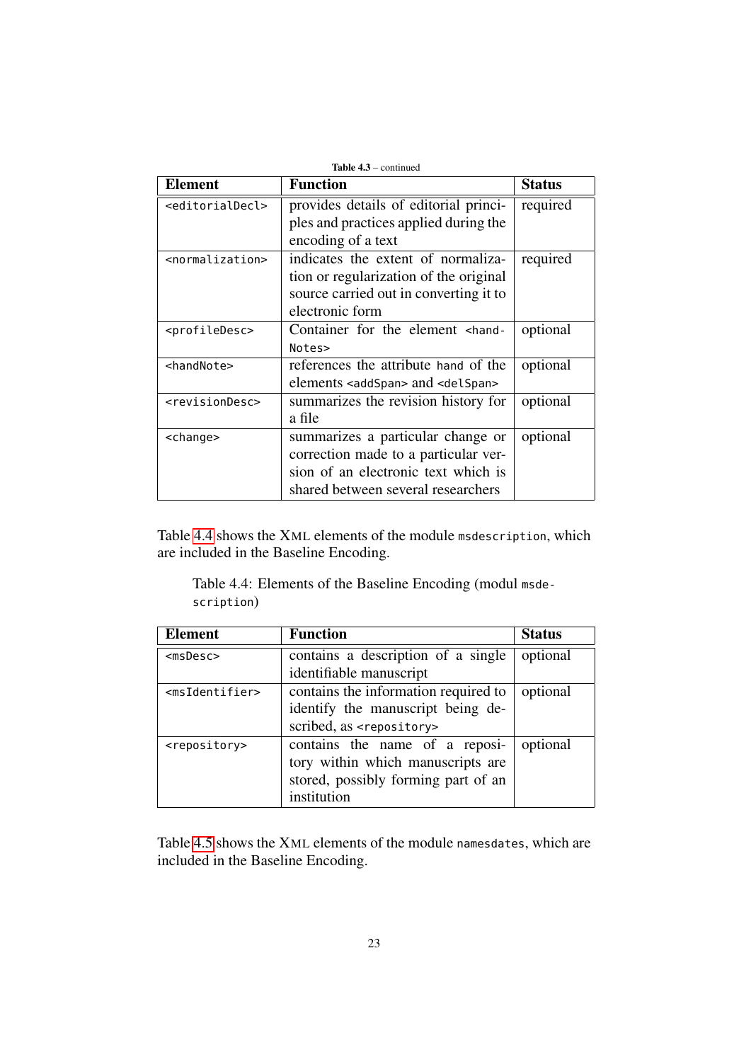**Table 4.3** – continued

| Element | Function | Status |
| --- | --- | --- |
| `<editorialDecl>` | provides details of editorial principles and practices applied during the encoding of a text | required |
| `<normalization>` | indicates the extent of normalization or regularization of the original source carried out in converting it to electronic form | required |
| `<profileDesc>` | Container for the element `<handNotes>` | optional |
| `<handNote>` | references the attribute `hand` of the elements `<addSpan>` and `<delSpan>` | optional |
| `<revisionDesc>` | summarizes the revision history for a file | optional |
| `<change>` | summarizes a particular change or correction made to a particular version of an electronic text which is shared between several researchers | optional |

Table 4.4 shows the XML elements of the module `msdescription`, which are included in the Baseline Encoding.

Table 4.4: Elements of the Baseline Encoding (modul `msdescription`)

| Element | Function | Status |
| --- | --- | --- |
| `<msDesc>` | contains a description of a single identifiable manuscript | optional |
| `<msIdentifier>` | contains the information required to identify the manuscript being described, as `<repository>` | optional |
| `<repository>` | contains the name of a repository within which manuscripts are stored, possibly forming part of an institution | optional |

Table 4.5 shows the XML elements of the module `namesdates`, which are included in the Baseline Encoding.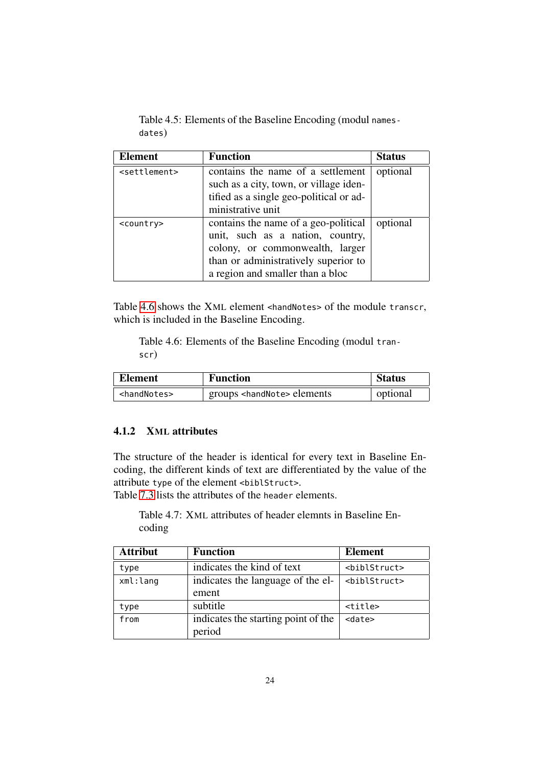Table 4.5: Elements of the Baseline Encoding (modul names-dates)

| Element | Function | Status |
|---|---|---|
| <settlement> | contains the name of a settlement such as a city, town, or village identified as a single geo-political or administrative unit | optional |
| <country> | contains the name of a geo-political unit, such as a nation, country, colony, or commonwealth, larger than or administratively superior to a region and smaller than a bloc | optional |

Table 4.6 shows the XML element <handNotes> of the module transcr, which is included in the Baseline Encoding.

Table 4.6: Elements of the Baseline Encoding (modul transcr)

| Element | Function | Status |
|---|---|---|
| <handNotes> | groups <handNote> elements | optional |

### 4.1.2 XML attributes

The structure of the header is identical for every text in Baseline Encoding, the different kinds of text are differentiated by the value of the attribute type of the element <biblStruct>.
Table 7.3 lists the attributes of the header elements.

Table 4.7: XML attributes of header elemnts in Baseline Encoding

| Attribut | Function | Element |
|---|---|---|
| type | indicates the kind of text | <biblStruct> |
| xml:lang | indicates the language of the element | <biblStruct> |
| type | subtitle | <title> |
| from | indicates the starting point of the period | <date> |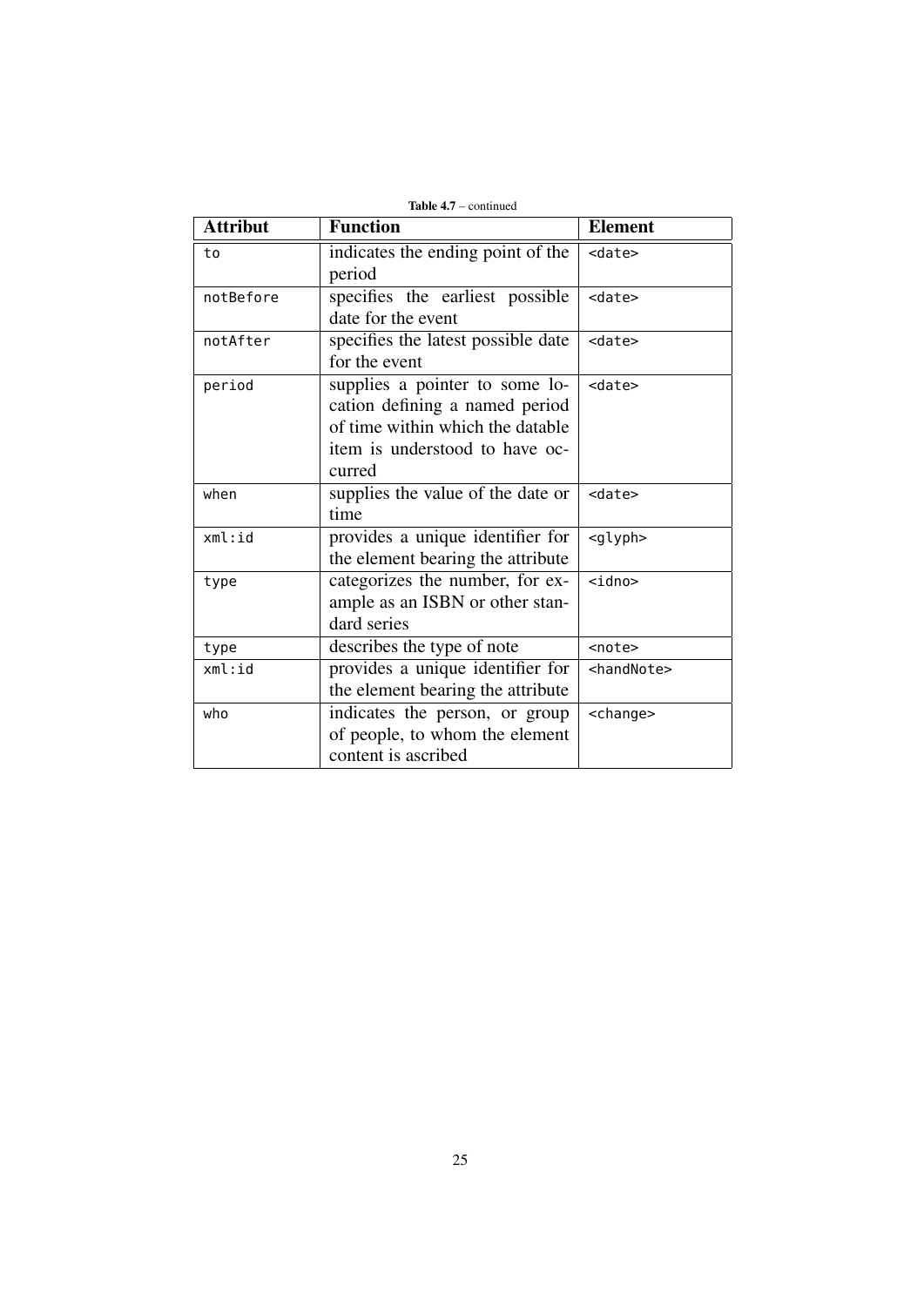**Table 4.7** – continued

| Attribut | Function | Element |
|---|---|---|
| `to` | indicates the ending point of the period | `<date>` |
| `notBefore` | specifies the earliest possible date for the event | `<date>` |
| `notAfter` | specifies the latest possible date for the event | `<date>` |
| `period` | supplies a pointer to some location defining a named period of time within which the datable item is understood to have occurred | `<date>` |
| `when` | supplies the value of the date or time | `<date>` |
| `xml:id` | provides a unique identifier for the element bearing the attribute | `<glyph>` |
| `type` | categorizes the number, for example as an ISBN or other standard series | `<idno>` |
| `type` | describes the type of note | `<note>` |
| `xml:id` | provides a unique identifier for the element bearing the attribute | `<handNote>` |
| `who` | indicates the person, or group of people, to whom the element content is ascribed | `<change>` |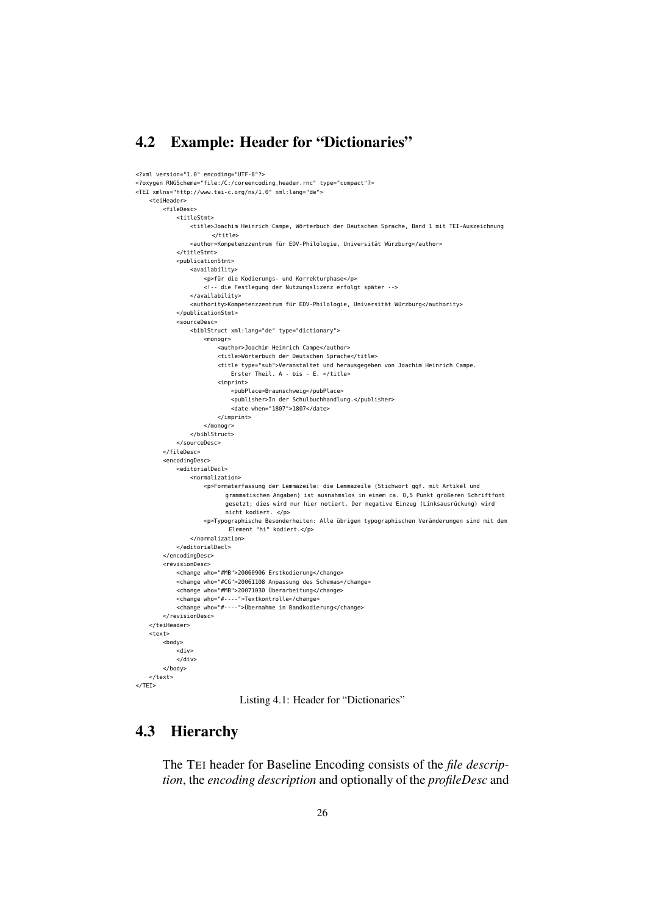## 4.2 Example: Header for "Dictionaries"

```
<?xml version="1.0" encoding="UTF-8"?>
<?oxygen RNGSchema="file:/C:/coreencoding_header.rnc" type="compact"?>
<TEI xmlns="http://www.tei-c.org/ns/1.0" xml:lang="de">
    <teiHeader>
        <fileDesc>
            <titleStmt>
                <title>Joachim Heinrich Campe, Wörterbuch der Deutschen Sprache, Band 1 mit TEI-Auszeichnung
                      </title>
                <author>Kompetenzzentrum für EDV-Philologie, Universität Würzburg</author>
            </titleStmt>
            <publicationStmt>
                <availability>
                    <p>für die Kodierungs- und Korrekturphase</p>
                    <!-- die Festlegung der Nutzungslizenz erfolgt später -->
                </availability>
                <authority>Kompetenzzentrum für EDV-Philologie, Universität Würzburg</authority>
            </publicationStmt>
            <sourceDesc>
                <biblStruct xml:lang="de" type="dictionary">
                    <monogr>
                        <author>Joachim Heinrich Campe</author>
                        <title>Wörterbuch der Deutschen Sprache</title>
                        <title type="sub">Veranstaltet und herausgegeben von Joachim Heinrich Campe.
                            Erster Theil. A - bis - E. </title>
                        <imprint>
                            <pubPlace>Braunschweig</pubPlace>
                            <publisher>In der Schulbuchhandlung.</publisher>
                            <date when="1807">1807</date>
                        </imprint>
                    </monogr>
                </biblStruct>
            </sourceDesc>
        </fileDesc>
        <encodingDesc>
            <editorialDecl>
                <normalization>
                    <p>Formaterfassung der Lemmazeile: die Lemmazeile (Stichwort ggf. mit Artikel und
                          grammatischen Angaben) ist ausnahmslos in einem ca. 0,5 Punkt größeren Schriftfont
                          gesetzt; dies wird nur hier notiert. Der negative Einzug (Linksausrückung) wird
                          nicht kodiert. </p>
                    <p>Typographische Besonderheiten: Alle übrigen typographischen Veränderungen sind mit dem
                          Element "hi" kodiert.</p>
                </normalization>
            </editorialDecl>
        </encodingDesc>
        <revisionDesc>
            <change who="#MB">20060906 Erstkodierung</change>
            <change who="#CG">20061108 Anpassung des Schemas</change>
            <change who="#MB">20071030 Überarbeitung</change>
            <change who="#----">Textkontrolle</change>
            <change who="#----">Übernahme in Bandkodierung</change>
        </revisionDesc>
    </teiHeader>
    <text>
        <body>
            <div>
            </div>
        </body>
    </text>
</TEI>
```

Listing 4.1: Header for "Dictionaries"

## 4.3 Hierarchy

The TEI header for Baseline Encoding consists of the *file description*, the *encoding description* and optionally of the *profileDesc* and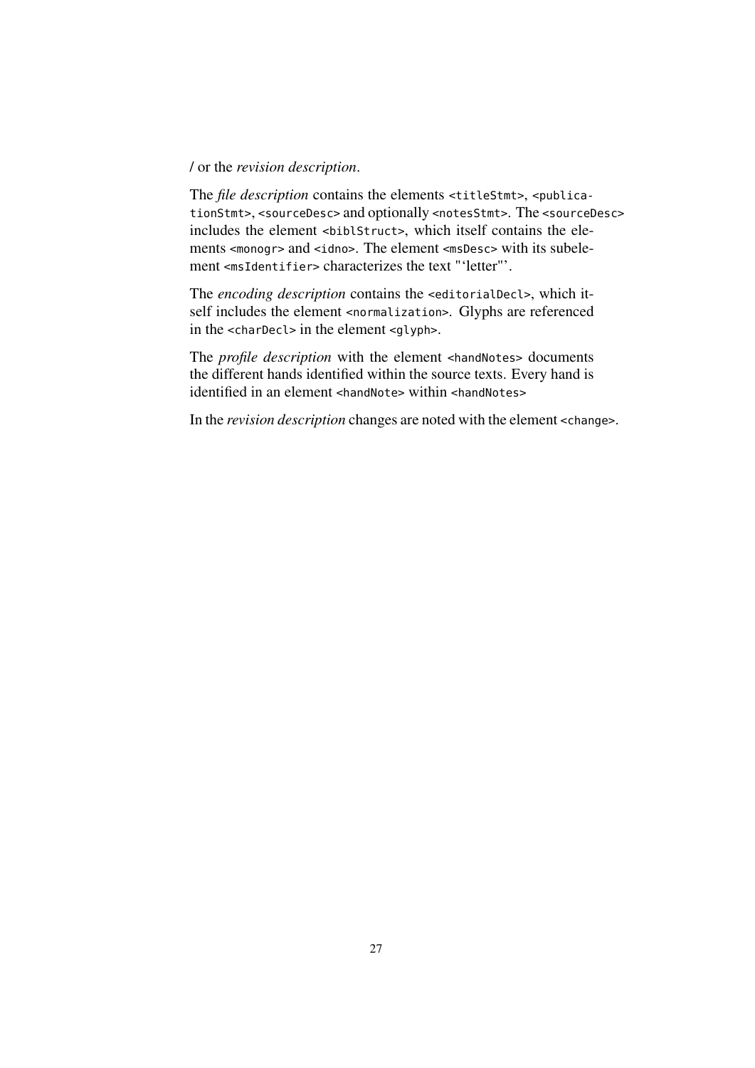/ or the *revision description*.

The *file description* contains the elements `<titleStmt>`, `<publicationStmt>`, `<sourceDesc>` and optionally `<notesStmt>`. The `<sourceDesc>` includes the element `<biblStruct>`, which itself contains the elements `<monogr>` and `<idno>`. The element `<msDesc>` with its subelement `<msIdentifier>` characterizes the text "‘letter"’.

The *encoding description* contains the `<editorialDecl>`, which itself includes the element `<normalization>`. Glyphs are referenced in the `<charDecl>` in the element `<glyph>`.

The *profile description* with the element `<handNotes>` documents the different hands identified within the source texts. Every hand is identified in an element `<handNote>` within `<handNotes>`

In the *revision description* changes are noted with the element `<change>`.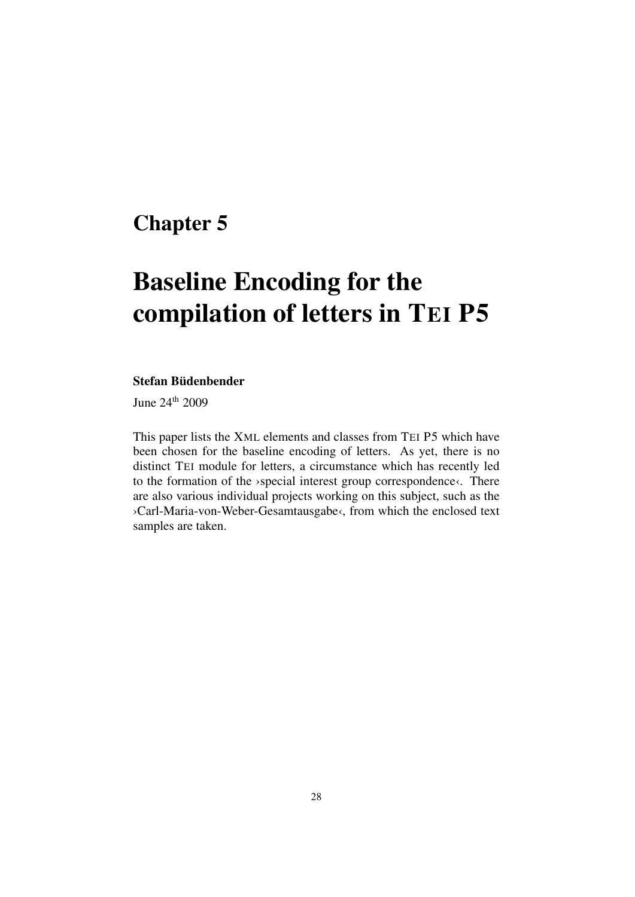# Chapter 5

# Baseline Encoding for the compilation of letters in TEI P5

**Stefan Büdenbender**

June 24th 2009

This paper lists the XML elements and classes from TEI P5 which have been chosen for the baseline encoding of letters. As yet, there is no distinct TEI module for letters, a circumstance which has recently led to the formation of the ›special interest group correspondence‹. There are also various individual projects working on this subject, such as the ›Carl-Maria-von-Weber-Gesamtausgabe‹, from which the enclosed text samples are taken.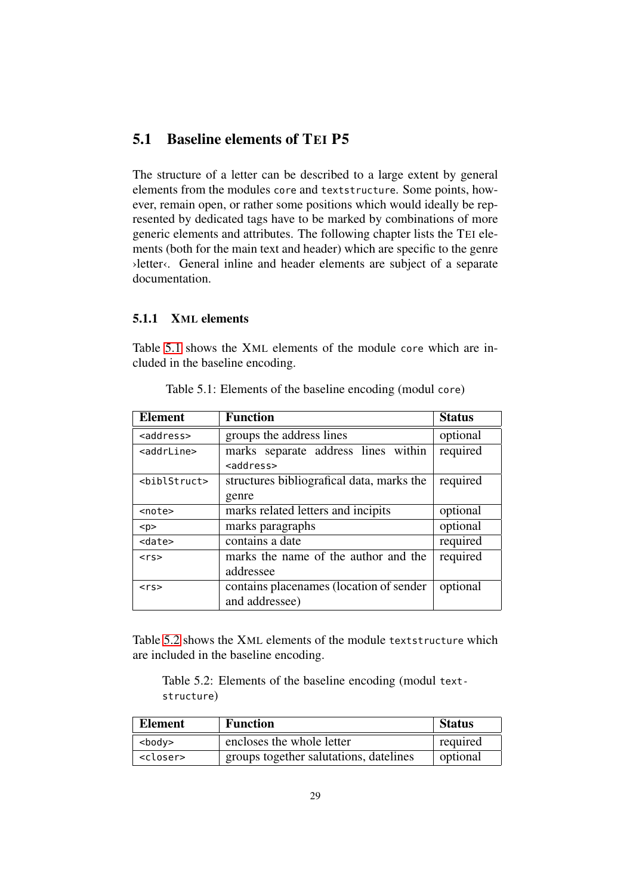## 5.1 Baseline elements of TEI P5

The structure of a letter can be described to a large extent by general elements from the modules `core` and `textstructure`. Some points, however, remain open, or rather some positions which would ideally be represented by dedicated tags have to be marked by combinations of more generic elements and attributes. The following chapter lists the TEI elements (both for the main text and header) which are specific to the genre ›letter‹. General inline and header elements are subject of a separate documentation.

### 5.1.1 XML elements

Table 5.1 shows the XML elements of the module `core` which are included in the baseline encoding.

Table 5.1: Elements of the baseline encoding (modul `core`)

| Element | Function | Status |
|---|---|---|
| `<address>` | groups the address lines | optional |
| `<addrLine>` | marks separate address lines within `<address>` | required |
| `<biblStruct>` | structures bibliografical data, marks the genre | required |
| `<note>` | marks related letters and incipits | optional |
| `<p>` | marks paragraphs | optional |
| `<date>` | contains a date | required |
| `<rs>` | marks the name of the author and the addressee | required |
| `<rs>` | contains placenames (location of sender and addressee) | optional |

Table 5.2 shows the XML elements of the module `textstructure` which are included in the baseline encoding.

Table 5.2: Elements of the baseline encoding (modul `text-structure`)

| Element | Function | Status |
|---|---|---|
| `<body>` | encloses the whole letter | required |
| `<closer>` | groups together salutations, datelines | optional |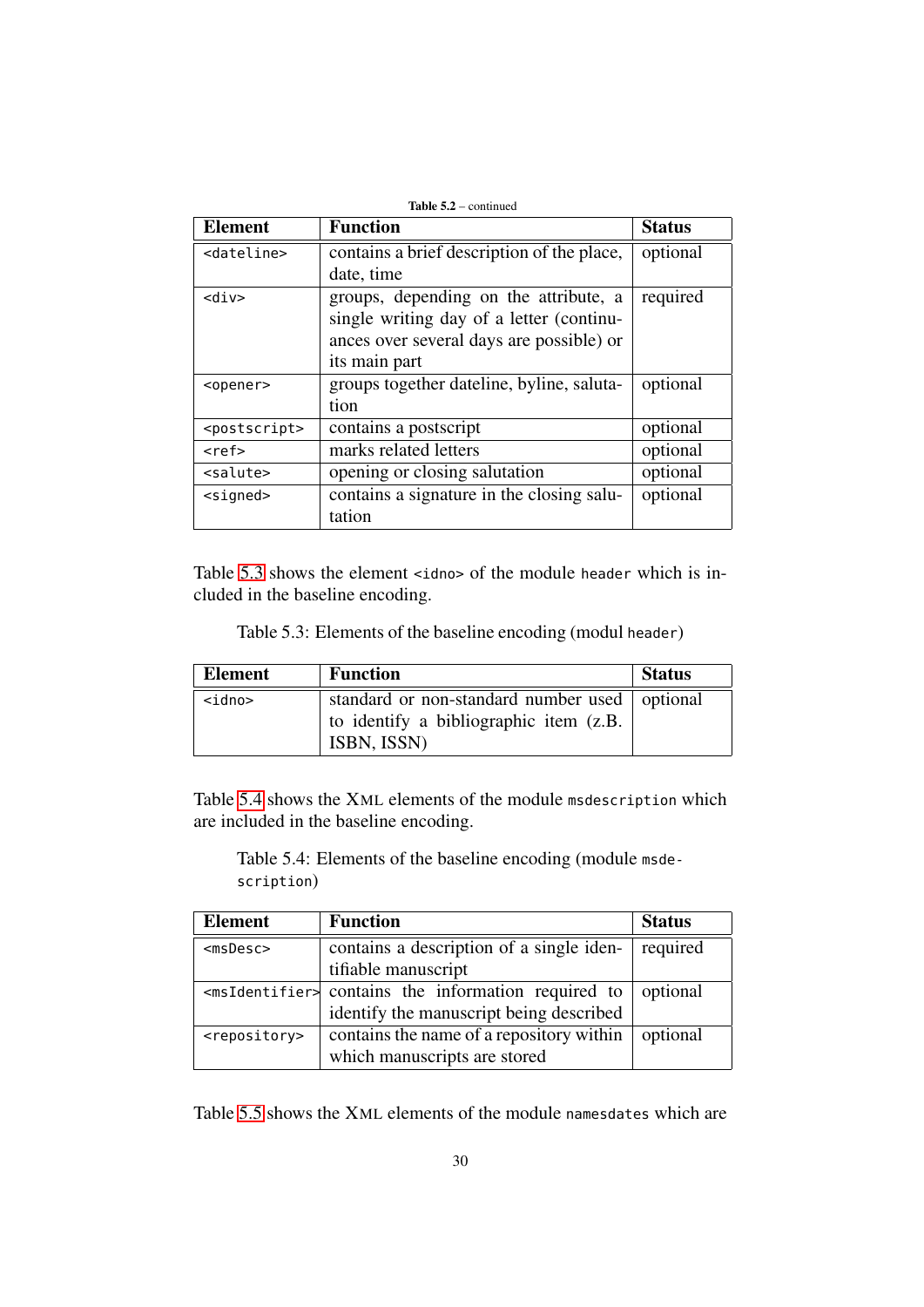**Table 5.2** – continued

| Element | Function | Status |
|---|---|---|
| `<dateline>` | contains a brief description of the place, date, time | optional |
| `<div>` | groups, depending on the attribute, a single writing day of a letter (continuances over several days are possible) or its main part | required |
| `<opener>` | groups together dateline, byline, salutation | optional |
| `<postscript>` | contains a postscript | optional |
| `<ref>` | marks related letters | optional |
| `<salute>` | opening or closing salutation | optional |
| `<signed>` | contains a signature in the closing salutation | optional |

Table 5.3 shows the element `<idno>` of the module `header` which is included in the baseline encoding.

Table 5.3: Elements of the baseline encoding (modul `header`)

| Element | Function | Status |
|---|---|---|
| `<idno>` | standard or non-standard number used to identify a bibliographic item (z.B. ISBN, ISSN) | optional |

Table 5.4 shows the XML elements of the module `msdescription` which are included in the baseline encoding.

Table 5.4: Elements of the baseline encoding (module `msdescription`)

| Element | Function | Status |
|---|---|---|
| `<msDesc>` | contains a description of a single identifiable manuscript | required |
| `<msIdentifier>` | contains the information required to identify the manuscript being described | optional |
| `<repository>` | contains the name of a repository within which manuscripts are stored | optional |

Table 5.5 shows the XML elements of the module `namesdates` which are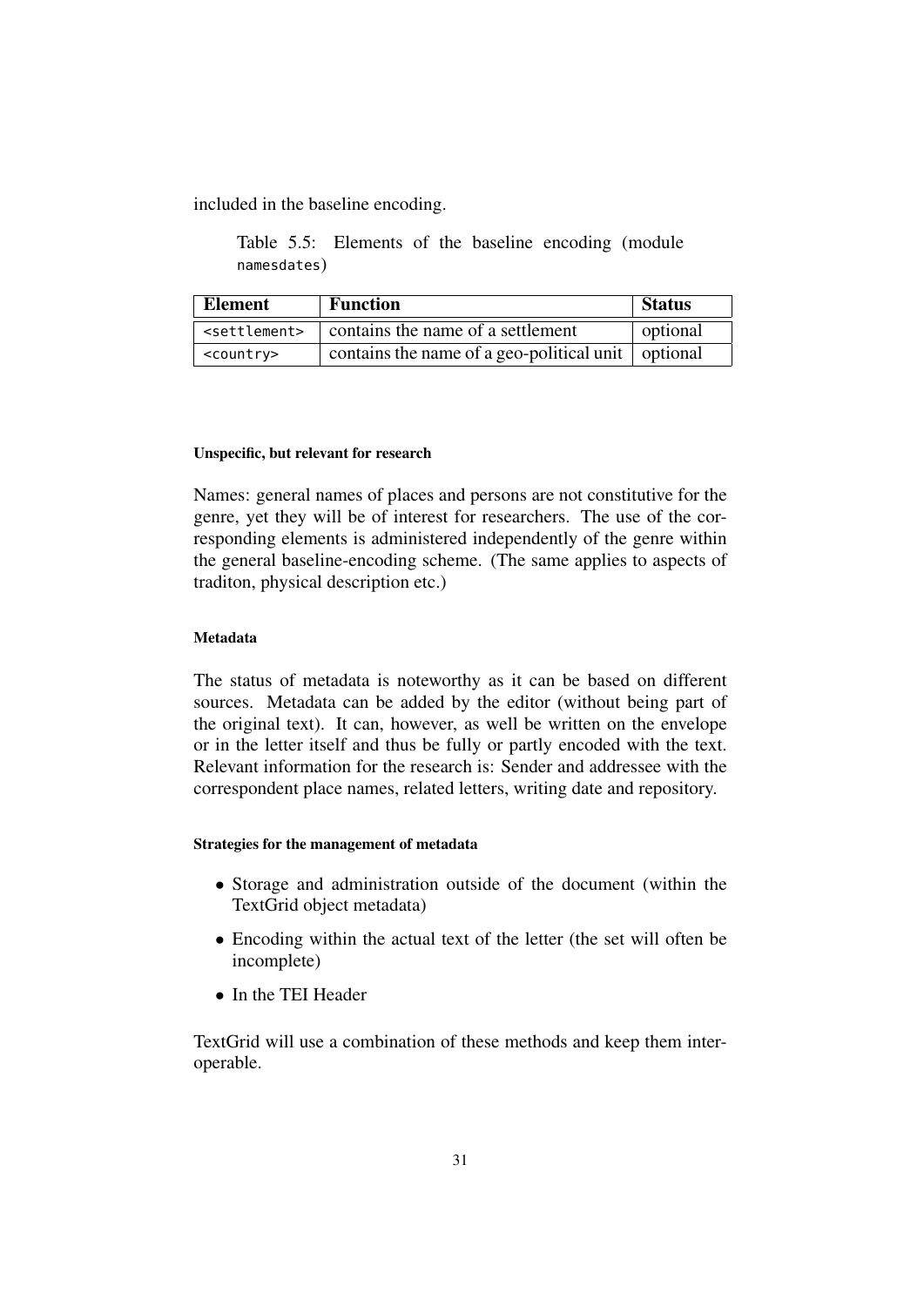included in the baseline encoding.

Table 5.5: Elements of the baseline encoding (module `namesdates`)

| Element | Function | Status |
|---|---|---|
| `<settlement>` | contains the name of a settlement | optional |
| `<country>` | contains the name of a geo-political unit | optional |

#### Unspecific, but relevant for research

Names: general names of places and persons are not constitutive for the genre, yet they will be of interest for researchers. The use of the corresponding elements is administered independently of the genre within the general baseline-encoding scheme. (The same applies to aspects of traditon, physical description etc.)

#### Metadata

The status of metadata is noteworthy as it can be based on different sources. Metadata can be added by the editor (without being part of the original text). It can, however, as well be written on the envelope or in the letter itself and thus be fully or partly encoded with the text. Relevant information for the research is: Sender and addressee with the correspondent place names, related letters, writing date and repository.

#### Strategies for the management of metadata

- Storage and administration outside of the document (within the TextGrid object metadata)
- Encoding within the actual text of the letter (the set will often be incomplete)
- In the TEI Header

TextGrid will use a combination of these methods and keep them interoperable.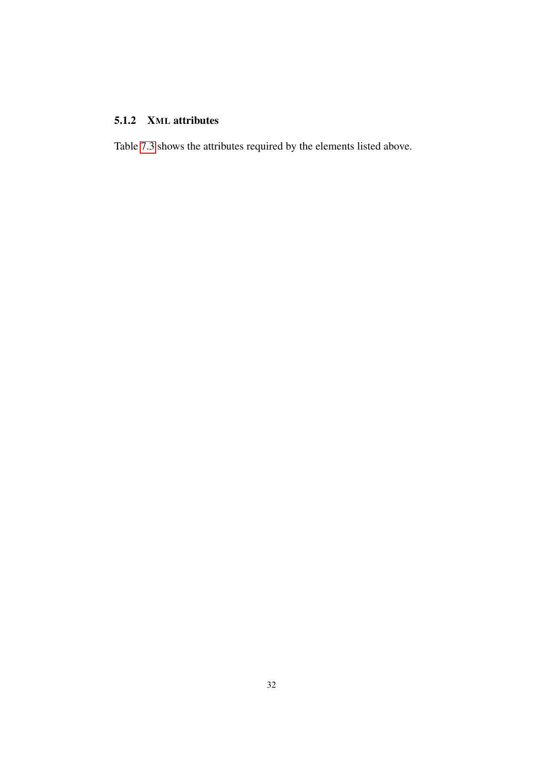### 5.1.2 XML attributes

Table 7.3 shows the attributes required by the elements listed above.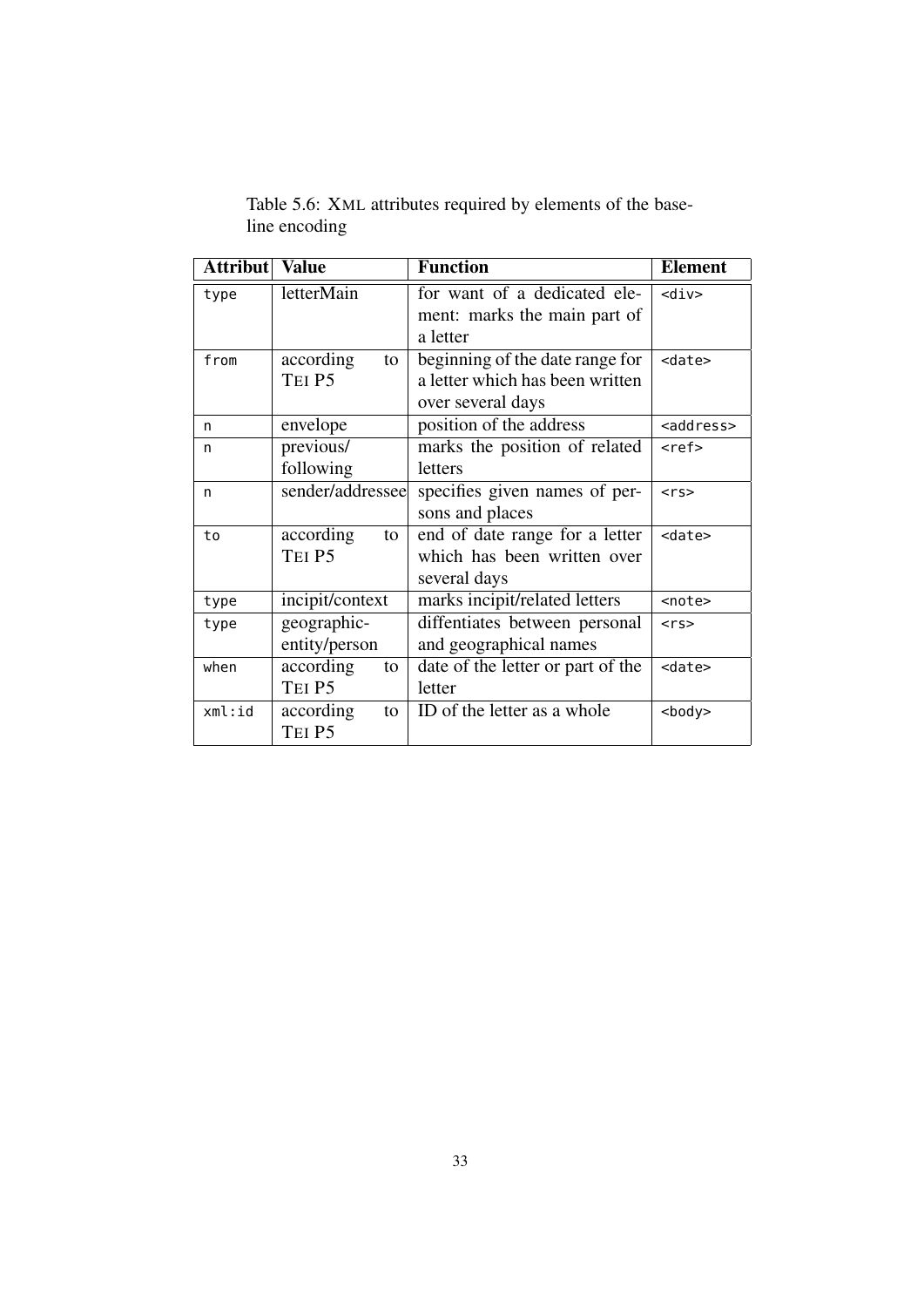Table 5.6: XML attributes required by elements of the baseline encoding

| Attribut | Value | Function | Element |
|---|---|---|---|
| `type` | letterMain | for want of a dedicated element: marks the main part of a letter | `<div>` |
| `from` | according to TEI P5 | beginning of the date range for a letter which has been written over several days | `<date>` |
| `n` | envelope | position of the address | `<address>` |
| `n` | previous/ following | marks the position of related letters | `<ref>` |
| `n` | sender/addressee | specifies given names of persons and places | `<rs>` |
| `to` | according to TEI P5 | end of date range for a letter which has been written over several days | `<date>` |
| `type` | incipit/context | marks incipit/related letters | `<note>` |
| `type` | geographic-entity/person | diffentiates between personal and geographical names | `<rs>` |
| `when` | according to TEI P5 | date of the letter or part of the letter | `<date>` |
| `xml:id` | according to TEI P5 | ID of the letter as a whole | `<body>` |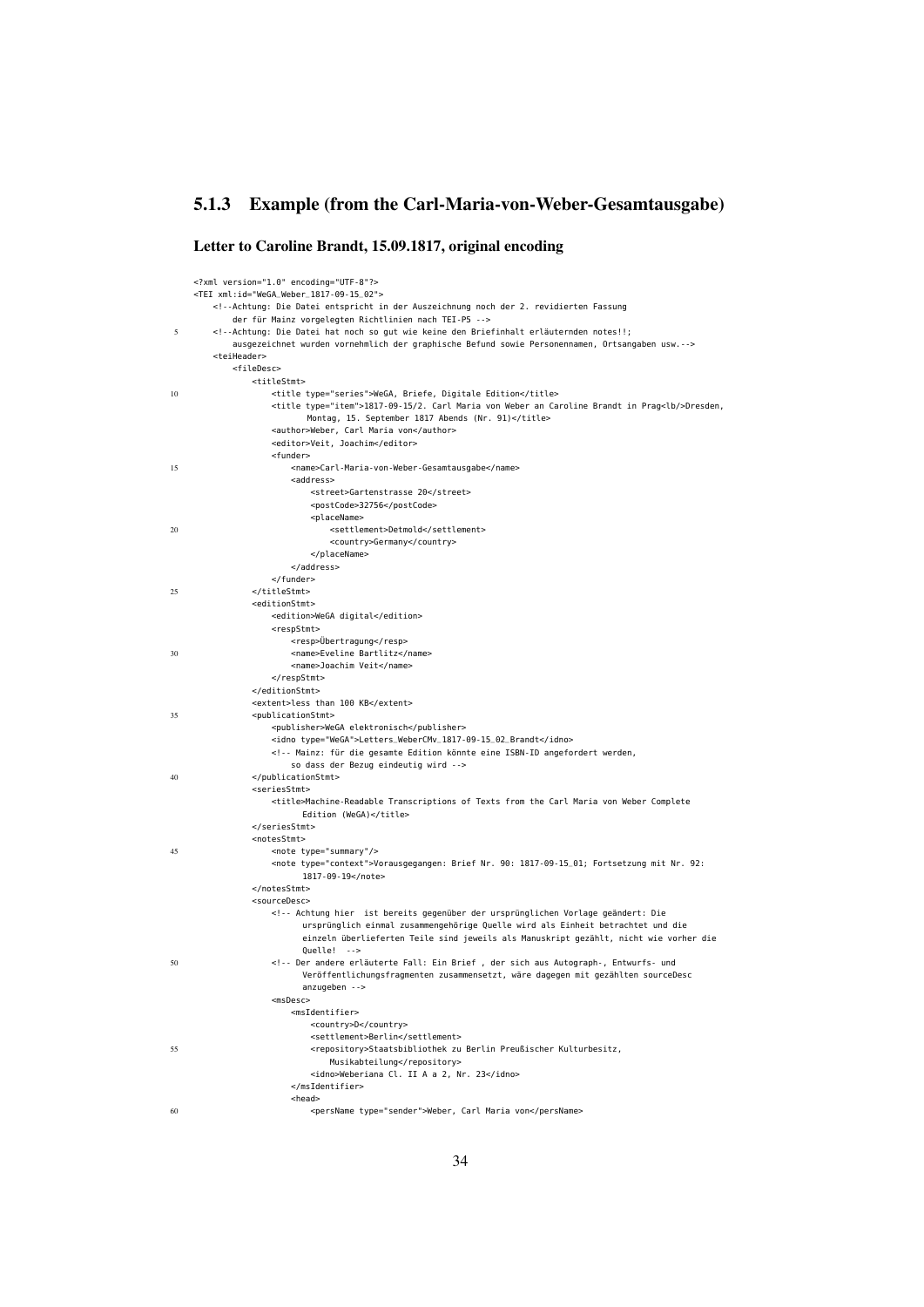### 5.1.3 Example (from the Carl-Maria-von-Weber-Gesamtausgabe)

#### Letter to Caroline Brandt, 15.09.1817, original encoding

```
<?xml version="1.0" encoding="UTF-8"?>
<TEI xml:id="WeGA_Weber_1817-09-15_02">
    <!--Achtung: Die Datei entspricht in der Auszeichnung noch der 2. revidierten Fassung
        der für Mainz vorgelegten Richtlinien nach TEI-P5 -->
    <!--Achtung: Die Datei hat noch so gut wie keine den Briefinhalt erläuternden notes!!;
        ausgezeichnet wurden vornehmlich der graphische Befund sowie Personennamen, Ortsangaben usw.-->
    <teiHeader>
        <fileDesc>
            <titleStmt>
                <title type="series">WeGA, Briefe, Digitale Edition</title>
                <title type="item">1817-09-15/2. Carl Maria von Weber an Caroline Brandt in Prag<lb/>Dresden,
                        Montag, 15. September 1817 Abends (Nr. 91)</title>
                <author>Weber, Carl Maria von</author>
                <editor>Veit, Joachim</editor>
                <funder>
                    <name>Carl-Maria-von-Weber-Gesamtausgabe</name>
                    <address>
                        <street>Gartenstrasse 20</street>
                        <postCode>32756</postCode>
                        <placeName>
                            <settlement>Detmold</settlement>
                            <country>Germany</country>
                        </placeName>
                    </address>
                </funder>
            </titleStmt>
            <editionStmt>
                <edition>WeGA digital</edition>
                <respStmt>
                    <resp>Übertragung</resp>
                    <name>Eveline Bartlitz</name>
                    <name>Joachim Veit</name>
                </respStmt>
            </editionStmt>
            <extent>less than 100 KB</extent>
            <publicationStmt>
                <publisher>WeGA elektronisch</publisher>
                <idno type="WeGA">Letters_WeberCMv_1817-09-15_02_Brandt</idno>
                <!-- Mainz: für die gesamte Edition könnte eine ISBN-ID angefordert werden,
                    so dass der Bezug eindeutig wird -->
            </publicationStmt>
            <seriesStmt>
                <title>Machine-Readable Transcriptions of Texts from the Carl Maria von Weber Complete
                        Edition (WeGA)</title>
            </seriesStmt>
            <notesStmt>
                <note type="summary"/>
                <note type="context">Vorausgegangen: Brief Nr. 90: 1817-09-15_01; Fortsetzung mit Nr. 92:
                        1817-09-19</note>
            </notesStmt>
            <sourceDesc>
                <!-- Achtung hier  ist bereits gegenüber der ursprünglichen Vorlage geändert: Die
                        ursprünglich einmal zusammengehörige Quelle wird als Einheit betrachtet und die
                        einzeln überlieferten Teile sind jeweils als Manuskript gezählt, nicht wie vorher die
                        Quelle!  -->
                <!-- Der andere erläuterte Fall: Ein Brief , der sich aus Autograph-, Entwurfs- und
                        Veröffentlichungsfragmenten zusammensetzt, wäre dagegen mit gezählten sourceDesc
                        anzugeben -->
                <msDesc>
                    <msIdentifier>
                        <country>D</country>
                        <settlement>Berlin</settlement>
                        <repository>Staatsbibliothek zu Berlin Preußischer Kulturbesitz,
                            Musikabteilung</repository>
                        <idno>Weberiana Cl. II A a 2, Nr. 23</idno>
                    </msIdentifier>
                    <head>
                        <persName type="sender">Weber, Carl Maria von</persName>
```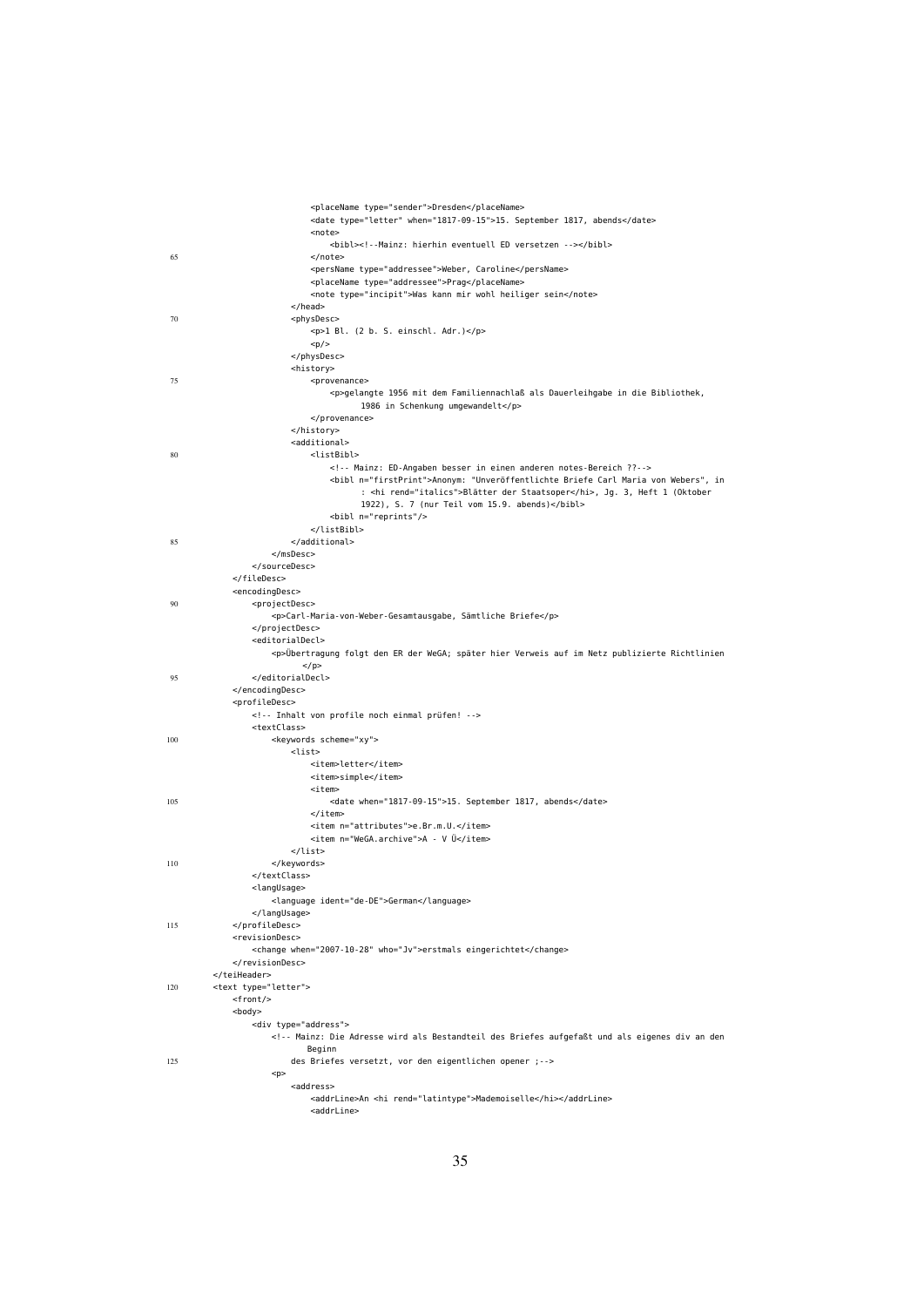```
                <placeName type="sender">Dresden</placeName>
                <date type="letter" when="1817-09-15">15. September 1817, abends</date>
                <note>
                    <bibl><!--Mainz: hierhin eventuell ED versetzen --></bibl>
65              </note>
                <persName type="addressee">Weber, Caroline</persName>
                <placeName type="addressee">Prag</placeName>
                <note type="incipit">Was kann mir wohl heiliger sein</note>
            </head>
70          <physDesc>
                <p>1 Bl. (2 b. S. einschl. Adr.)</p>
                <p/>
            </physDesc>
            <history>
75              <provenance>
                    <p>gelangte 1956 mit dem Familiennachlaß als Dauerleihgabe in die Bibliothek,
                        1986 in Schenkung umgewandelt</p>
                </provenance>
            </history>
            <additional>
80              <listBibl>
                    <!-- Mainz: ED-Angaben besser in einen anderen notes-Bereich ??-->
                    <bibl n="firstPrint">Anonym: "Unveröffentlichte Briefe Carl Maria von Webers", in
                        : <hi rend="italics">Blätter der Staatsoper</hi>, Jg. 3, Heft 1 (Oktober
                        1922), S. 7 (nur Teil vom 15.9. abends)</bibl>
                    <bibl n="reprints"/>
                </listBibl>
85          </additional>
        </msDesc>
    </sourceDesc>
</fileDesc>
<encodingDesc>
90      <projectDesc>
            <p>Carl-Maria-von-Weber-Gesamtausgabe, Sämtliche Briefe</p>
        </projectDesc>
        <editorialDecl>
            <p>Übertragung folgt den ER der WeGA; später hier Verweis auf im Netz publizierte Richtlinien
                </p>
95      </editorialDecl>
</encodingDesc>
<profileDesc>
    <!-- Inhalt von profile noch einmal prüfen! -->
    <textClass>
100     <keywords scheme="xy">
            <list>
                <item>letter</item>
                <item>simple</item>
                <item>
105                 <date when="1817-09-15">15. September 1817, abends</date>
                </item>
                <item n="attributes">e.Br.m.U.</item>
                <item n="WeGA.archive">A - V Ü</item>
            </list>
110     </keywords>
    </textClass>
    <langUsage>
        <language ident="de-DE">German</language>
    </langUsage>
115 </profileDesc>
<revisionDesc>
    <change when="2007-10-28" who="Jv">erstmals eingerichtet</change>
</revisionDesc>
</teiHeader>
120 <text type="letter">
    <front/>
    <body>
        <div type="address">
            <!-- Mainz: Die Adresse wird als Bestandteil des Briefes aufgefaßt und als eigenes div an den
                Beginn
125             des Briefes versetzt, vor den eigentlichen opener ;-->
            <p>
                <address>
                    <addrLine>An <hi rend="latintype">Mademoiselle</hi></addrLine>
                    <addrLine>
```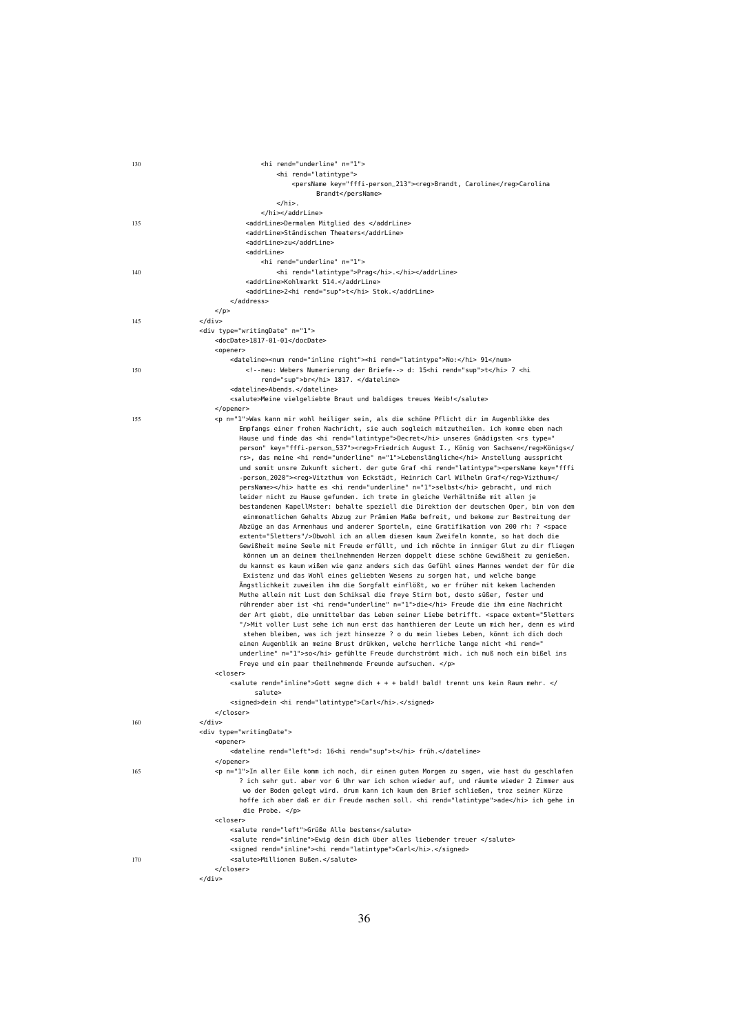```xml
130                             <hi rend="underline" n="1">
                                    <hi rend="latintype">
                                        <persName key="fffi-person_213"><reg>Brandt, Caroline</reg>Carolina
                                              Brandt</persName>
                                    </hi>.
                                </hi></addrLine>
135                         <addrLine>Dermalen Mitglied des </addrLine>
                            <addrLine>Ständischen Theaters</addrLine>
                            <addrLine>zu</addrLine>
                            <addrLine>
                                <hi rend="underline" n="1">
140                                 <hi rend="latintype">Prag</hi>.</hi></addrLine>
                            <addrLine>Kohlmarkt 514.</addrLine>
                            <addrLine>2<hi rend="sup">t</hi> Stok.</addrLine>
                        </address>
                    </p>
145             </div>
                <div type="writingDate" n="1">
                    <docDate>1817-01-01</docDate>
                    <opener>
                        <dateline><num rend="inline right"><hi rend="latintype">No:</hi> 91</num>
150                         <!--neu: Webers Numerierung der Briefe--> d: 15<hi rend="sup">t</hi> 7 <hi
                                rend="sup">br</hi> 1817. </dateline>
                        <dateline>Abends.</dateline>
                        <salute>Meine vielgeliebte Braut und baldiges treues Weib!</salute>
                    </opener>
155                 <p n="1">Was kann mir wohl heiliger sein, als die schöne Pflicht dir im Augenblikke des
                          Empfangs einer frohen Nachricht, sie auch sogleich mitzutheilen. ich komme eben nach
                          Hause und finde das <hi rend="latintype">Decret</hi> unseres Gnädigsten <rs type="
                          person" key="fffi-person_537"><reg>Friedrich August I., König von Sachsen</reg>Königs</
                          rs>, das meine <hi rend="underline" n="1">Lebenslängliche</hi> Anstellung ausspricht
                          und somit unsre Zukunft sichert. der gute Graf <hi rend="latintype"><persName key="fffi
                          -person_2020"><reg>Vitzthum von Eckstädt, Heinrich Carl Wilhelm Graf</reg>Vizthum</
                          persName></hi> hatte es <hi rend="underline" n="1">selbst</hi> gebracht, und mich
                          leider nicht zu Hause gefunden. ich trete in gleiche Verhältniße mit allen je
                          bestandenen KapellMster: behalte speziell die Direktion der deutschen Oper, bin von dem
                           einmonatlichen Gehalts Abzug zur Prämien Maße befreit, und bekome zur Bestreitung der
                          Abzüge an das Armenhaus und anderer Sporteln, eine Gratifikation von 200 rh: ? <space
                          extent="5letters"/>Obwohl ich an allem diesen kaum Zweifeln konnte, so hat doch die
                          Gewißheit meine Seele mit Freude erfüllt, und ich möchte in inniger Glut zu dir fliegen
                           können um an deinem theilnehmenden Herzen doppelt diese schöne Gewißheit zu genießen.
                          du kannst es kaum wißen wie ganz anders sich das Gefühl eines Mannes wendet der für die
                           Existenz und das Wohl eines geliebten Wesens zu sorgen hat, und welche bange
                          Ängstlichkeit zuweilen ihm die Sorgfalt einflößt, wo er früher mit kekem lachenden
                          Muthe allein mit Lust dem Schiksal die freye Stirn bot, desto süßer, fester und
                          rührender aber ist <hi rend="underline" n="1">die</hi> Freude die ihm eine Nachricht
                          der Art giebt, die unmittelbar das Leben seiner Liebe betrifft. <space extent="5letters
                          "/>Mit voller Lust sehe ich nun erst das hanthieren der Leute um mich her, denn es wird
                           stehen bleiben, was ich jezt hinsezze ? o du mein liebes Leben, könnt ich dich doch
                          einen Augenblik an meine Brust drükken, welche herrliche lange nicht <hi rend="
                          underline" n="1">so</hi> gefühlte Freude durchströmt mich. ich muß noch ein bißel ins
                          Freye und ein paar theilnehmende Freunde aufsuchen. </p>
                    <closer>
                        <salute rend="inline">Gott segne dich + + + bald! bald! trennt uns kein Raum mehr. </
                              salute>
                        <signed>dein <hi rend="latintype">Carl</hi>.</signed>
                    </closer>
160             </div>
                <div type="writingDate">
                    <opener>
                        <dateline rend="left">d: 16<hi rend="sup">t</hi> früh.</dateline>
                    </opener>
165                 <p n="1">In aller Eile komm ich noch, dir einen guten Morgen zu sagen, wie hast du geschlafen
                          ? ich sehr gut. aber vor 6 Uhr war ich schon wieder auf, und räumte wieder 2 Zimmer aus
                           wo der Boden gelegt wird. drum kann ich kaum den Brief schließen, troz seiner Kürze
                          hoffe ich aber daß er dir Freude machen soll. <hi rend="latintype">ade</hi> ich gehe in
                           die Probe. </p>
                    <closer>
                        <salute rend="left">Grüße Alle bestens</salute>
                        <salute rend="inline">Ewig dein dich über alles liebender treuer </salute>
                        <signed rend="inline"><hi rend="latintype">Carl</hi>.</signed>
170                     <salute>Millionen Bußen.</salute>
                    </closer>
                </div>
```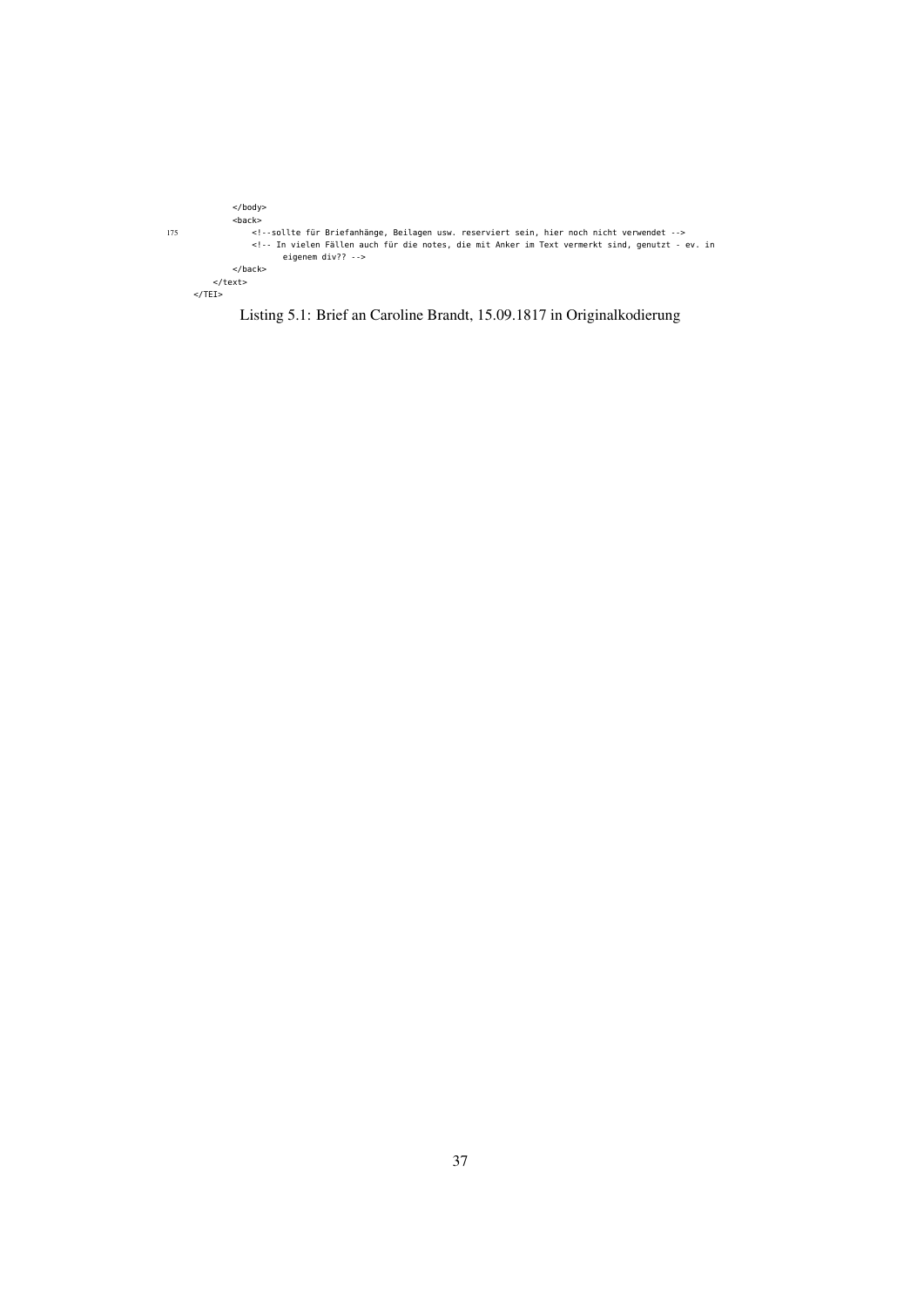```xml
            </body>
            <back>
175             <!--sollte für Briefanhänge, Beilagen usw. reserviert sein, hier noch nicht verwendet -->
                <!-- In vielen Fällen auch für die notes, die mit Anker im Text vermerkt sind, genutzt - ev. in
                      eigenem div?? -->
            </back>
        </text>
    </TEI>
```

Listing 5.1: Brief an Caroline Brandt, 15.09.1817 in Originalkodierung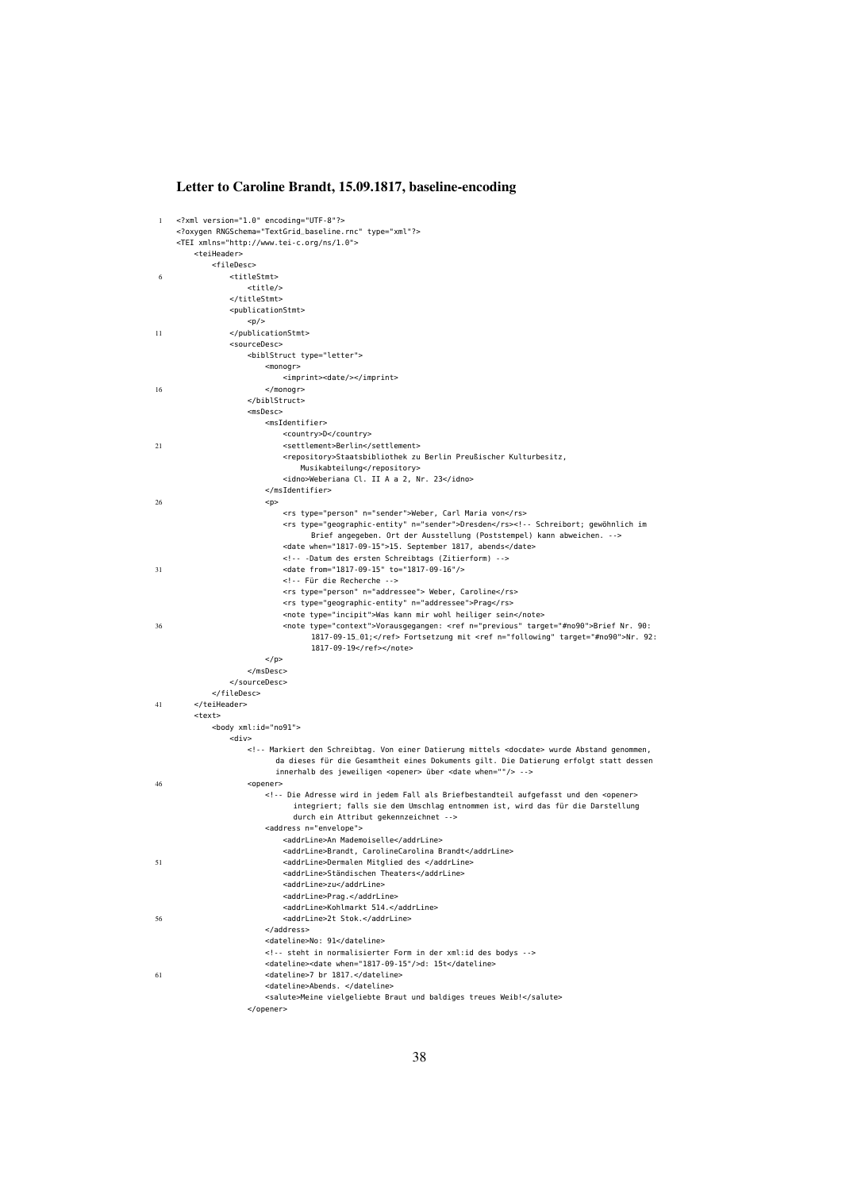### Letter to Caroline Brandt, 15.09.1817, baseline-encoding

```
<?xml version="1.0" encoding="UTF-8"?>
<?oxygen RNGSchema="TextGrid_baseline.rnc" type="xml"?>
<TEI xmlns="http://www.tei-c.org/ns/1.0">
    <teiHeader>
        <fileDesc>
            <titleStmt>
                <title/>
            </titleStmt>
            <publicationStmt>
                <p/>
            </publicationStmt>
            <sourceDesc>
                <biblStruct type="letter">
                    <monogr>
                        <imprint><date/></imprint>
                    </monogr>
                </biblStruct>
                <msDesc>
                    <msIdentifier>
                        <country>D</country>
                        <settlement>Berlin</settlement>
                        <repository>Staatsbibliothek zu Berlin Preußischer Kulturbesitz,
                            Musikabteilung</repository>
                        <idno>Weberiana Cl. II A a 2, Nr. 23</idno>
                    </msIdentifier>
                    <p>
                        <rs type="person" n="sender">Weber, Carl Maria von</rs>
                        <rs type="geographic-entity" n="sender">Dresden</rs><!-- Schreibort; gewöhnlich im
                                Brief angegeben. Ort der Ausstellung (Poststempel) kann abweichen. -->
                        <date when="1817-09-15">15. September 1817, abends</date>
                        <!-- -Datum des ersten Schreibtags (Zitierform) -->
                        <date from="1817-09-15" to="1817-09-16"/>
                        <!-- Für die Recherche -->
                        <rs type="person" n="addressee"> Weber, Caroline</rs>
                        <rs type="geographic-entity" n="addressee">Prag</rs>
                        <note type="incipit">Was kann mir wohl heiliger sein</note>
                        <note type="context">Vorausgegangen: <ref n="previous" target="#no90">Brief Nr. 90:
                                1817-09-15_01;</ref> Fortsetzung mit <ref n="following" target="#no90">Nr. 92:
                                1817-09-19</ref></note>
                    </p>
                </msDesc>
            </sourceDesc>
        </fileDesc>
    </teiHeader>
    <text>
        <body xml:id="no91">
            <div>
                <!-- Markiert den Schreibtag. Von einer Datierung mittels <docdate> wurde Abstand genommen,
                     da dieses für die Gesamtheit eines Dokuments gilt. Die Datierung erfolgt statt dessen
                     innerhalb des jeweiligen <opener> über <date when=""/> -->
                <opener>
                    <!-- Die Adresse wird in jedem Fall als Briefbestandteil aufgefasst und den <opener>
                           integriert; falls sie dem Umschlag entnommen ist, wird das für die Darstellung
                           durch ein Attribut gekennzeichnet -->
                    <address n="envelope">
                        <addrLine>An Mademoiselle</addrLine>
                        <addrLine>Brandt, CarolineCarolina Brandt</addrLine>
                        <addrLine>Dermalen Mitglied des </addrLine>
                        <addrLine>Ständischen Theaters</addrLine>
                        <addrLine>zu</addrLine>
                        <addrLine>Prag.</addrLine>
                        <addrLine>Kohlmarkt 514.</addrLine>
                        <addrLine>2t Stok.</addrLine>
                    </address>
                    <dateline>No: 91</dateline>
                    <!-- steht in normalisierter Form in der xml:id des bodys -->
                    <dateline><date when="1817-09-15"/>d: 15t</dateline>
                    <dateline>7 br 1817.</dateline>
                    <dateline>Abends. </dateline>
                    <salute>Meine vielgeliebte Braut und baldiges treues Weib!</salute>
                </opener>
```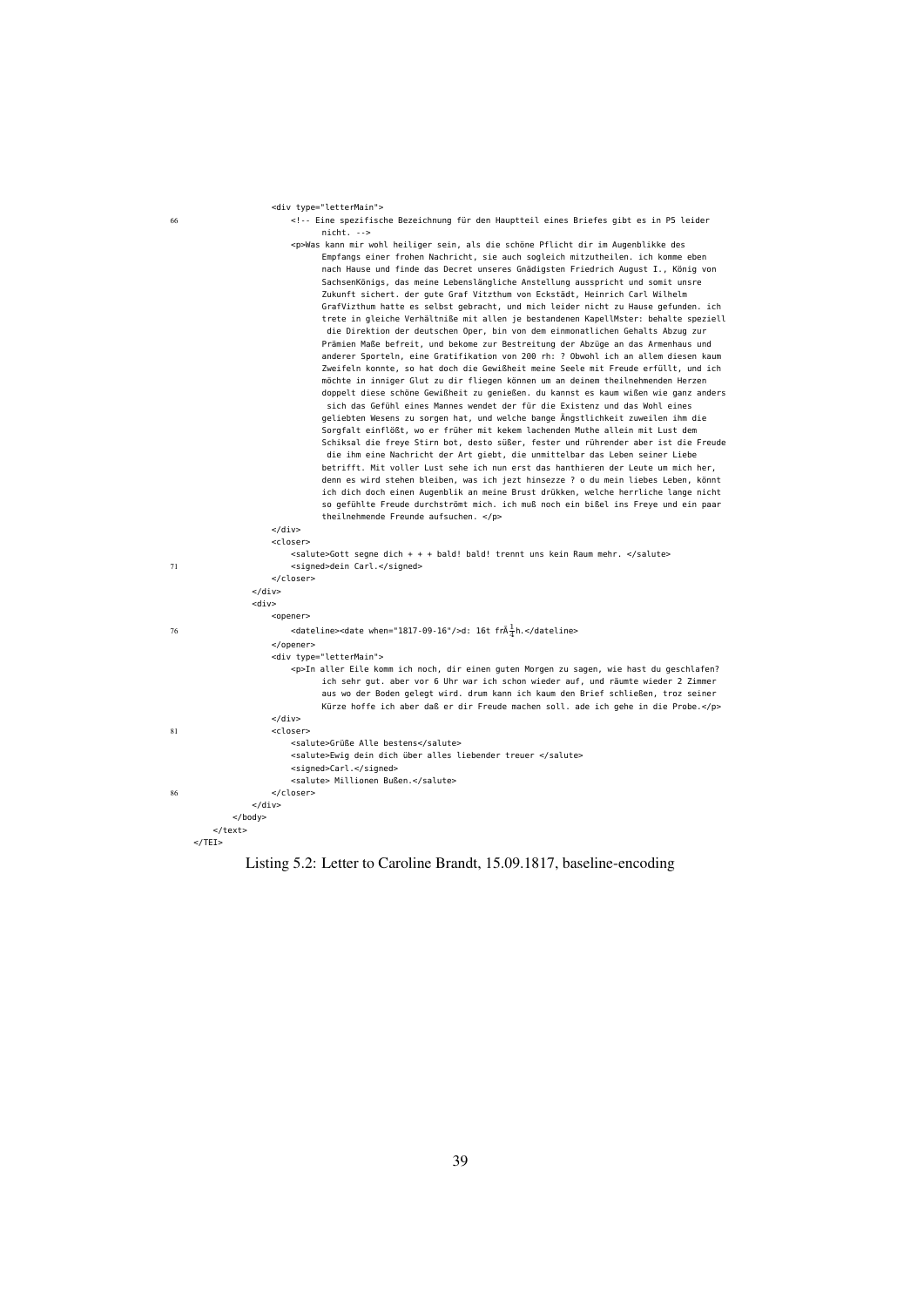```
                <div type="letterMain">
66                  <!-- Eine spezifische Bezeichnung für den Hauptteil eines Briefes gibt es in P5 leider
                        nicht. -->
                    <p>Was kann mir wohl heiliger sein, als die schöne Pflicht dir im Augenblikke des
                        Empfangs einer frohen Nachricht, sie auch sogleich mitzutheilen. ich komme eben
                        nach Hause und finde das Decret unseres Gnädigsten Friedrich August I., König von
                        SachsenKönigs, das meine Lebenslängliche Anstellung ausspricht und somit unsre
                        Zukunft sichert. der gute Graf Vitzthum von Eckstädt, Heinrich Carl Wilhelm
                        GrafVizthum hatte es selbst gebracht, und mich leider nicht zu Hause gefunden. ich
                        trete in gleiche Verhältniße mit allen je bestandenen KapellMster: behalte speziell
                         die Direktion der deutschen Oper, bin von dem einmonatlichen Gehalts Abzug zur
                        Prämien Maße befreit, und bekome zur Bestreitung der Abzüge an das Armenhaus und
                        anderer Sporteln, eine Gratifikation von 200 rh: ? Obwohl ich an allem diesen kaum
                        Zweifeln konnte, so hat doch die Gewißheit meine Seele mit Freude erfüllt, und ich
                        möchte in inniger Glut zu dir fliegen können um an deinem theilnehmenden Herzen
                        doppelt diese schöne Gewißheit zu genießen. du kannst es kaum wißen wie ganz anders
                         sich das Gefühl eines Mannes wendet der für die Existenz und das Wohl eines
                        geliebten Wesens zu sorgen hat, und welche bange Ängstlichkeit zuweilen ihm die
                        Sorgfalt einflößt, wo er früher mit kekem lachenden Muthe allein mit Lust dem
                        Schiksal die freye Stirn bot, desto süßer, fester und rührender aber ist die Freude
                         die ihm eine Nachricht der Art giebt, die unmittelbar das Leben seiner Liebe
                        betrifft. Mit voller Lust sehe ich nun erst das hanthieren der Leute um mich her,
                        denn es wird stehen bleiben, was ich jezt hinsezze ? o du mein liebes Leben, könnt
                        ich dich doch einen Augenblik an meine Brust drükken, welche herrliche lange nicht
                        so gefühlte Freude durchströmt mich. ich muß noch ein bißel ins Freye und ein paar
                        theilnehmende Freunde aufsuchen. </p>
                </div>
                <closer>
                    <salute>Gott segne dich + + + bald! bald! trennt uns kein Raum mehr. </salute>
71                  <signed>dein Carl.</signed>
                </closer>
            </div>
            <div>
                <opener>
76                  <dateline><date when="1817-09-16"/>d: 16t frÃ¼h.</dateline>
                </opener>
                <div type="letterMain">
                    <p>In aller Eile komm ich noch, dir einen guten Morgen zu sagen, wie hast du geschlafen?
                        ich sehr gut. aber vor 6 Uhr war ich schon wieder auf, und räumte wieder 2 Zimmer
                        aus wo der Boden gelegt wird. drum kann ich kaum den Brief schließen, troz seiner
                        Kürze hoffe ich aber daß er dir Freude machen soll. ade ich gehe in die Probe.</p>
                </div>
81              <closer>
                    <salute>Grüße Alle bestens</salute>
                    <salute>Ewig dein dich über alles liebender treuer </salute>
                    <signed>Carl.</signed>
                    <salute> Millionen Bußen.</salute>
86              </closer>
            </div>
        </body>
    </text>
</TEI>
```

Listing 5.2: Letter to Caroline Brandt, 15.09.1817, baseline-encoding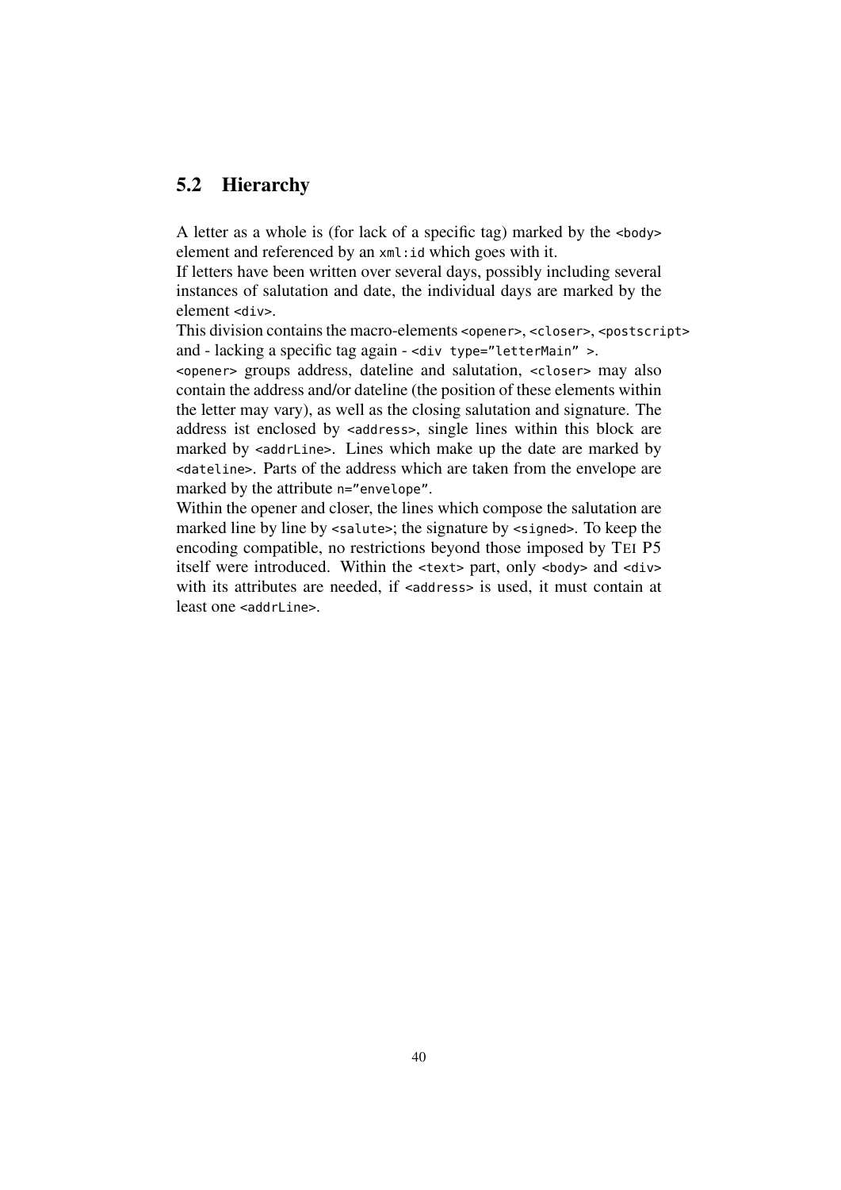## 5.2 Hierarchy

A letter as a whole is (for lack of a specific tag) marked by the `<body>` element and referenced by an `xml:id` which goes with it.
If letters have been written over several days, possibly including several instances of salutation and date, the individual days are marked by the element `<div>`.
This division contains the macro-elements `<opener>`, `<closer>`, `<postscript>` and - lacking a specific tag again - `<div type="letterMain" >`.
`<opener>` groups address, dateline and salutation, `<closer>` may also contain the address and/or dateline (the position of these elements within the letter may vary), as well as the closing salutation and signature. The address ist enclosed by `<address>`, single lines within this block are marked by `<addrLine>`. Lines which make up the date are marked by `<dateline>`. Parts of the address which are taken from the envelope are marked by the attribute `n="envelope"`.
Within the opener and closer, the lines which compose the salutation are marked line by line by `<salute>`; the signature by `<signed>`. To keep the encoding compatible, no restrictions beyond those imposed by TEI P5 itself were introduced. Within the `<text>` part, only `<body>` and `<div>` with its attributes are needed, if `<address>` is used, it must contain at least one `<addrLine>`.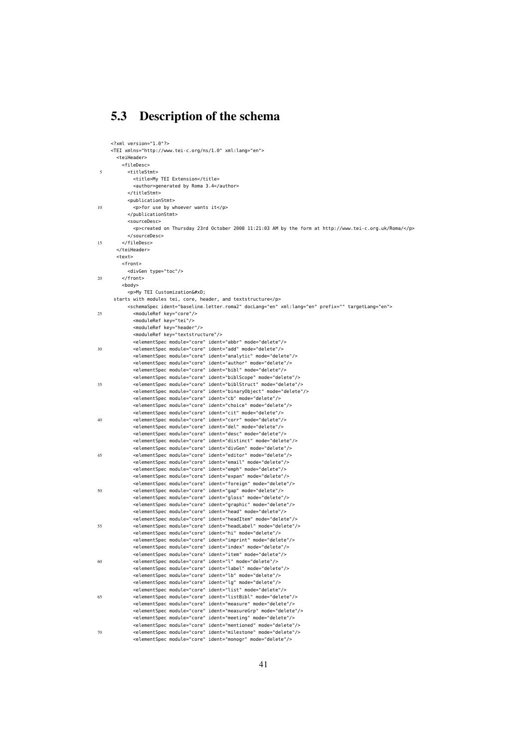## 5.3 Description of the schema

```
<?xml version="1.0"?>
<TEI xmlns="http://www.tei-c.org/ns/1.0" xml:lang="en">
  <teiHeader>
    <fileDesc>
      <titleStmt>
        <title>My TEI Extension</title>
        <author>generated by Roma 3.4</author>
      </titleStmt>
      <publicationStmt>
        <p>for use by whoever wants it</p>
      </publicationStmt>
      <sourceDesc>
        <p>created on Thursday 23rd October 2008 11:21:03 AM by the form at http://www.tei-c.org.uk/Roma/</p>
      </sourceDesc>
    </fileDesc>
  </teiHeader>
  <text>
    <front>
      <divGen type="toc"/>
    </front>
    <body>
      <p>My TEI Customization&#xD;
 starts with modules tei, core, header, and textstructure</p>
      <schemaSpec ident="baseline_letter_roma2" docLang="en" xml:lang="en" prefix="" targetLang="en">
        <moduleRef key="core"/>
        <moduleRef key="tei"/>
        <moduleRef key="header"/>
        <moduleRef key="textstructure"/>
        <elementSpec module="core" ident="abbr" mode="delete"/>
        <elementSpec module="core" ident="add" mode="delete"/>
        <elementSpec module="core" ident="analytic" mode="delete"/>
        <elementSpec module="core" ident="author" mode="delete"/>
        <elementSpec module="core" ident="bibl" mode="delete"/>
        <elementSpec module="core" ident="biblScope" mode="delete"/>
        <elementSpec module="core" ident="biblStruct" mode="delete"/>
        <elementSpec module="core" ident="binaryObject" mode="delete"/>
        <elementSpec module="core" ident="cb" mode="delete"/>
        <elementSpec module="core" ident="choice" mode="delete"/>
        <elementSpec module="core" ident="cit" mode="delete"/>
        <elementSpec module="core" ident="corr" mode="delete"/>
        <elementSpec module="core" ident="del" mode="delete"/>
        <elementSpec module="core" ident="desc" mode="delete"/>
        <elementSpec module="core" ident="distinct" mode="delete"/>
        <elementSpec module="core" ident="divGen" mode="delete"/>
        <elementSpec module="core" ident="editor" mode="delete"/>
        <elementSpec module="core" ident="email" mode="delete"/>
        <elementSpec module="core" ident="emph" mode="delete"/>
        <elementSpec module="core" ident="expan" mode="delete"/>
        <elementSpec module="core" ident="foreign" mode="delete"/>
        <elementSpec module="core" ident="gap" mode="delete"/>
        <elementSpec module="core" ident="gloss" mode="delete"/>
        <elementSpec module="core" ident="graphic" mode="delete"/>
        <elementSpec module="core" ident="head" mode="delete"/>
        <elementSpec module="core" ident="headItem" mode="delete"/>
        <elementSpec module="core" ident="headLabel" mode="delete"/>
        <elementSpec module="core" ident="hi" mode="delete"/>
        <elementSpec module="core" ident="imprint" mode="delete"/>
        <elementSpec module="core" ident="index" mode="delete"/>
        <elementSpec module="core" ident="item" mode="delete"/>
        <elementSpec module="core" ident="l" mode="delete"/>
        <elementSpec module="core" ident="label" mode="delete"/>
        <elementSpec module="core" ident="lb" mode="delete"/>
        <elementSpec module="core" ident="lg" mode="delete"/>
        <elementSpec module="core" ident="list" mode="delete"/>
        <elementSpec module="core" ident="listBibl" mode="delete"/>
        <elementSpec module="core" ident="measure" mode="delete"/>
        <elementSpec module="core" ident="measureGrp" mode="delete"/>
        <elementSpec module="core" ident="meeting" mode="delete"/>
        <elementSpec module="core" ident="mentioned" mode="delete"/>
        <elementSpec module="core" ident="milestone" mode="delete"/>
        <elementSpec module="core" ident="monogr" mode="delete"/>
```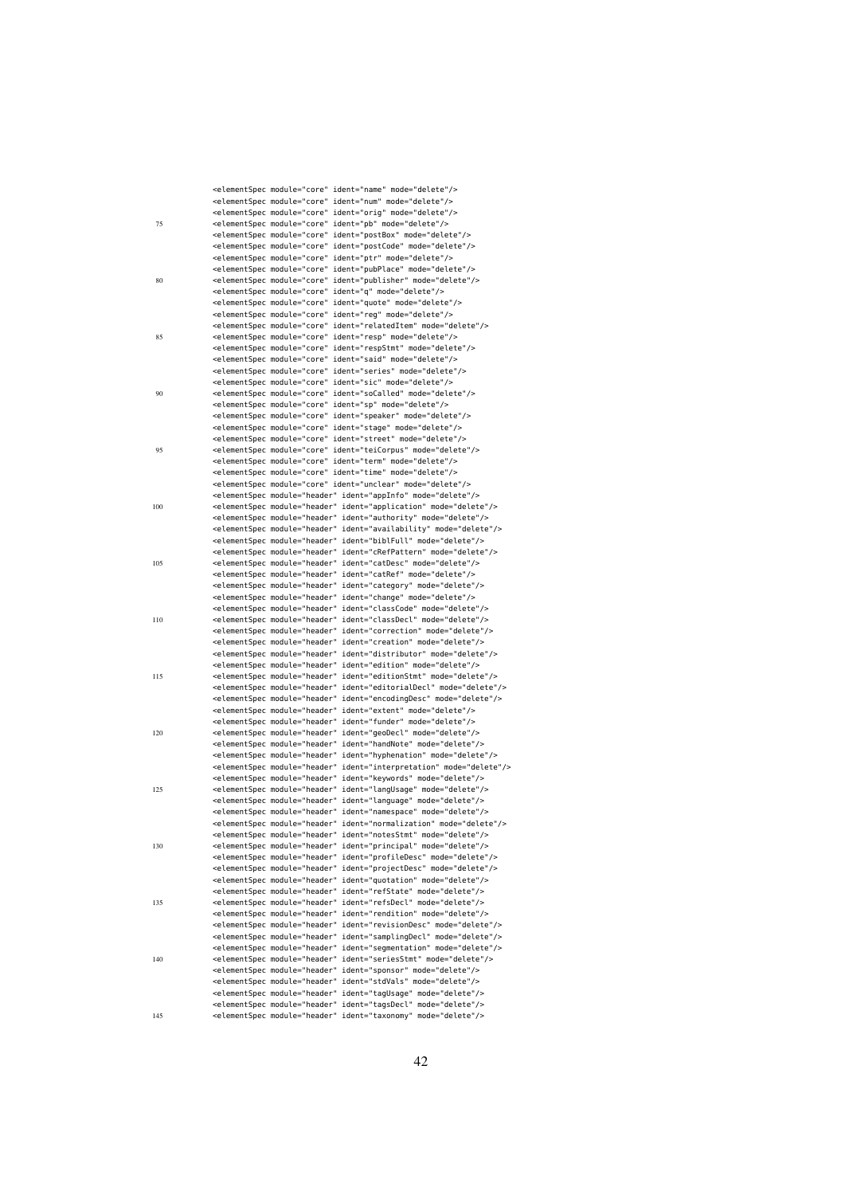```
<elementSpec module="core" ident="name" mode="delete"/>
<elementSpec module="core" ident="num" mode="delete"/>
<elementSpec module="core" ident="orig" mode="delete"/>
<elementSpec module="core" ident="pb" mode="delete"/>
<elementSpec module="core" ident="postBox" mode="delete"/>
<elementSpec module="core" ident="postCode" mode="delete"/>
<elementSpec module="core" ident="ptr" mode="delete"/>
<elementSpec module="core" ident="pubPlace" mode="delete"/>
<elementSpec module="core" ident="publisher" mode="delete"/>
<elementSpec module="core" ident="q" mode="delete"/>
<elementSpec module="core" ident="quote" mode="delete"/>
<elementSpec module="core" ident="reg" mode="delete"/>
<elementSpec module="core" ident="relatedItem" mode="delete"/>
<elementSpec module="core" ident="resp" mode="delete"/>
<elementSpec module="core" ident="respStmt" mode="delete"/>
<elementSpec module="core" ident="said" mode="delete"/>
<elementSpec module="core" ident="series" mode="delete"/>
<elementSpec module="core" ident="sic" mode="delete"/>
<elementSpec module="core" ident="soCalled" mode="delete"/>
<elementSpec module="core" ident="sp" mode="delete"/>
<elementSpec module="core" ident="speaker" mode="delete"/>
<elementSpec module="core" ident="stage" mode="delete"/>
<elementSpec module="core" ident="street" mode="delete"/>
<elementSpec module="core" ident="teiCorpus" mode="delete"/>
<elementSpec module="core" ident="term" mode="delete"/>
<elementSpec module="core" ident="time" mode="delete"/>
<elementSpec module="core" ident="unclear" mode="delete"/>
<elementSpec module="header" ident="appInfo" mode="delete"/>
<elementSpec module="header" ident="application" mode="delete"/>
<elementSpec module="header" ident="authority" mode="delete"/>
<elementSpec module="header" ident="availability" mode="delete"/>
<elementSpec module="header" ident="biblFull" mode="delete"/>
<elementSpec module="header" ident="cRefPattern" mode="delete"/>
<elementSpec module="header" ident="catDesc" mode="delete"/>
<elementSpec module="header" ident="catRef" mode="delete"/>
<elementSpec module="header" ident="category" mode="delete"/>
<elementSpec module="header" ident="change" mode="delete"/>
<elementSpec module="header" ident="classCode" mode="delete"/>
<elementSpec module="header" ident="classDecl" mode="delete"/>
<elementSpec module="header" ident="correction" mode="delete"/>
<elementSpec module="header" ident="creation" mode="delete"/>
<elementSpec module="header" ident="distributor" mode="delete"/>
<elementSpec module="header" ident="edition" mode="delete"/>
<elementSpec module="header" ident="editionStmt" mode="delete"/>
<elementSpec module="header" ident="editorialDecl" mode="delete"/>
<elementSpec module="header" ident="encodingDesc" mode="delete"/>
<elementSpec module="header" ident="extent" mode="delete"/>
<elementSpec module="header" ident="funder" mode="delete"/>
<elementSpec module="header" ident="geoDecl" mode="delete"/>
<elementSpec module="header" ident="handNote" mode="delete"/>
<elementSpec module="header" ident="hyphenation" mode="delete"/>
<elementSpec module="header" ident="interpretation" mode="delete"/>
<elementSpec module="header" ident="keywords" mode="delete"/>
<elementSpec module="header" ident="langUsage" mode="delete"/>
<elementSpec module="header" ident="language" mode="delete"/>
<elementSpec module="header" ident="namespace" mode="delete"/>
<elementSpec module="header" ident="normalization" mode="delete"/>
<elementSpec module="header" ident="notesStmt" mode="delete"/>
<elementSpec module="header" ident="principal" mode="delete"/>
<elementSpec module="header" ident="profileDesc" mode="delete"/>
<elementSpec module="header" ident="projectDesc" mode="delete"/>
<elementSpec module="header" ident="quotation" mode="delete"/>
<elementSpec module="header" ident="refState" mode="delete"/>
<elementSpec module="header" ident="refsDecl" mode="delete"/>
<elementSpec module="header" ident="rendition" mode="delete"/>
<elementSpec module="header" ident="revisionDesc" mode="delete"/>
<elementSpec module="header" ident="samplingDecl" mode="delete"/>
<elementSpec module="header" ident="segmentation" mode="delete"/>
<elementSpec module="header" ident="seriesStmt" mode="delete"/>
<elementSpec module="header" ident="sponsor" mode="delete"/>
<elementSpec module="header" ident="stdVals" mode="delete"/>
<elementSpec module="header" ident="tagUsage" mode="delete"/>
<elementSpec module="header" ident="tagsDecl" mode="delete"/>
<elementSpec module="header" ident="taxonomy" mode="delete"/>
```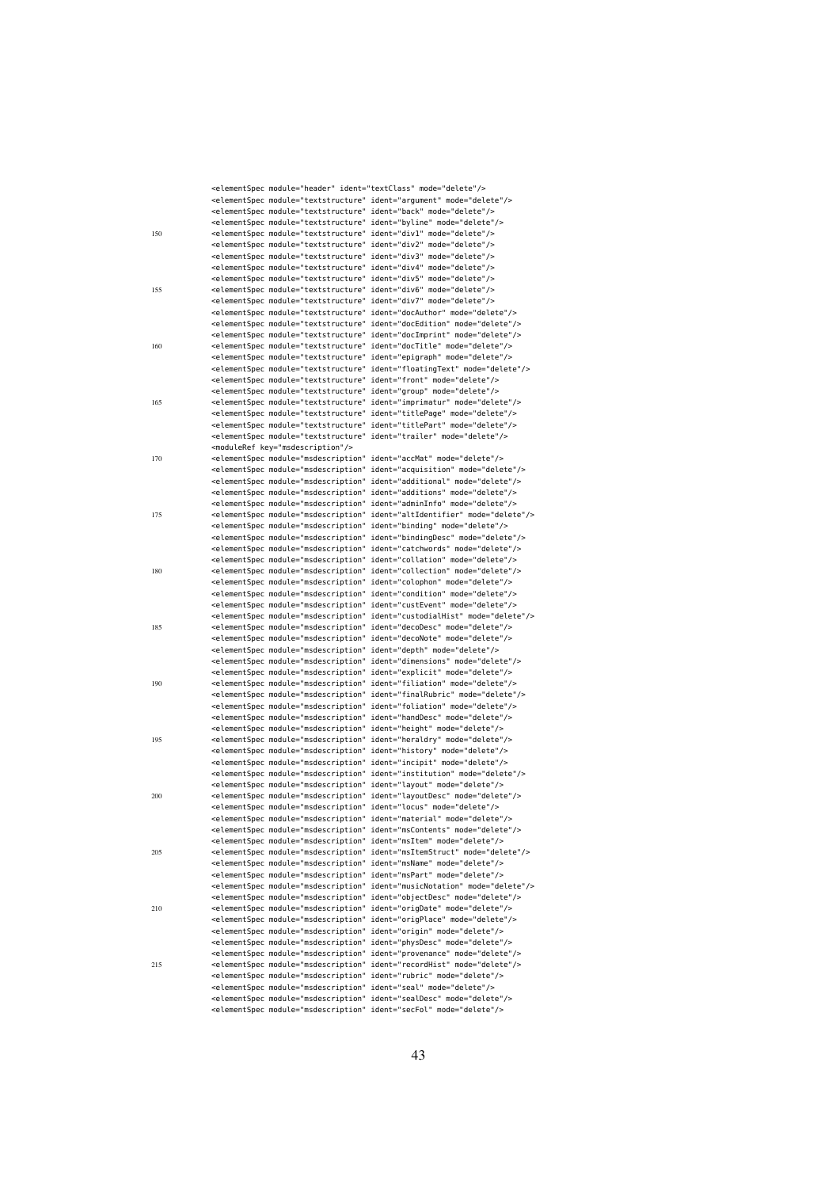```
<elementSpec module="header" ident="textClass" mode="delete"/>
<elementSpec module="textstructure" ident="argument" mode="delete"/>
<elementSpec module="textstructure" ident="back" mode="delete"/>
<elementSpec module="textstructure" ident="byline" mode="delete"/>
<elementSpec module="textstructure" ident="div1" mode="delete"/>
<elementSpec module="textstructure" ident="div2" mode="delete"/>
<elementSpec module="textstructure" ident="div3" mode="delete"/>
<elementSpec module="textstructure" ident="div4" mode="delete"/>
<elementSpec module="textstructure" ident="div5" mode="delete"/>
<elementSpec module="textstructure" ident="div6" mode="delete"/>
<elementSpec module="textstructure" ident="div7" mode="delete"/>
<elementSpec module="textstructure" ident="docAuthor" mode="delete"/>
<elementSpec module="textstructure" ident="docEdition" mode="delete"/>
<elementSpec module="textstructure" ident="docImprint" mode="delete"/>
<elementSpec module="textstructure" ident="docTitle" mode="delete"/>
<elementSpec module="textstructure" ident="epigraph" mode="delete"/>
<elementSpec module="textstructure" ident="floatingText" mode="delete"/>
<elementSpec module="textstructure" ident="front" mode="delete"/>
<elementSpec module="textstructure" ident="group" mode="delete"/>
<elementSpec module="textstructure" ident="imprimatur" mode="delete"/>
<elementSpec module="textstructure" ident="titlePage" mode="delete"/>
<elementSpec module="textstructure" ident="titlePart" mode="delete"/>
<elementSpec module="textstructure" ident="trailer" mode="delete"/>
<moduleRef key="msdescription"/>
<elementSpec module="msdescription" ident="accMat" mode="delete"/>
<elementSpec module="msdescription" ident="acquisition" mode="delete"/>
<elementSpec module="msdescription" ident="additional" mode="delete"/>
<elementSpec module="msdescription" ident="additions" mode="delete"/>
<elementSpec module="msdescription" ident="adminInfo" mode="delete"/>
<elementSpec module="msdescription" ident="altIdentifier" mode="delete"/>
<elementSpec module="msdescription" ident="binding" mode="delete"/>
<elementSpec module="msdescription" ident="bindingDesc" mode="delete"/>
<elementSpec module="msdescription" ident="catchwords" mode="delete"/>
<elementSpec module="msdescription" ident="collation" mode="delete"/>
<elementSpec module="msdescription" ident="collection" mode="delete"/>
<elementSpec module="msdescription" ident="colophon" mode="delete"/>
<elementSpec module="msdescription" ident="condition" mode="delete"/>
<elementSpec module="msdescription" ident="custEvent" mode="delete"/>
<elementSpec module="msdescription" ident="custodialHist" mode="delete"/>
<elementSpec module="msdescription" ident="decoDesc" mode="delete"/>
<elementSpec module="msdescription" ident="decoNote" mode="delete"/>
<elementSpec module="msdescription" ident="depth" mode="delete"/>
<elementSpec module="msdescription" ident="dimensions" mode="delete"/>
<elementSpec module="msdescription" ident="explicit" mode="delete"/>
<elementSpec module="msdescription" ident="filiation" mode="delete"/>
<elementSpec module="msdescription" ident="finalRubric" mode="delete"/>
<elementSpec module="msdescription" ident="foliation" mode="delete"/>
<elementSpec module="msdescription" ident="handDesc" mode="delete"/>
<elementSpec module="msdescription" ident="height" mode="delete"/>
<elementSpec module="msdescription" ident="heraldry" mode="delete"/>
<elementSpec module="msdescription" ident="history" mode="delete"/>
<elementSpec module="msdescription" ident="incipit" mode="delete"/>
<elementSpec module="msdescription" ident="institution" mode="delete"/>
<elementSpec module="msdescription" ident="layout" mode="delete"/>
<elementSpec module="msdescription" ident="layoutDesc" mode="delete"/>
<elementSpec module="msdescription" ident="locus" mode="delete"/>
<elementSpec module="msdescription" ident="material" mode="delete"/>
<elementSpec module="msdescription" ident="msContents" mode="delete"/>
<elementSpec module="msdescription" ident="msItem" mode="delete"/>
<elementSpec module="msdescription" ident="msItemStruct" mode="delete"/>
<elementSpec module="msdescription" ident="msName" mode="delete"/>
<elementSpec module="msdescription" ident="msPart" mode="delete"/>
<elementSpec module="msdescription" ident="musicNotation" mode="delete"/>
<elementSpec module="msdescription" ident="objectDesc" mode="delete"/>
<elementSpec module="msdescription" ident="origDate" mode="delete"/>
<elementSpec module="msdescription" ident="origPlace" mode="delete"/>
<elementSpec module="msdescription" ident="origin" mode="delete"/>
<elementSpec module="msdescription" ident="physDesc" mode="delete"/>
<elementSpec module="msdescription" ident="provenance" mode="delete"/>
<elementSpec module="msdescription" ident="recordHist" mode="delete"/>
<elementSpec module="msdescription" ident="rubric" mode="delete"/>
<elementSpec module="msdescription" ident="seal" mode="delete"/>
<elementSpec module="msdescription" ident="sealDesc" mode="delete"/>
<elementSpec module="msdescription" ident="secFol" mode="delete"/>
```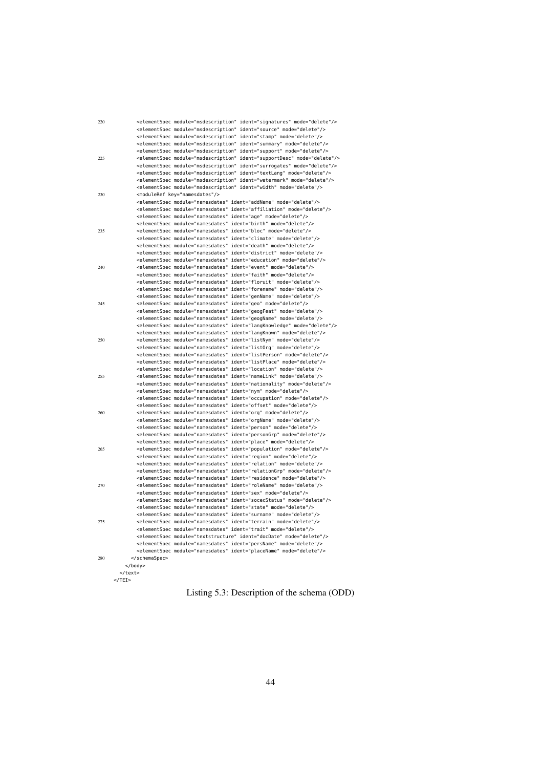```
        <elementSpec module="msdescription" ident="signatures" mode="delete"/>
        <elementSpec module="msdescription" ident="source" mode="delete"/>
        <elementSpec module="msdescription" ident="stamp" mode="delete"/>
        <elementSpec module="msdescription" ident="summary" mode="delete"/>
        <elementSpec module="msdescription" ident="support" mode="delete"/>
        <elementSpec module="msdescription" ident="supportDesc" mode="delete"/>
        <elementSpec module="msdescription" ident="surrogates" mode="delete"/>
        <elementSpec module="msdescription" ident="textLang" mode="delete"/>
        <elementSpec module="msdescription" ident="watermark" mode="delete"/>
        <elementSpec module="msdescription" ident="width" mode="delete"/>
        <moduleRef key="namesdates"/>
        <elementSpec module="namesdates" ident="addName" mode="delete"/>
        <elementSpec module="namesdates" ident="affiliation" mode="delete"/>
        <elementSpec module="namesdates" ident="age" mode="delete"/>
        <elementSpec module="namesdates" ident="birth" mode="delete"/>
        <elementSpec module="namesdates" ident="bloc" mode="delete"/>
        <elementSpec module="namesdates" ident="climate" mode="delete"/>
        <elementSpec module="namesdates" ident="death" mode="delete"/>
        <elementSpec module="namesdates" ident="district" mode="delete"/>
        <elementSpec module="namesdates" ident="education" mode="delete"/>
        <elementSpec module="namesdates" ident="event" mode="delete"/>
        <elementSpec module="namesdates" ident="faith" mode="delete"/>
        <elementSpec module="namesdates" ident="floruit" mode="delete"/>
        <elementSpec module="namesdates" ident="forename" mode="delete"/>
        <elementSpec module="namesdates" ident="genName" mode="delete"/>
        <elementSpec module="namesdates" ident="geo" mode="delete"/>
        <elementSpec module="namesdates" ident="geogFeat" mode="delete"/>
        <elementSpec module="namesdates" ident="geogName" mode="delete"/>
        <elementSpec module="namesdates" ident="langKnowledge" mode="delete"/>
        <elementSpec module="namesdates" ident="langKnown" mode="delete"/>
        <elementSpec module="namesdates" ident="listNym" mode="delete"/>
        <elementSpec module="namesdates" ident="listOrg" mode="delete"/>
        <elementSpec module="namesdates" ident="listPerson" mode="delete"/>
        <elementSpec module="namesdates" ident="listPlace" mode="delete"/>
        <elementSpec module="namesdates" ident="location" mode="delete"/>
        <elementSpec module="namesdates" ident="nameLink" mode="delete"/>
        <elementSpec module="namesdates" ident="nationality" mode="delete"/>
        <elementSpec module="namesdates" ident="nym" mode="delete"/>
        <elementSpec module="namesdates" ident="occupation" mode="delete"/>
        <elementSpec module="namesdates" ident="offset" mode="delete"/>
        <elementSpec module="namesdates" ident="org" mode="delete"/>
        <elementSpec module="namesdates" ident="orgName" mode="delete"/>
        <elementSpec module="namesdates" ident="person" mode="delete"/>
        <elementSpec module="namesdates" ident="personGrp" mode="delete"/>
        <elementSpec module="namesdates" ident="place" mode="delete"/>
        <elementSpec module="namesdates" ident="population" mode="delete"/>
        <elementSpec module="namesdates" ident="region" mode="delete"/>
        <elementSpec module="namesdates" ident="relation" mode="delete"/>
        <elementSpec module="namesdates" ident="relationGrp" mode="delete"/>
        <elementSpec module="namesdates" ident="residence" mode="delete"/>
        <elementSpec module="namesdates" ident="roleName" mode="delete"/>
        <elementSpec module="namesdates" ident="sex" mode="delete"/>
        <elementSpec module="namesdates" ident="socecStatus" mode="delete"/>
        <elementSpec module="namesdates" ident="state" mode="delete"/>
        <elementSpec module="namesdates" ident="surname" mode="delete"/>
        <elementSpec module="namesdates" ident="terrain" mode="delete"/>
        <elementSpec module="namesdates" ident="trait" mode="delete"/>
        <elementSpec module="textstructure" ident="docDate" mode="delete"/>
        <elementSpec module="namesdates" ident="persName" mode="delete"/>
        <elementSpec module="namesdates" ident="placeName" mode="delete"/>
      </schemaSpec>
    </body>
  </text>
</TEI>
```

Listing 5.3: Description of the schema (ODD)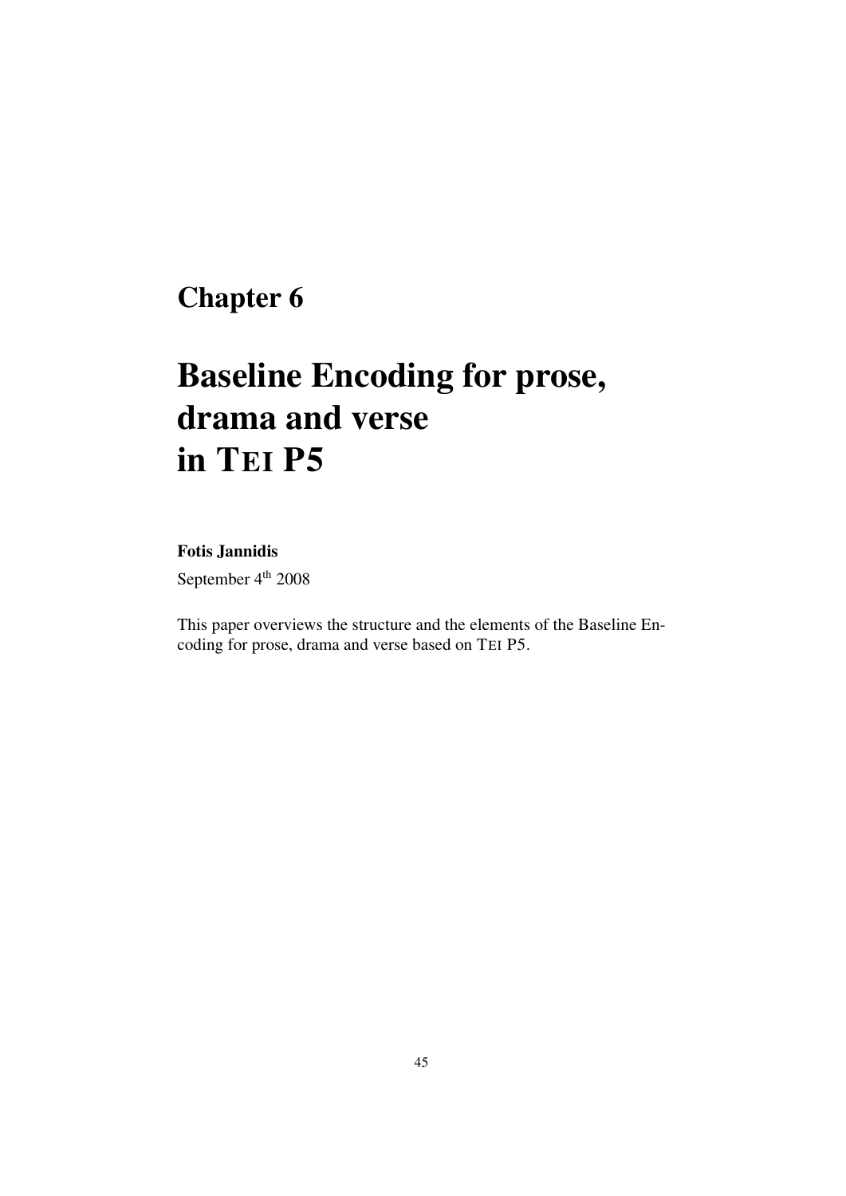# Chapter 6

# Baseline Encoding for prose, drama and verse in TEI P5

**Fotis Jannidis**

September 4th 2008

This paper overviews the structure and the elements of the Baseline Encoding for prose, drama and verse based on TEI P5.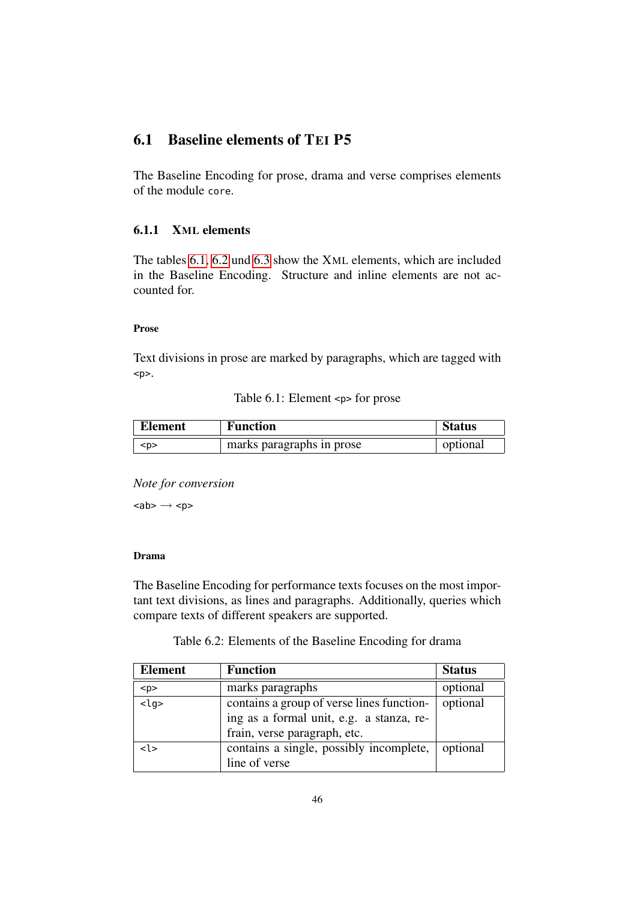## 6.1 Baseline elements of TEI P5

The Baseline Encoding for prose, drama and verse comprises elements of the module `core`.

### 6.1.1 XML elements

The tables 6.1, 6.2 und 6.3 show the XML elements, which are included in the Baseline Encoding. Structure and inline elements are not accounted for.

#### Prose

Text divisions in prose are marked by paragraphs, which are tagged with `<p>`.

Table 6.1: Element `<p>` for prose

| Element | Function | Status |
|---|---|---|
| `<p>` | marks paragraphs in prose | optional |

*Note for conversion*

`<ab>` ⟶ `<p>`

#### Drama

The Baseline Encoding for performance texts focuses on the most important text divisions, as lines and paragraphs. Additionally, queries which compare texts of different speakers are supported.

Table 6.2: Elements of the Baseline Encoding for drama

| Element | Function | Status |
|---|---|---|
| `<p>` | marks paragraphs | optional |
| `<lg>` | contains a group of verse lines functioning as a formal unit, e.g. a stanza, refrain, verse paragraph, etc. | optional |
| `<l>` | contains a single, possibly incomplete, line of verse | optional |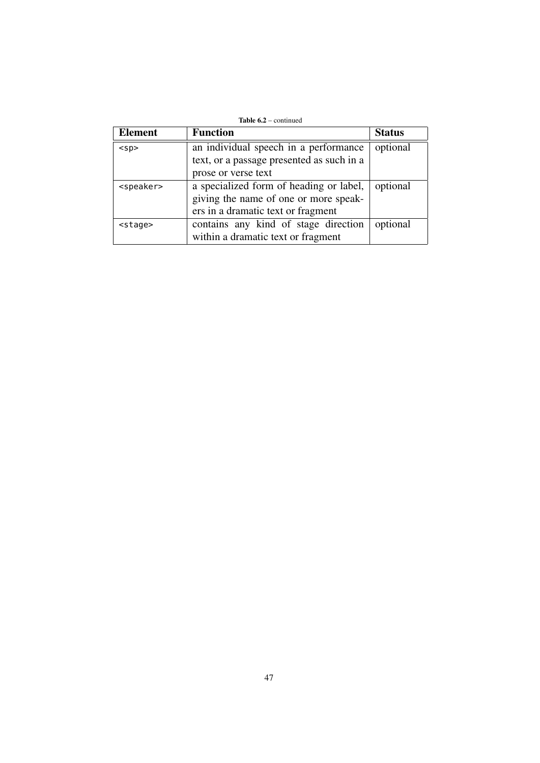**Table 6.2** – continued

| Element | Function | Status |
|---|---|---|
| `<sp>` | an individual speech in a performance text, or a passage presented as such in a prose or verse text | optional |
| `<speaker>` | a specialized form of heading or label, giving the name of one or more speakers in a dramatic text or fragment | optional |
| `<stage>` | contains any kind of stage direction within a dramatic text or fragment | optional |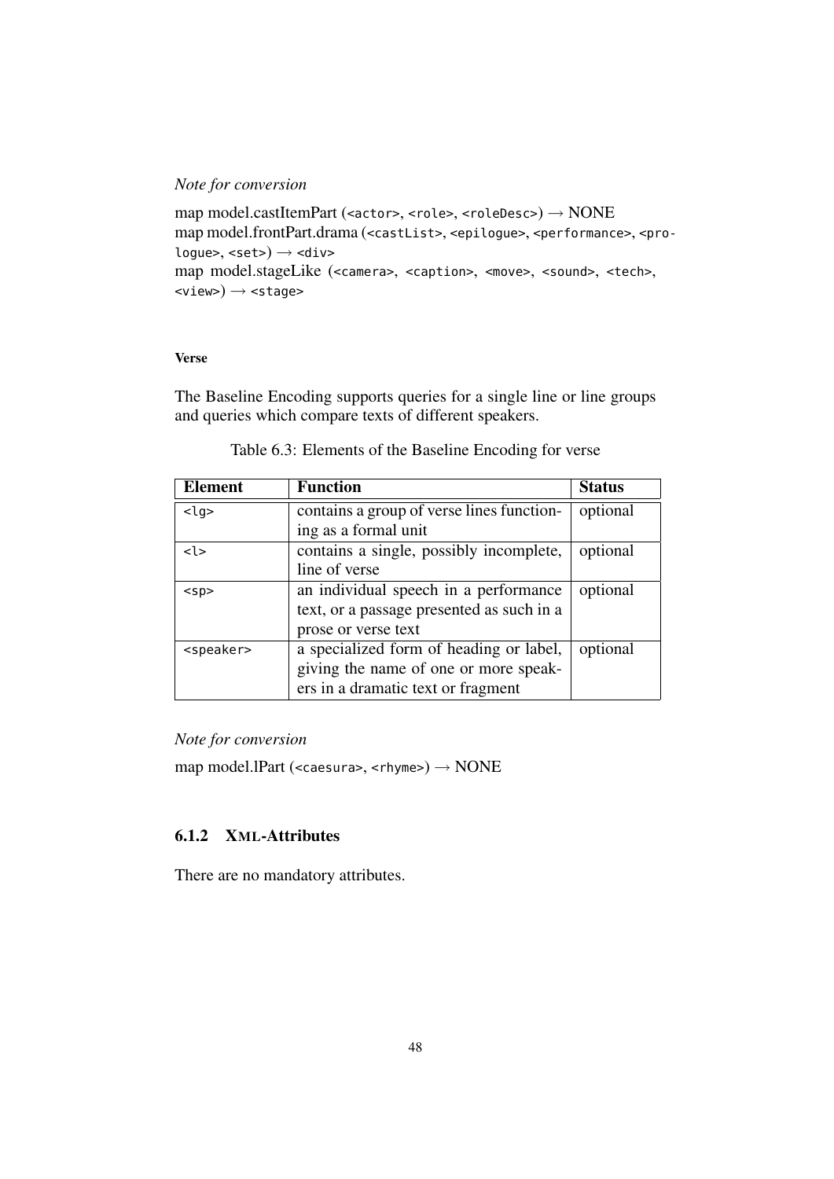*Note for conversion*

map model.castItemPart (`<actor>`, `<role>`, `<roleDesc>`) → NONE
map model.frontPart.drama (`<castList>`, `<epilogue>`, `<performance>`, `<prologue>`, `<set>`) → `<div>`
map model.stageLike (`<camera>`, `<caption>`, `<move>`, `<sound>`, `<tech>`, `<view>`) → `<stage>`

#### Verse

The Baseline Encoding supports queries for a single line or line groups and queries which compare texts of different speakers.

Table 6.3: Elements of the Baseline Encoding for verse

| Element | Function | Status |
| --- | --- | --- |
| `<lg>` | contains a group of verse lines functioning as a formal unit | optional |
| `<l>` | contains a single, possibly incomplete, line of verse | optional |
| `<sp>` | an individual speech in a performance text, or a passage presented as such in a prose or verse text | optional |
| `<speaker>` | a specialized form of heading or label, giving the name of one or more speakers in a dramatic text or fragment | optional |

*Note for conversion*

map model.lPart (`<caesura>`, `<rhyme>`) → NONE

### 6.1.2 XML-Attributes

There are no mandatory attributes.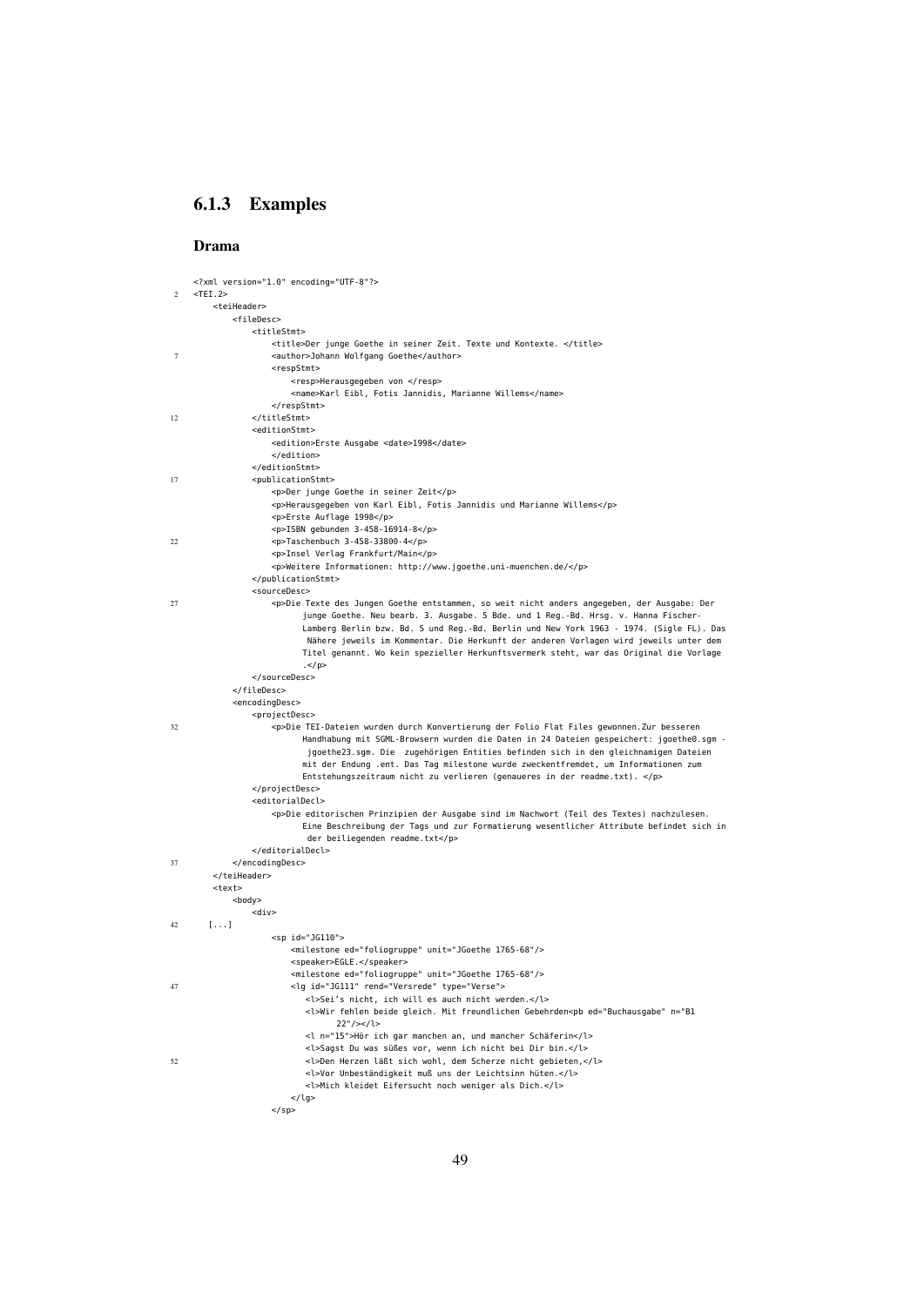### 6.1.3 Examples

#### Drama

```
<?xml version="1.0" encoding="UTF-8"?>
<TEI.2>
    <teiHeader>
        <fileDesc>
            <titleStmt>
                <title>Der junge Goethe in seiner Zeit. Texte und Kontexte. </title>
                <author>Johann Wolfgang Goethe</author>
                <respStmt>
                    <resp>Herausgegeben von </resp>
                    <name>Karl Eibl, Fotis Jannidis, Marianne Willems</name>
                </respStmt>
            </titleStmt>
            <editionStmt>
                <edition>Erste Ausgabe <date>1998</date>
                </edition>
            </editionStmt>
            <publicationStmt>
                <p>Der junge Goethe in seiner Zeit</p>
                <p>Herausgegeben von Karl Eibl, Fotis Jannidis und Marianne Willems</p>
                <p>Erste Auflage 1998</p>
                <p>ISBN gebunden 3-458-16914-8</p>
                <p>Taschenbuch 3-458-33800-4</p>
                <p>Insel Verlag Frankfurt/Main</p>
                <p>Weitere Informationen: http://www.jgoethe.uni-muenchen.de/</p>
            </publicationStmt>
            <sourceDesc>
                <p>Die Texte des Jungen Goethe entstammen, so weit nicht anders angegeben, der Ausgabe: Der
                      junge Goethe. Neu bearb. 3. Ausgabe. 5 Bde. und 1 Reg.-Bd. Hrsg. v. Hanna Fischer-
                      Lamberg Berlin bzw. Bd. 5 und Reg.-Bd. Berlin und New York 1963 - 1974. (Sigle FL). Das
                       Nähere jeweils im Kommentar. Die Herkunft der anderen Vorlagen wird jeweils unter dem
                      Titel genannt. Wo kein spezieller Herkunftsvermerk steht, war das Original die Vorlage
                      .</p>
            </sourceDesc>
        </fileDesc>
        <encodingDesc>
            <projectDesc>
                <p>Die TEI-Dateien wurden durch Konvertierung der Folio Flat Files gewonnen.Zur besseren
                      Handhabung mit SGML-Browsern wurden die Daten in 24 Dateien gespeichert: jgoethe0.sgm -
                       jgoethe23.sgm. Die  zugehörigen Entities befinden sich in den gleichnamigen Dateien
                      mit der Endung .ent. Das Tag milestone wurde zweckentfremdet, um Informationen zum
                      Entstehungszeitraum nicht zu verlieren (genaueres in der readme.txt). </p>
            </projectDesc>
            <editorialDecl>
                <p>Die editorischen Prinzipien der Ausgabe sind im Nachwort (Teil des Textes) nachzulesen.
                      Eine Beschreibung der Tags und zur Formatierung wesentlicher Attribute befindet sich in
                       der beiliegenden readme.txt</p>
            </editorialDecl>
        </encodingDesc>
    </teiHeader>
    <text>
        <body>
            <div>
    [...]
                <sp id="JG110">
                    <milestone ed="foliogruppe" unit="JGoethe 1765-68"/>
                    <speaker>EGLE.</speaker>
                    <milestone ed="foliogruppe" unit="JGoethe 1765-68"/>
                    <lg id="JG111" rend="Versrede" type="Verse">
                        <l>Sei's nicht, ich will es auch nicht werden.</l>
                        <l>Wir fehlen beide gleich. Mit freundlichen Gebehrden<pb ed="Buchausgabe" n="B1
                              22"/></l>
                        <l n="15">Hör ich gar manchen an, und mancher Schäferin</l>
                        <l>Sagst Du was süßes vor, wenn ich nicht bei Dir bin.</l>
                        <l>Den Herzen läßt sich wohl, dem Scherze nicht gebieten,</l>
                        <l>Vor Unbeständigkeit muß uns der Leichtsinn hüten.</l>
                        <l>Mich kleidet Eifersucht noch weniger als Dich.</l>
                    </lg>
                </sp>
```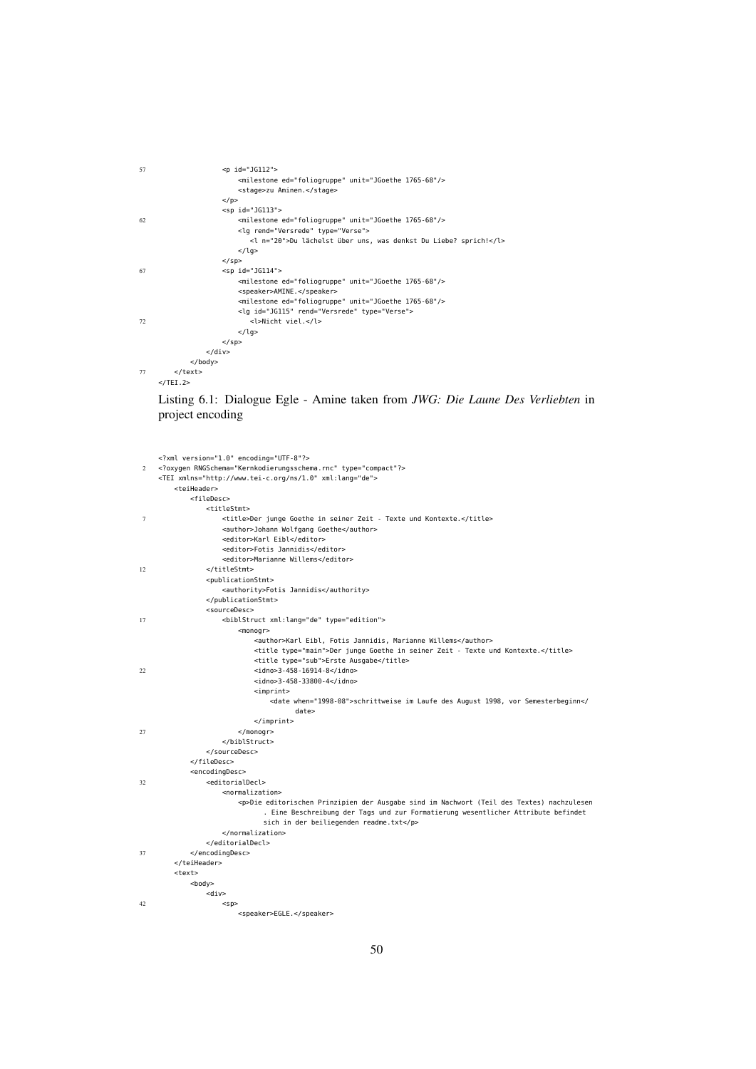```
                <p id="JG112">
                    <milestone ed="foliogruppe" unit="JGoethe 1765-68"/>
                    <stage>zu Aminen.</stage>
                </p>
                <sp id="JG113">
                    <milestone ed="foliogruppe" unit="JGoethe 1765-68"/>
                    <lg rend="Versrede" type="Verse">
                        <l n="20">Du lächelst über uns, was denkst Du Liebe? sprich!</l>
                    </lg>
                </sp>
                <sp id="JG114">
                    <milestone ed="foliogruppe" unit="JGoethe 1765-68"/>
                    <speaker>AMINE.</speaker>
                    <milestone ed="foliogruppe" unit="JGoethe 1765-68"/>
                    <lg id="JG115" rend="Versrede" type="Verse">
                        <l>Nicht viel.</l>
                    </lg>
                </sp>
            </div>
        </body>
    </text>
</TEI.2>
```

Listing 6.1: Dialogue Egle - Amine taken from *JWG: Die Laune Des Verliebten* in project encoding

```
<?xml version="1.0" encoding="UTF-8"?>
<?oxygen RNGSchema="Kernkodierungsschema.rnc" type="compact"?>
<TEI xmlns="http://www.tei-c.org/ns/1.0" xml:lang="de">
    <teiHeader>
        <fileDesc>
            <titleStmt>
                <title>Der junge Goethe in seiner Zeit - Texte und Kontexte.</title>
                <author>Johann Wolfgang Goethe</author>
                <editor>Karl Eibl</editor>
                <editor>Fotis Jannidis</editor>
                <editor>Marianne Willems</editor>
            </titleStmt>
            <publicationStmt>
                <authority>Fotis Jannidis</authority>
            </publicationStmt>
            <sourceDesc>
                <biblStruct xml:lang="de" type="edition">
                    <monogr>
                        <author>Karl Eibl, Fotis Jannidis, Marianne Willems</author>
                        <title type="main">Der junge Goethe in seiner Zeit - Texte und Kontexte.</title>
                        <title type="sub">Erste Ausgabe</title>
                        <idno>3-458-16914-8</idno>
                        <idno>3-458-33800-4</idno>
                        <imprint>
                            <date when="1998-08">schrittweise im Laufe des August 1998, vor Semesterbeginn</
                                date>
                        </imprint>
                    </monogr>
                </biblStruct>
            </sourceDesc>
        </fileDesc>
        <encodingDesc>
            <editorialDecl>
                <normalization>
                    <p>Die editorischen Prinzipien der Ausgabe sind im Nachwort (Teil des Textes) nachzulesen
                        . Eine Beschreibung der Tags und zur Formatierung wesentlicher Attribute befindet
                        sich in der beiliegenden readme.txt</p>
                </normalization>
            </editorialDecl>
        </encodingDesc>
    </teiHeader>
    <text>
        <body>
            <div>
                <sp>
                    <speaker>EGLE.</speaker>
```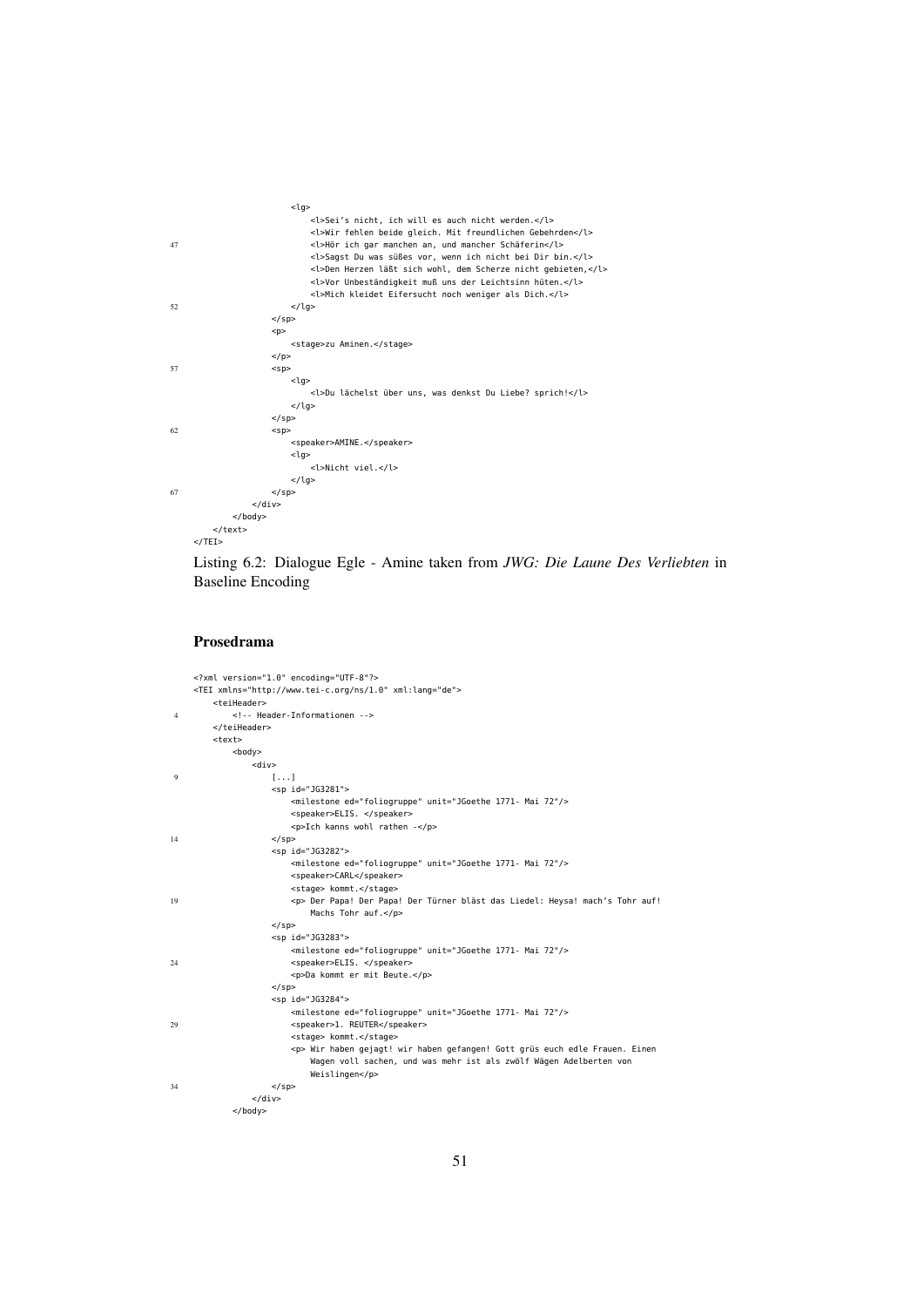```
                <lg>
                    <l>Sei's nicht, ich will es auch nicht werden.</l>
                    <l>Wir fehlen beide gleich. Mit freundlichen Gebehrden</l>
                    <l>Hör ich gar manchen an, und mancher Schäferin</l>
                    <l>Sagst Du was süßes vor, wenn ich nicht bei Dir bin.</l>
                    <l>Den Herzen läßt sich wohl, dem Scherze nicht gebieten,</l>
                    <l>Vor Unbeständigkeit muß uns der Leichtsinn hüten.</l>
                    <l>Mich kleidet Eifersucht noch weniger als Dich.</l>
                </lg>
            </sp>
            <p>
                <stage>zu Aminen.</stage>
            </p>
            <sp>
                <lg>
                    <l>Du lächelst über uns, was denkst Du Liebe? sprich!</l>
                </lg>
            </sp>
            <sp>
                <speaker>AMINE.</speaker>
                <lg>
                    <l>Nicht viel.</l>
                </lg>
            </sp>
        </div>
    </body>
</text>
</TEI>
```

Listing 6.2: Dialogue Egle - Amine taken from *JWG: Die Laune Des Verliebten* in Baseline Encoding

### Prosedrama

```
<?xml version="1.0" encoding="UTF-8"?>
<TEI xmlns="http://www.tei-c.org/ns/1.0" xml:lang="de">
    <teiHeader>
        <!-- Header-Informationen -->
    </teiHeader>
    <text>
        <body>
            <div>
                [...]
                <sp id="JG3281">
                    <milestone ed="foliogruppe" unit="JGoethe 1771- Mai 72"/>
                    <speaker>ELIS. </speaker>
                    <p>Ich kanns wohl rathen -</p>
                </sp>
                <sp id="JG3282">
                    <milestone ed="foliogruppe" unit="JGoethe 1771- Mai 72"/>
                    <speaker>CARL</speaker>
                    <stage> kommt.</stage>
                    <p> Der Papa! Der Papa! Der Türner bläst das Liedel: Heysa! mach's Tohr auf!
                        Machs Tohr auf.</p>
                </sp>
                <sp id="JG3283">
                    <milestone ed="foliogruppe" unit="JGoethe 1771- Mai 72"/>
                    <speaker>ELIS. </speaker>
                    <p>Da kommt er mit Beute.</p>
                </sp>
                <sp id="JG3284">
                    <milestone ed="foliogruppe" unit="JGoethe 1771- Mai 72"/>
                    <speaker>1. REUTER</speaker>
                    <stage> kommt.</stage>
                    <p> Wir haben gejagt! wir haben gefangen! Gott grüs euch edle Frauen. Einen
                        Wagen voll sachen, und was mehr ist als zwölf Wägen Adelberten von
                        Weislingen</p>
                </sp>
            </div>
        </body>
```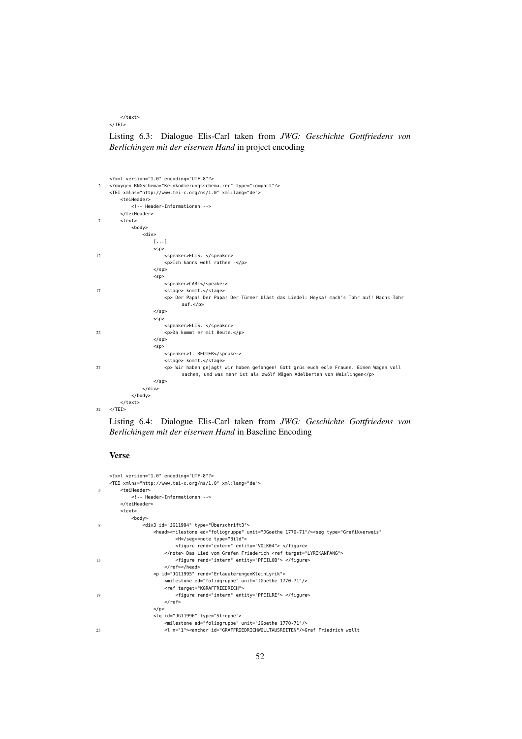```
    </text>
</TEI>
```

Listing 6.3: Dialogue Elis-Carl taken from *JWG: Geschichte Gottfriedens von Berlichingen mit der eisernen Hand* in project encoding

```
<?xml version="1.0" encoding="UTF-8"?>
<?oxygen RNGSchema="Kernkodierungsschema.rnc" type="compact"?>
<TEI xmlns="http://www.tei-c.org/ns/1.0" xml:lang="de">
    <teiHeader>
        <!-- Header-Informationen -->
    </teiHeader>
    <text>
        <body>
            <div>
                [...]
                <sp>
                    <speaker>ELIS. </speaker>
                    <p>Ich kanns wohl rathen -</p>
                </sp>
                <sp>
                    <speaker>CARL</speaker>
                    <stage> kommt.</stage>
                    <p> Der Papa! Der Papa! Der Türner bläst das Liedel: Heysa! mach’s Tohr auf! Machs Tohr
                        auf.</p>
                </sp>
                <sp>
                    <speaker>ELIS. </speaker>
                    <p>Da kommt er mit Beute.</p>
                </sp>
                <sp>
                    <speaker>1. REUTER</speaker>
                    <stage> kommt.</stage>
                    <p> Wir haben gejagt! wir haben gefangen! Gott grüs euch edle Frauen. Einen Wagen voll
                        sachen, und was mehr ist als zwölf Wägen Adelberten von Weislingen</p>
                </sp>
            </div>
        </body>
    </text>
</TEI>
```

Listing 6.4: Dialogue Elis-Carl taken from *JWG: Geschichte Gottfriedens von Berlichingen mit der eisernen Hand* in Baseline Encoding

### Verse

```
<?xml version="1.0" encoding="UTF-8"?>
<TEI xmlns="http://www.tei-c.org/ns/1.0" xml:lang="de">
    <teiHeader>
        <!-- Header-Informationen -->
    </teiHeader>
    <text>
        <body>
            <div3 id="JG11994" type="Überschrift3">
                <head><milestone ed="foliogruppe" unit="JGoethe 1770-71"/><seg type="Grafikverweis"
                        >H</seg><note type="Bild">
                        <figure rend="extern" entity="VOLK04"> </figure>
                    </note> Das Lied vom Grafen Friederich <ref target="LYRIKANFANG">
                        <figure rend="intern" entity="PFEILOB"> </figure>
                    </ref></head>
                <p id="JG11995" rend="ErlaeuterungenKleinLyrik">
                    <milestone ed="foliogruppe" unit="JGoethe 1770-71"/>
                    <ref target="KGRAFFRIEDRICH">
                        <figure rend="intern" entity="PFEILRE"> </figure>
                    </ref>
                </p>
                <lg id="JG11996" type="Strophe">
                    <milestone ed="foliogruppe" unit="JGoethe 1770-71"/>
                    <l n="1"><anchor id="GRAFFRIEDRICHWOLLTAUSREITEN"/>Graf Friedrich wollt
```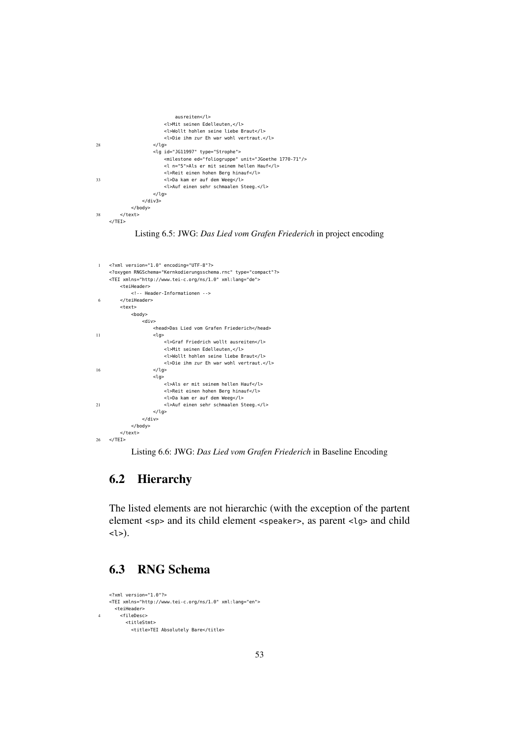```
                        ausreiten</l>
                    <l>Mit seinen Edelleuten,</l>
                    <l>Wollt hohlen seine liebe Braut</l>
                    <l>Die ihm zur Eh war wohl vertraut.</l>
28              </lg>
                <lg id="JG11997" type="Strophe">
                    <milestone ed="foliogruppe" unit="JGoethe 1770-71"/>
                    <l n="5">Als er mit seinem hellen Hauf</l>
                    <l>Reit einen hohen Berg hinauf</l>
33                  <l>Da kam er auf dem Weeg</l>
                    <l>Auf einen sehr schmaalen Steeg.</l>
                </lg>
            </div3>
        </body>
38  </text>
</TEI>
```

Listing 6.5: JWG: *Das Lied vom Grafen Friederich* in project encoding

```
1   <?xml version="1.0" encoding="UTF-8"?>
    <?oxygen RNGSchema="Kernkodierungsschema.rnc" type="compact"?>
    <TEI xmlns="http://www.tei-c.org/ns/1.0" xml:lang="de">
        <teiHeader>
            <!-- Header-Informationen -->
6       </teiHeader>
        <text>
            <body>
                <div>
                    <head>Das Lied vom Grafen Friederich</head>
11                  <lg>
                        <l>Graf Friedrich wollt ausreiten</l>
                        <l>Mit seinen Edelleuten,</l>
                        <l>Wollt hohlen seine liebe Braut</l>
                        <l>Die ihm zur Eh war wohl vertraut.</l>
16                  </lg>
                    <lg>
                        <l>Als er mit seinem hellen Hauf</l>
                        <l>Reit einen hohen Berg hinauf</l>
                        <l>Da kam er auf dem Weeg</l>
21                      <l>Auf einen sehr schmaalen Steeg.</l>
                    </lg>
                </div>
            </body>
        </text>
26  </TEI>
```

Listing 6.6: JWG: *Das Lied vom Grafen Friederich* in Baseline Encoding

## 6.2 Hierarchy

The listed elements are not hierarchic (with the exception of the partent element `<sp>` and its child element `<speaker>`, as parent `<lg>` and child `<l>`).

## 6.3 RNG Schema

```
    <?xml version="1.0"?>
    <TEI xmlns="http://www.tei-c.org/ns/1.0" xml:lang="en">
      <teiHeader>
4       <fileDesc>
          <titleStmt>
            <title>TEI Absolutely Bare</title>
```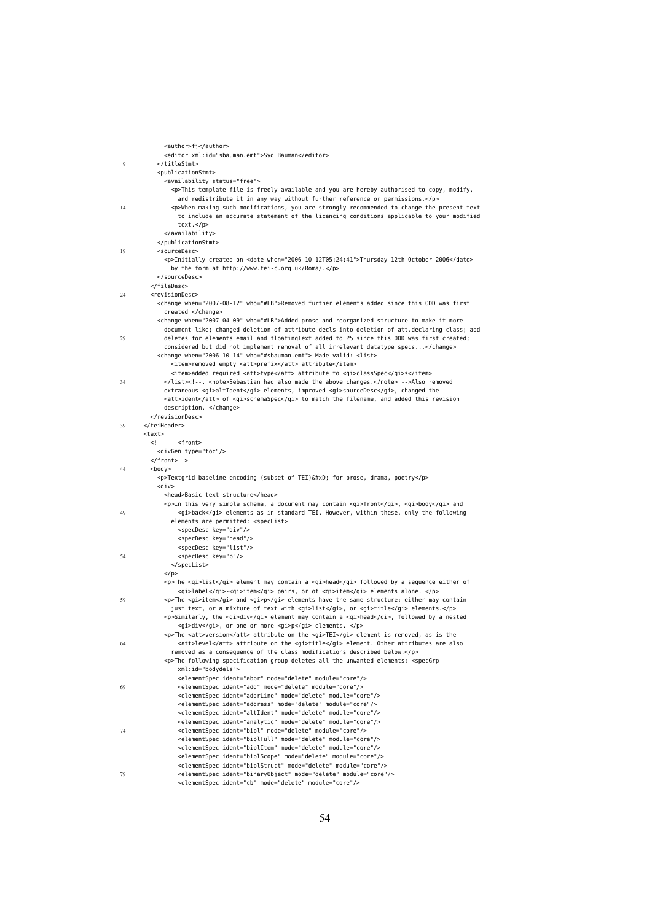```
        <author>fj</author>
        <editor xml:id="sbauman.emt">Syd Bauman</editor>
9     </titleStmt>
      <publicationStmt>
        <availability status="free">
          <p>This template file is freely available and you are hereby authorised to copy, modify,
            and redistribute it in any way without further reference or permissions.</p>
14        <p>When making such modifications, you are strongly recommended to change the present text
            to include an accurate statement of the licencing conditions applicable to your modified
            text.</p>
        </availability>
      </publicationStmt>
19    <sourceDesc>
        <p>Initially created on <date when="2006-10-12T05:24:41">Thursday 12th October 2006</date>
          by the form at http://www.tei-c.org.uk/Roma/.</p>
      </sourceDesc>
    </fileDesc>
24  <revisionDesc>
      <change when="2007-08-12" who="#LB">Removed further elements added since this ODD was first
        created </change>
      <change when="2007-04-09" who="#LB">Added prose and reorganized structure to make it more
        document-like; changed deletion of attribute decls into deletion of att.declaring class; add
29      deletes for elements email and floatingText added to P5 since this ODD was first created;
        considered but did not implement removal of all irrelevant datatype specs...</change>
      <change when="2006-10-14" who="#sbauman.emt"> Made valid: <list>
          <item>removed empty <att>prefix</att> attribute</item>
          <item>added required <att>type</att> attribute to <gi>classSpec</gi>s</item>
34      </list><!--. <note>Sebastian had also made the above changes.</note> -->Also removed
        extraneous <gi>altIdent</gi> elements, improved <gi>sourceDesc</gi>, changed the
        <att>ident</att> of <gi>schemaSpec</gi> to match the filename, and added this revision
        description. </change>
    </revisionDesc>
39 </teiHeader>
  <text>
    <!--    <front>
      <divGen type="toc"/>
    </front>-->
44  <body>
      <p>Textgrid baseline encoding (subset of TEI)&#xD; for prose, drama, poetry</p>
      <div>
        <head>Basic text structure</head>
        <p>In this very simple schema, a document may contain <gi>front</gi>, <gi>body</gi> and
49          <gi>back</gi> elements as in standard TEI. However, within these, only the following
          elements are permitted: <specList>
            <specDesc key="div"/>
            <specDesc key="head"/>
            <specDesc key="list"/>
54          <specDesc key="p"/>
          </specList>
        </p>
        <p>The <gi>list</gi> element may contain a <gi>head</gi> followed by a sequence either of
            <gi>label</gi>-<gi>item</gi> pairs, or of <gi>item</gi> elements alone. </p>
59      <p>The <gi>item</gi> and <gi>p</gi> elements have the same structure: either may contain
          just text, or a mixture of text with <gi>list</gi>, or <gi>title</gi> elements.</p>
        <p>Similarly, the <gi>div</gi> element may contain a <gi>head</gi>, followed by a nested
            <gi>div</gi>, or one or more <gi>p</gi> elements. </p>
        <p>The <att>version</att> attribute on the <gi>TEI</gi> element is removed, as is the
64          <att>level</att> attribute on the <gi>title</gi> element. Other attributes are also
          removed as a consequence of the class modifications described below.</p>
        <p>The following specification group deletes all the unwanted elements: <specGrp
            xml:id="bodydels">
            <elementSpec ident="abbr" mode="delete" module="core"/>
69          <elementSpec ident="add" mode="delete" module="core"/>
            <elementSpec ident="addrLine" mode="delete" module="core"/>
            <elementSpec ident="address" mode="delete" module="core"/>
            <elementSpec ident="altIdent" mode="delete" module="core"/>
            <elementSpec ident="analytic" mode="delete" module="core"/>
74          <elementSpec ident="bibl" mode="delete" module="core"/>
            <elementSpec ident="biblFull" mode="delete" module="core"/>
            <elementSpec ident="biblItem" mode="delete" module="core"/>
            <elementSpec ident="biblScope" mode="delete" module="core"/>
            <elementSpec ident="biblStruct" mode="delete" module="core"/>
79          <elementSpec ident="binaryObject" mode="delete" module="core"/>
            <elementSpec ident="cb" mode="delete" module="core"/>
```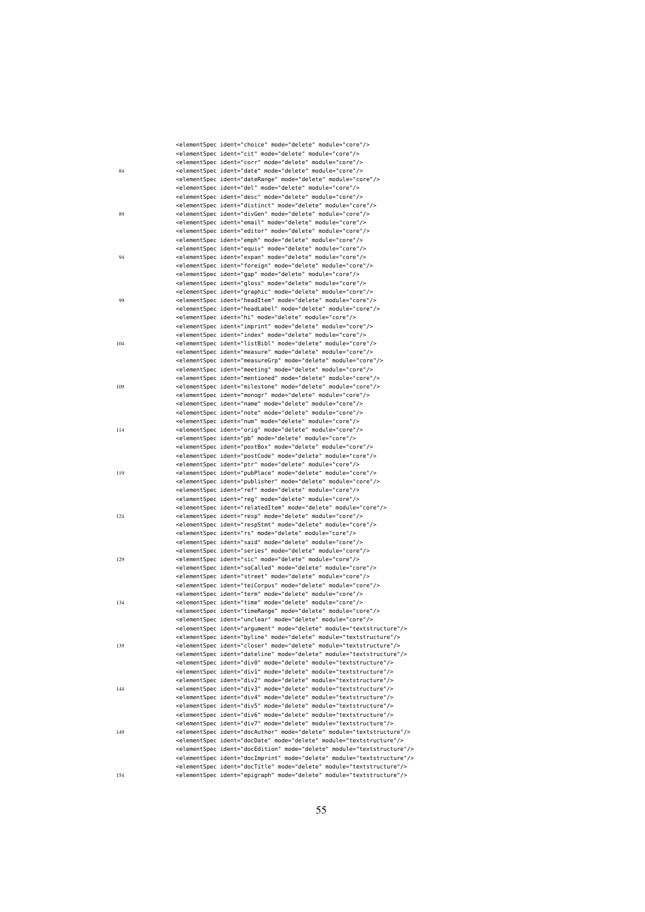```
<elementSpec ident="choice" mode="delete" module="core"/>
<elementSpec ident="cit" mode="delete" module="core"/>
<elementSpec ident="corr" mode="delete" module="core"/>
<elementSpec ident="date" mode="delete" module="core"/>
<elementSpec ident="dateRange" mode="delete" module="core"/>
<elementSpec ident="del" mode="delete" module="core"/>
<elementSpec ident="desc" mode="delete" module="core"/>
<elementSpec ident="distinct" mode="delete" module="core"/>
<elementSpec ident="divGen" mode="delete" module="core"/>
<elementSpec ident="email" mode="delete" module="core"/>
<elementSpec ident="editor" mode="delete" module="core"/>
<elementSpec ident="emph" mode="delete" module="core"/>
<elementSpec ident="equiv" mode="delete" module="core"/>
<elementSpec ident="expan" mode="delete" module="core"/>
<elementSpec ident="foreign" mode="delete" module="core"/>
<elementSpec ident="gap" mode="delete" module="core"/>
<elementSpec ident="gloss" mode="delete" module="core"/>
<elementSpec ident="graphic" mode="delete" module="core"/>
<elementSpec ident="headItem" mode="delete" module="core"/>
<elementSpec ident="headLabel" mode="delete" module="core"/>
<elementSpec ident="hi" mode="delete" module="core"/>
<elementSpec ident="imprint" mode="delete" module="core"/>
<elementSpec ident="index" mode="delete" module="core"/>
<elementSpec ident="listBibl" mode="delete" module="core"/>
<elementSpec ident="measure" mode="delete" module="core"/>
<elementSpec ident="measureGrp" mode="delete" module="core"/>
<elementSpec ident="meeting" mode="delete" module="core"/>
<elementSpec ident="mentioned" mode="delete" module="core"/>
<elementSpec ident="milestone" mode="delete" module="core"/>
<elementSpec ident="monogr" mode="delete" module="core"/>
<elementSpec ident="name" mode="delete" module="core"/>
<elementSpec ident="note" mode="delete" module="core"/>
<elementSpec ident="num" mode="delete" module="core"/>
<elementSpec ident="orig" mode="delete" module="core"/>
<elementSpec ident="pb" mode="delete" module="core"/>
<elementSpec ident="postBox" mode="delete" module="core"/>
<elementSpec ident="postCode" mode="delete" module="core"/>
<elementSpec ident="ptr" mode="delete" module="core"/>
<elementSpec ident="pubPlace" mode="delete" module="core"/>
<elementSpec ident="publisher" mode="delete" module="core"/>
<elementSpec ident="ref" mode="delete" module="core"/>
<elementSpec ident="reg" mode="delete" module="core"/>
<elementSpec ident="relatedItem" mode="delete" module="core"/>
<elementSpec ident="resp" mode="delete" module="core"/>
<elementSpec ident="respStmt" mode="delete" module="core"/>
<elementSpec ident="rs" mode="delete" module="core"/>
<elementSpec ident="said" mode="delete" module="core"/>
<elementSpec ident="series" mode="delete" module="core"/>
<elementSpec ident="sic" mode="delete" module="core"/>
<elementSpec ident="soCalled" mode="delete" module="core"/>
<elementSpec ident="street" mode="delete" module="core"/>
<elementSpec ident="teiCorpus" mode="delete" module="core"/>
<elementSpec ident="term" mode="delete" module="core"/>
<elementSpec ident="time" mode="delete" module="core"/>
<elementSpec ident="timeRange" mode="delete" module="core"/>
<elementSpec ident="unclear" mode="delete" module="core"/>
<elementSpec ident="argument" mode="delete" module="textstructure"/>
<elementSpec ident="byline" mode="delete" module="textstructure"/>
<elementSpec ident="closer" mode="delete" module="textstructure"/>
<elementSpec ident="dateline" mode="delete" module="textstructure"/>
<elementSpec ident="div0" mode="delete" module="textstructure"/>
<elementSpec ident="div1" mode="delete" module="textstructure"/>
<elementSpec ident="div2" mode="delete" module="textstructure"/>
<elementSpec ident="div3" mode="delete" module="textstructure"/>
<elementSpec ident="div4" mode="delete" module="textstructure"/>
<elementSpec ident="div5" mode="delete" module="textstructure"/>
<elementSpec ident="div6" mode="delete" module="textstructure"/>
<elementSpec ident="div7" mode="delete" module="textstructure"/>
<elementSpec ident="docAuthor" mode="delete" module="textstructure"/>
<elementSpec ident="docDate" mode="delete" module="textstructure"/>
<elementSpec ident="docEdition" mode="delete" module="textstructure"/>
<elementSpec ident="docImprint" mode="delete" module="textstructure"/>
<elementSpec ident="docTitle" mode="delete" module="textstructure"/>
<elementSpec ident="epigraph" mode="delete" module="textstructure"/>
```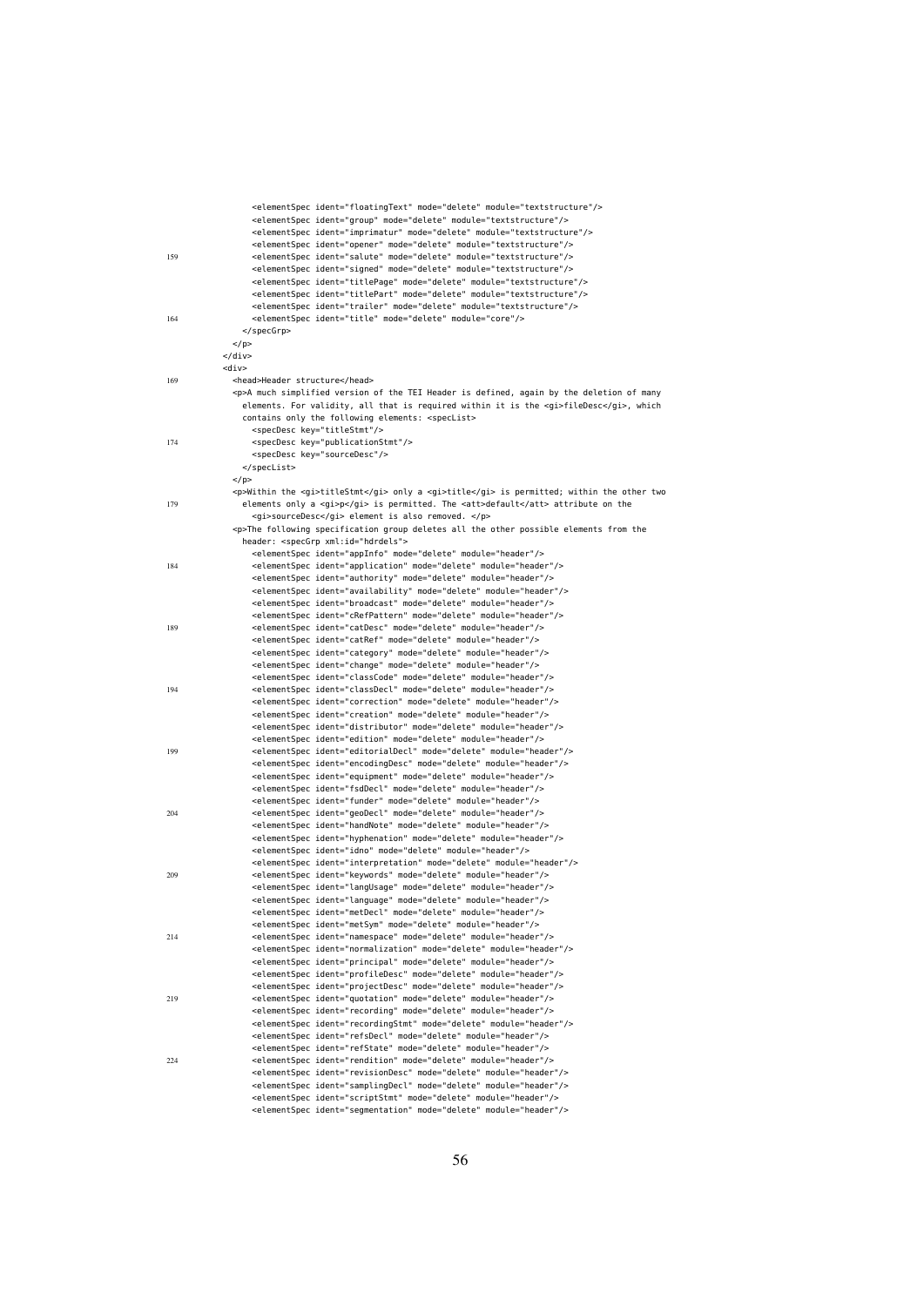```
          <elementSpec ident="floatingText" mode="delete" module="textstructure"/>
          <elementSpec ident="group" mode="delete" module="textstructure"/>
          <elementSpec ident="imprimatur" mode="delete" module="textstructure"/>
          <elementSpec ident="opener" mode="delete" module="textstructure"/>
159       <elementSpec ident="salute" mode="delete" module="textstructure"/>
          <elementSpec ident="signed" mode="delete" module="textstructure"/>
          <elementSpec ident="titlePage" mode="delete" module="textstructure"/>
          <elementSpec ident="titlePart" mode="delete" module="textstructure"/>
          <elementSpec ident="trailer" mode="delete" module="textstructure"/>
164       <elementSpec ident="title" mode="delete" module="core"/>
        </specGrp>
      </p>
    </div>
    <div>
169   <head>Header structure</head>
      <p>A much simplified version of the TEI Header is defined, again by the deletion of many
        elements. For validity, all that is required within it is the <gi>fileDesc</gi>, which
        contains only the following elements: <specList>
          <specDesc key="titleStmt"/>
174       <specDesc key="publicationStmt"/>
          <specDesc key="sourceDesc"/>
        </specList>
      </p>
      <p>Within the <gi>titleStmt</gi> only a <gi>title</gi> is permitted; within the other two
179     elements only a <gi>p</gi> is permitted. The <att>default</att> attribute on the
          <gi>sourceDesc</gi> element is also removed. </p>
      <p>The following specification group deletes all the other possible elements from the
        header: <specGrp xml:id="hdrdels">
          <elementSpec ident="appInfo" mode="delete" module="header"/>
184       <elementSpec ident="application" mode="delete" module="header"/>
          <elementSpec ident="authority" mode="delete" module="header"/>
          <elementSpec ident="availability" mode="delete" module="header"/>
          <elementSpec ident="broadcast" mode="delete" module="header"/>
          <elementSpec ident="cRefPattern" mode="delete" module="header"/>
189       <elementSpec ident="catDesc" mode="delete" module="header"/>
          <elementSpec ident="catRef" mode="delete" module="header"/>
          <elementSpec ident="category" mode="delete" module="header"/>
          <elementSpec ident="change" mode="delete" module="header"/>
          <elementSpec ident="classCode" mode="delete" module="header"/>
194       <elementSpec ident="classDecl" mode="delete" module="header"/>
          <elementSpec ident="correction" mode="delete" module="header"/>
          <elementSpec ident="creation" mode="delete" module="header"/>
          <elementSpec ident="distributor" mode="delete" module="header"/>
          <elementSpec ident="edition" mode="delete" module="header"/>
199       <elementSpec ident="editorialDecl" mode="delete" module="header"/>
          <elementSpec ident="encodingDesc" mode="delete" module="header"/>
          <elementSpec ident="equipment" mode="delete" module="header"/>
          <elementSpec ident="fsdDecl" mode="delete" module="header"/>
          <elementSpec ident="funder" mode="delete" module="header"/>
204       <elementSpec ident="geoDecl" mode="delete" module="header"/>
          <elementSpec ident="handNote" mode="delete" module="header"/>
          <elementSpec ident="hyphenation" mode="delete" module="header"/>
          <elementSpec ident="idno" mode="delete" module="header"/>
          <elementSpec ident="interpretation" mode="delete" module="header"/>
209       <elementSpec ident="keywords" mode="delete" module="header"/>
          <elementSpec ident="langUsage" mode="delete" module="header"/>
          <elementSpec ident="language" mode="delete" module="header"/>
          <elementSpec ident="metDecl" mode="delete" module="header"/>
          <elementSpec ident="metSym" mode="delete" module="header"/>
214       <elementSpec ident="namespace" mode="delete" module="header"/>
          <elementSpec ident="normalization" mode="delete" module="header"/>
          <elementSpec ident="principal" mode="delete" module="header"/>
          <elementSpec ident="profileDesc" mode="delete" module="header"/>
          <elementSpec ident="projectDesc" mode="delete" module="header"/>
219       <elementSpec ident="quotation" mode="delete" module="header"/>
          <elementSpec ident="recording" mode="delete" module="header"/>
          <elementSpec ident="recordingStmt" mode="delete" module="header"/>
          <elementSpec ident="refsDecl" mode="delete" module="header"/>
          <elementSpec ident="refState" mode="delete" module="header"/>
224       <elementSpec ident="rendition" mode="delete" module="header"/>
          <elementSpec ident="revisionDesc" mode="delete" module="header"/>
          <elementSpec ident="samplingDecl" mode="delete" module="header"/>
          <elementSpec ident="scriptStmt" mode="delete" module="header"/>
          <elementSpec ident="segmentation" mode="delete" module="header"/>
```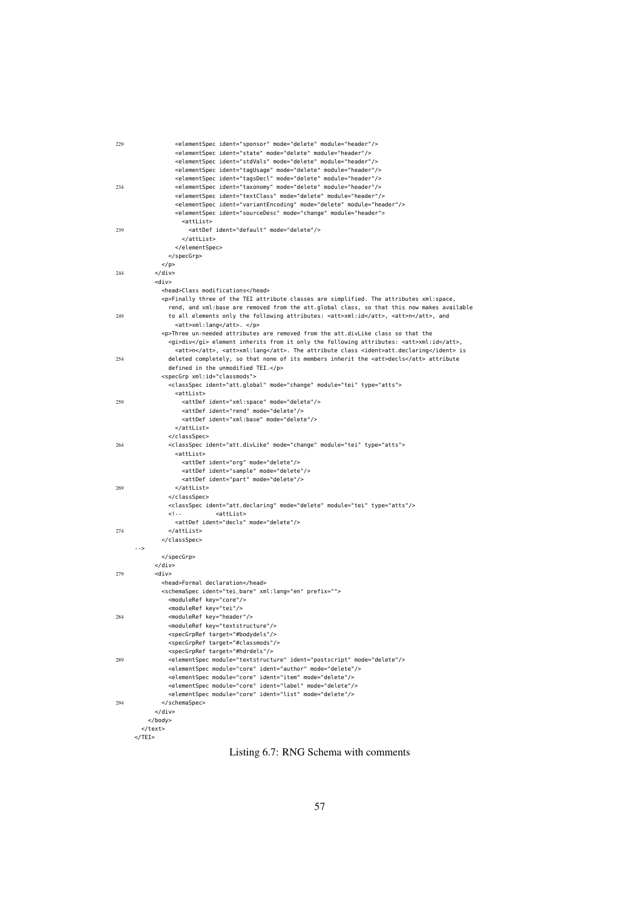```
229            <elementSpec ident="sponsor" mode="delete" module="header"/>
               <elementSpec ident="state" mode="delete" module="header"/>
               <elementSpec ident="stdVals" mode="delete" module="header"/>
               <elementSpec ident="tagUsage" mode="delete" module="header"/>
               <elementSpec ident="tagsDecl" mode="delete" module="header"/>
234            <elementSpec ident="taxonomy" mode="delete" module="header"/>
               <elementSpec ident="textClass" mode="delete" module="header"/>
               <elementSpec ident="variantEncoding" mode="delete" module="header"/>
               <elementSpec ident="sourceDesc" mode="change" module="header">
                 <attList>
239                <attDef ident="default" mode="delete"/>
                 </attList>
               </elementSpec>
             </specGrp>
           </p>
244      </div>
         <div>
           <head>Class modifications</head>
           <p>Finally three of the TEI attribute classes are simplified. The attributes xml:space,
             rend, and xml:base are removed from the att.global class, so that this now makes available
249          to all elements only the following attributes: <att>xml:id</att>, <att>n</att>, and
               <att>xml:lang</att>. </p>
           <p>Three un-needed attributes are removed from the att.divLike class so that the
             <gi>div</gi> element inherits from it only the following attributes: <att>xml:id</att>,
               <att>n</att>, <att>xml:lang</att>. The attribute class <ident>att.declaring</ident> is
254          deleted completely, so that none of its members inherit the <att>decls</att> attribute
             defined in the unmodified TEI.</p>
           <specGrp xml:id="classmods">
             <classSpec ident="att.global" mode="change" module="tei" type="atts">
               <attList>
259              <attDef ident="xml:space" mode="delete"/>
                 <attDef ident="rend" mode="delete"/>
                 <attDef ident="xml:base" mode="delete"/>
               </attList>
             </classSpec>
264          <classSpec ident="att.divLike" mode="change" module="tei" type="atts">
               <attList>
                 <attDef ident="org" mode="delete"/>
                 <attDef ident="sample" mode="delete"/>
                 <attDef ident="part" mode="delete"/>
269            </attList>
             </classSpec>
             <classSpec ident="att.declaring" mode="delete" module="tei" type="atts"/>
             <!--          <attList>
               <attDef ident="decls" mode="delete"/>
274          </attList>
           </classSpec>
   -->
           </specGrp>
         </div>
279      <div>
           <head>Formal declaration</head>
           <schemaSpec ident="tei_bare" xml:lang="en" prefix="">
             <moduleRef key="core"/>
             <moduleRef key="tei"/>
284          <moduleRef key="header"/>
             <moduleRef key="textstructure"/>
             <specGrpRef target="#bodydels"/>
             <specGrpRef target="#classmods"/>
             <specGrpRef target="#hdrdels"/>
289          <elementSpec module="textstructure" ident="postscript" mode="delete"/>
             <elementSpec module="core" ident="author" mode="delete"/>
             <elementSpec module="core" ident="item" mode="delete"/>
             <elementSpec module="core" ident="label" mode="delete"/>
             <elementSpec module="core" ident="list" mode="delete"/>
294        </schemaSpec>
         </div>
       </body>
     </text>
   </TEI>
```

Listing 6.7: RNG Schema with comments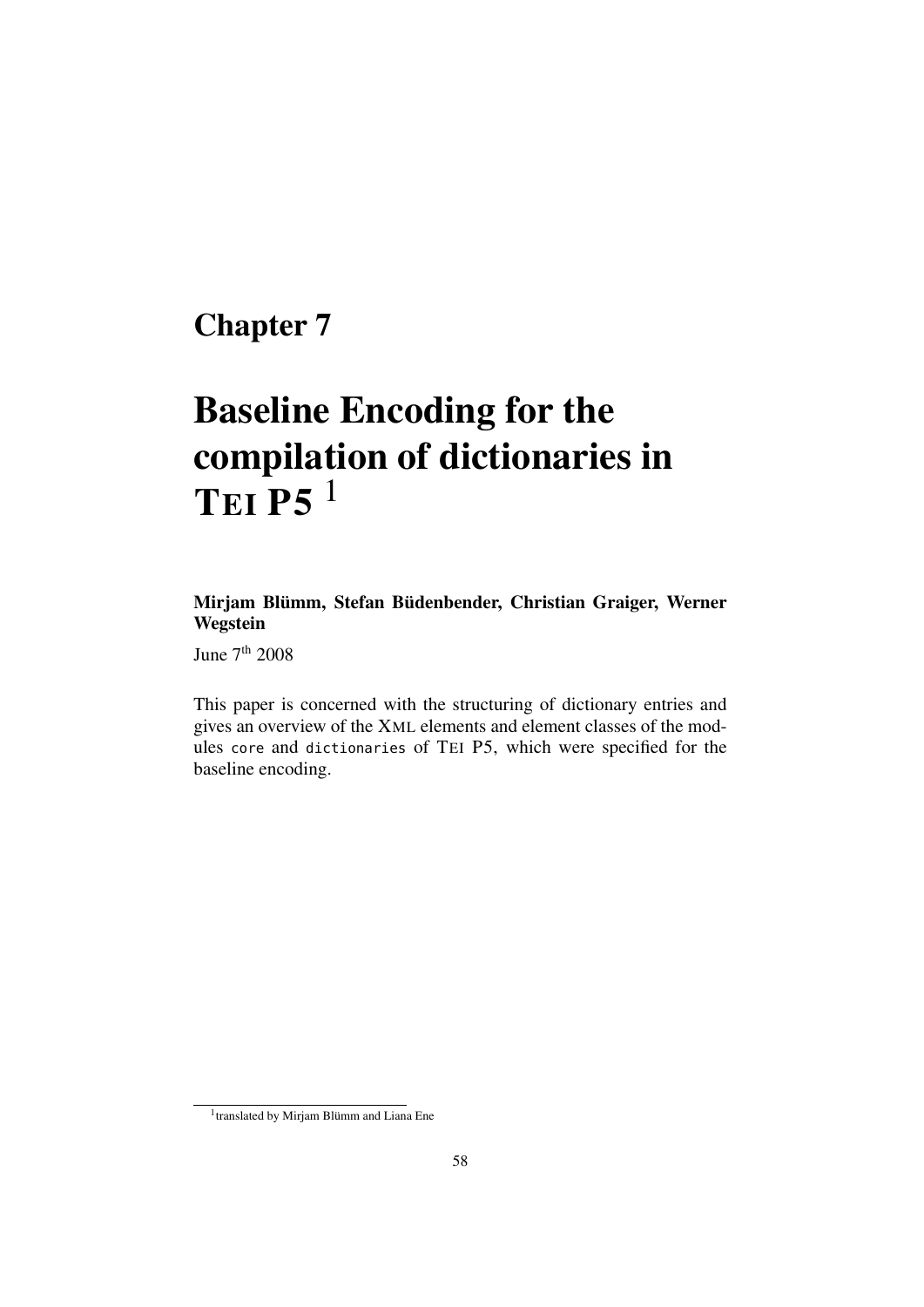# Chapter 7

# Baseline Encoding for the compilation of dictionaries in TEI P5 [1]

**Mirjam Blümm, Stefan Büdenbender, Christian Graiger, Werner Wegstein**

June 7th 2008

This paper is concerned with the structuring of dictionary entries and gives an overview of the XML elements and element classes of the modules `core` and `dictionaries` of TEI P5, which were specified for the baseline encoding.

[1] translated by Mirjam Blümm and Liana Ene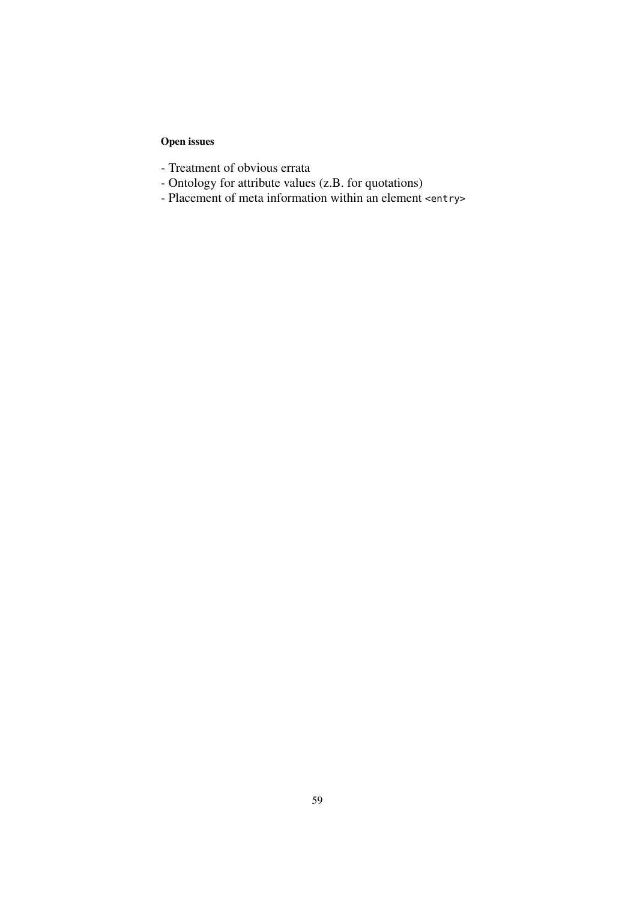**Open issues**

- Treatment of obvious errata
- Ontology for attribute values (z.B. for quotations)
- Placement of meta information within an element `<entry>`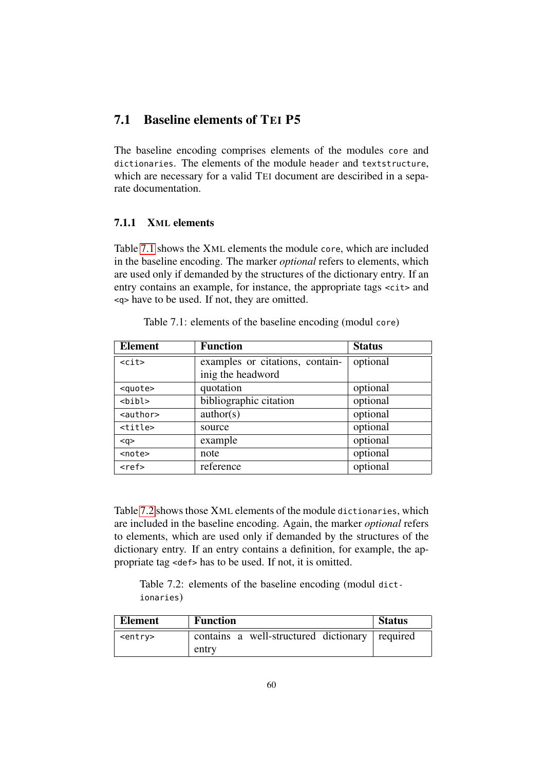## 7.1 Baseline elements of TEI P5

The baseline encoding comprises elements of the modules `core` and `dictionaries`. The elements of the module `header` and `textstructure`, which are necessary for a valid TEI document are descirbed in a separate documentation.

### 7.1.1 XML elements

Table 7.1 shows the XML elements the module `core`, which are included in the baseline encoding. The marker *optional* refers to elements, which are used only if demanded by the structures of the dictionary entry. If an entry contains an example, for instance, the appropriate tags `<cit>` and `<q>` have to be used. If not, they are omitted.

Table 7.1: elements of the baseline encoding (modul `core`)

| Element | Function | Status |
|---|---|---|
| `<cit>` | examples or citations, containig the headword | optional |
| `<quote>` | quotation | optional |
| `<bibl>` | bibliographic citation | optional |
| `<author>` | author(s) | optional |
| `<title>` | source | optional |
| `<q>` | example | optional |
| `<note>` | note | optional |
| `<ref>` | reference | optional |

Table 7.2 shows those XML elements of the module `dictionaries`, which are included in the baseline encoding. Again, the marker *optional* refers to elements, which are used only if demanded by the structures of the dictionary entry. If an entry contains a definition, for example, the appropriate tag `<def>` has to be used. If not, it is omitted.

Table 7.2: elements of the baseline encoding (modul `dictionaries`)

| Element | Function | Status |
|---|---|---|
| `<entry>` | contains a well-structured dictionary entry | required |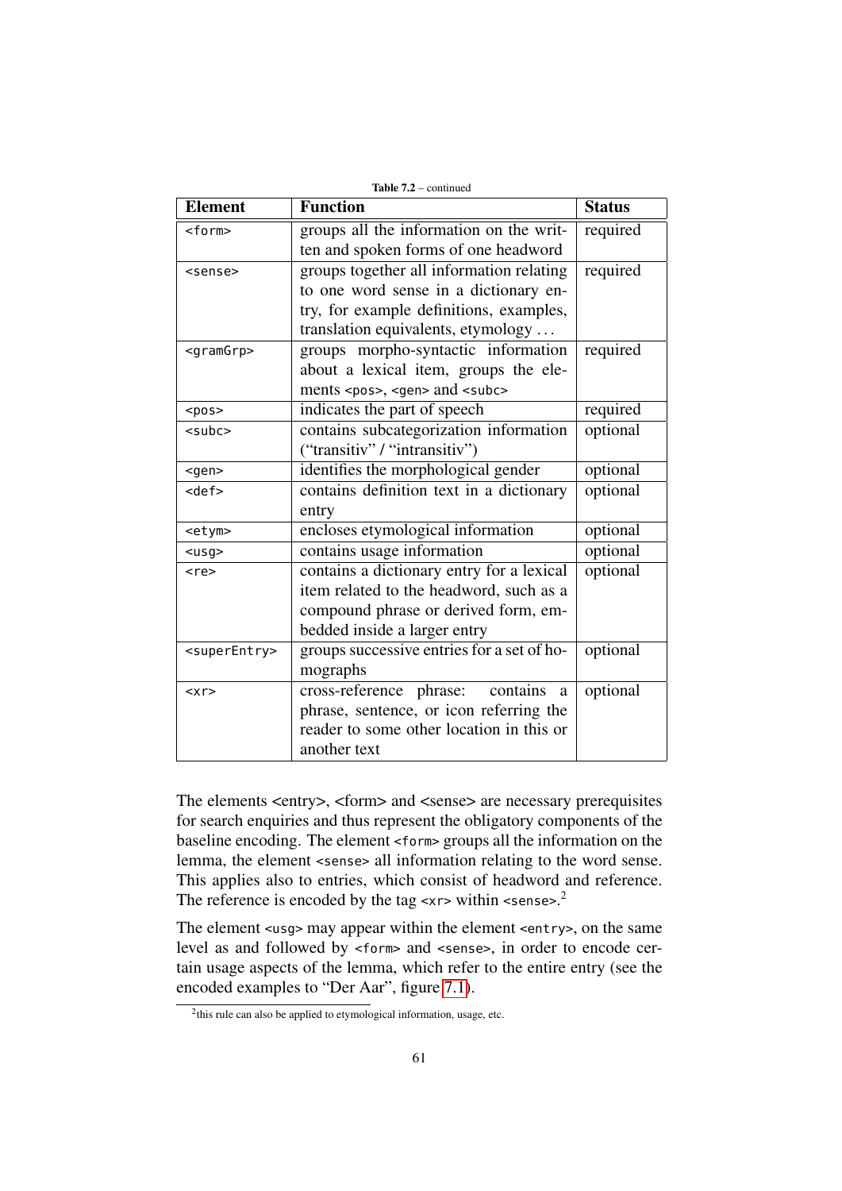**Table 7.2** – continued

| Element | Function | Status |
|---|---|---|
| `<form>` | groups all the information on the written and spoken forms of one headword | required |
| `<sense>` | groups together all information relating to one word sense in a dictionary entry, for example definitions, examples, translation equivalents, etymology ... | required |
| `<gramGrp>` | groups morpho-syntactic information about a lexical item, groups the elements `<pos>`, `<gen>` and `<subc>` | required |
| `<pos>` | indicates the part of speech | required |
| `<subc>` | contains subcategorization information (“transitiv” / “intransitiv”) | optional |
| `<gen>` | identifies the morphological gender | optional |
| `<def>` | contains definition text in a dictionary entry | optional |
| `<etym>` | encloses etymological information | optional |
| `<usg>` | contains usage information | optional |
| `<re>` | contains a dictionary entry for a lexical item related to the headword, such as a compound phrase or derived form, embedded inside a larger entry | optional |
| `<superEntry>` | groups successive entries for a set of homographs | optional |
| `<xr>` | cross-reference phrase: contains a phrase, sentence, or icon referring the reader to some other location in this or another text | optional |

The elements <entry>, <form> and <sense> are necessary prerequisites for search enquiries and thus represent the obligatory components of the baseline encoding. The element `<form>` groups all the information on the lemma, the element `<sense>` all information relating to the word sense. This applies also to entries, which consist of headword and reference. The reference is encoded by the tag `<xr>` within `<sense>`.[2]

The element `<usg>` may appear within the element `<entry>`, on the same level as and followed by `<form>` and `<sense>`, in order to encode certain usage aspects of the lemma, which refer to the entire entry (see the encoded examples to “Der Aar”, figure 7.1).

[2] this rule can also be applied to etymological information, usage, etc.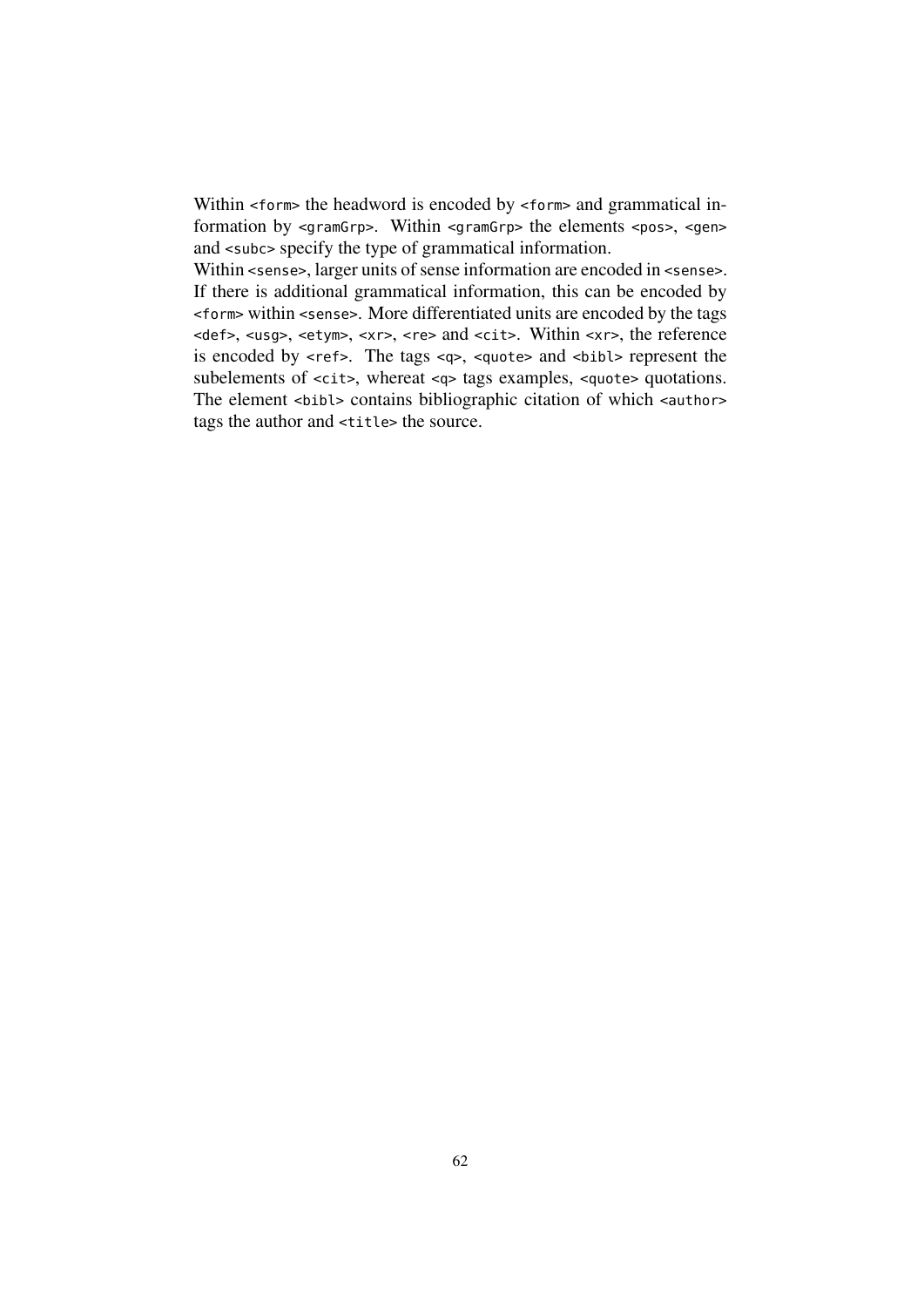Within `<form>` the headword is encoded by `<form>` and grammatical information by `<gramGrp>`. Within `<gramGrp>` the elements `<pos>`, `<gen>` and `<subc>` specify the type of grammatical information.

Within `<sense>`, larger units of sense information are encoded in `<sense>`. If there is additional grammatical information, this can be encoded by `<form>` within `<sense>`. More differentiated units are encoded by the tags `<def>`, `<usg>`, `<etym>`, `<xr>`, `<re>` and `<cit>`. Within `<xr>`, the reference is encoded by `<ref>`. The tags `<q>`, `<quote>` and `<bibl>` represent the subelements of `<cit>`, whereat `<q>` tags examples, `<quote>` quotations. The element `<bibl>` contains bibliographic citation of which `<author>` tags the author and `<title>` the source.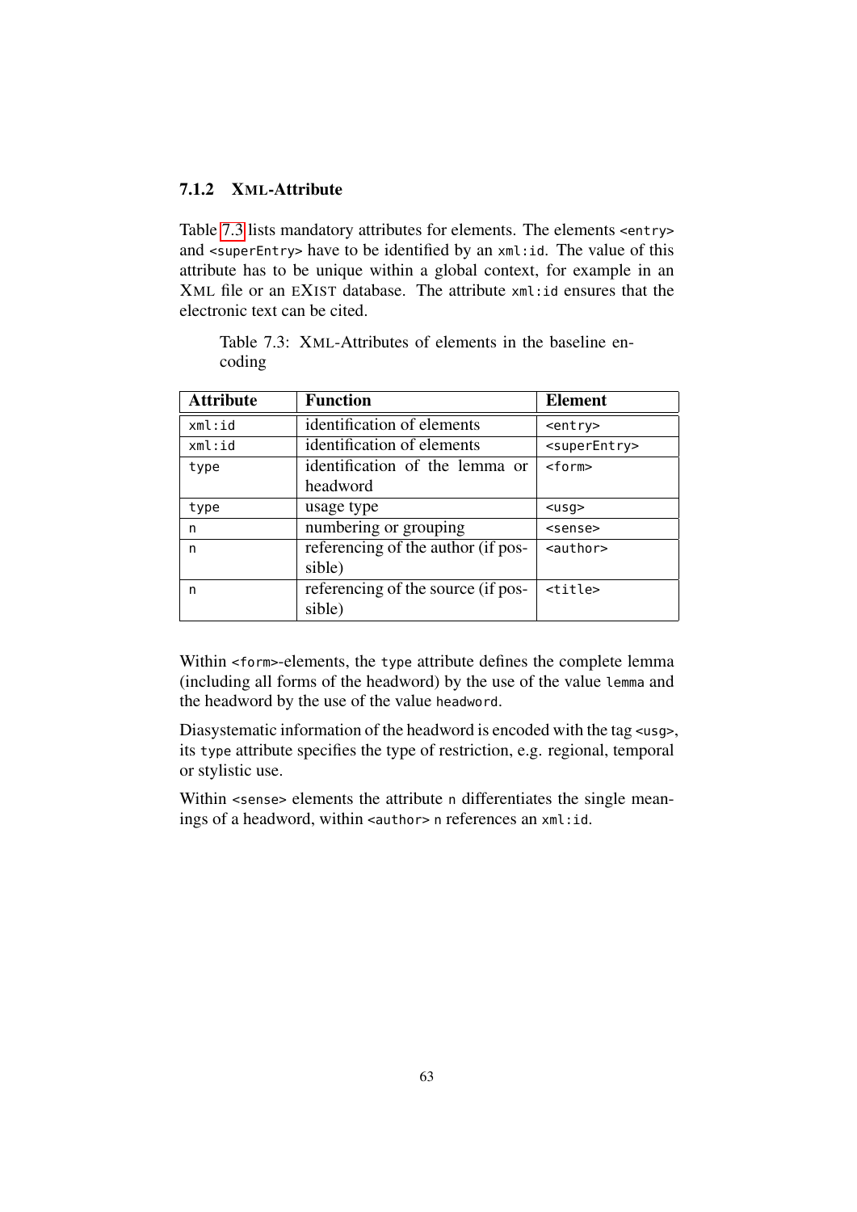### 7.1.2 XML-Attribute

Table 7.3 lists mandatory attributes for elements. The elements `<entry>` and `<superEntry>` have to be identified by an `xml:id`. The value of this attribute has to be unique within a global context, for example in an XML file or an EXIST database. The attribute `xml:id` ensures that the electronic text can be cited.

Table 7.3: XML-Attributes of elements in the baseline encoding

| Attribute | Function | Element |
|---|---|---|
| `xml:id` | identification of elements | `<entry>` |
| `xml:id` | identification of elements | `<superEntry>` |
| `type` | identification of the lemma or headword | `<form>` |
| `type` | usage type | `<usg>` |
| `n` | numbering or grouping | `<sense>` |
| `n` | referencing of the author (if possible) | `<author>` |
| `n` | referencing of the source (if possible) | `<title>` |

Within `<form>`-elements, the `type` attribute defines the complete lemma (including all forms of the headword) by the use of the value `lemma` and the headword by the use of the value `headword`.

Diasystematic information of the headword is encoded with the tag `<usg>`, its `type` attribute specifies the type of restriction, e.g. regional, temporal or stylistic use.

Within `<sense>` elements the attribute `n` differentiates the single meanings of a headword, within `<author>` `n` references an `xml:id`.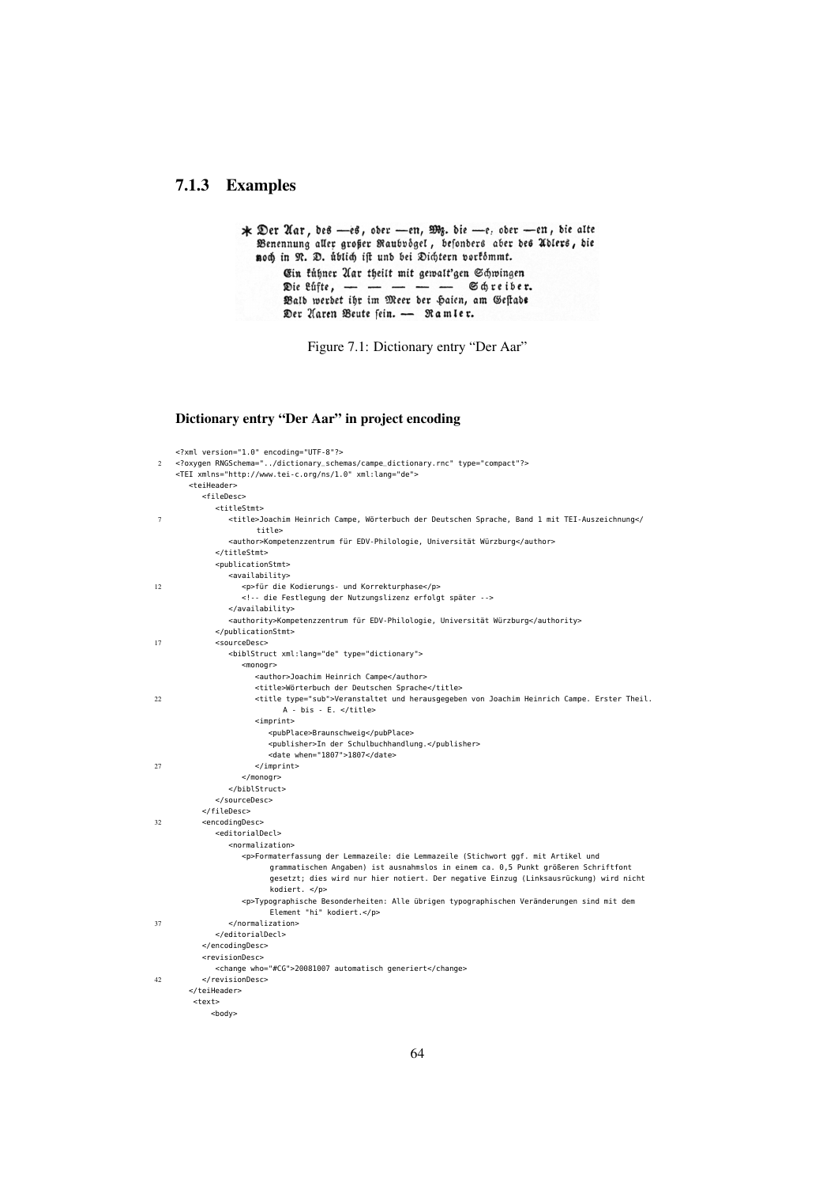### 7.1.3 Examples

Der Aar, des —es, oder —en, Mz. die —e, oder —en, die alte Benennung aller großer Raubvögel, besonders aber des Adlers, die noch in N. D. üblich ist und bei Dichtern vorkömmt.
Ein kühner Aar theilt mit gewalt'gen Schwingen
Die Lüfte, — — — — — Schreiber.
Bald werdet ihr im Meer der Haien, am Gestade
Der Aaren Beute sein. — Ramler.

Figure 7.1: Dictionary entry "Der Aar"

#### Dictionary entry "Der Aar" in project encoding

```
<?xml version="1.0" encoding="UTF-8"?>
<?oxygen RNGSchema="../dictionary_schemas/campe_dictionary.rnc" type="compact"?>
<TEI xmlns="http://www.tei-c.org/ns/1.0" xml:lang="de">
   <teiHeader>
      <fileDesc>
         <titleStmt>
            <title>Joachim Heinrich Campe, Wörterbuch der Deutschen Sprache, Band 1 mit TEI-Auszeichnung</
                title>
            <author>Kompetenzzentrum für EDV-Philologie, Universität Würzburg</author>
         </titleStmt>
         <publicationStmt>
            <availability>
               <p>für die Kodierungs- und Korrekturphase</p>
               <!-- die Festlegung der Nutzungslizenz erfolgt später -->
            </availability>
            <authority>Kompetenzzentrum für EDV-Philologie, Universität Würzburg</authority>
         </publicationStmt>
         <sourceDesc>
            <biblStruct xml:lang="de" type="dictionary">
               <monogr>
                  <author>Joachim Heinrich Campe</author>
                  <title>Wörterbuch der Deutschen Sprache</title>
                  <title type="sub">Veranstaltet und herausgegeben von Joachim Heinrich Campe. Erster Theil.
                        A - bis - E. </title>
                  <imprint>
                     <pubPlace>Braunschweig</pubPlace>
                     <publisher>In der Schulbuchhandlung.</publisher>
                     <date when="1807">1807</date>
                  </imprint>
               </monogr>
            </biblStruct>
         </sourceDesc>
      </fileDesc>
      <encodingDesc>
         <editorialDecl>
            <normalization>
               <p>Formaterfassung der Lemmazeile: die Lemmazeile (Stichwort ggf. mit Artikel und
                     grammatischen Angaben) ist ausnahmslos in einem ca. 0,5 Punkt größeren Schriftfont
                     gesetzt; dies wird nur hier notiert. Der negative Einzug (Linksausrückung) wird nicht
                     kodiert. </p>
               <p>Typographische Besonderheiten: Alle übrigen typographischen Veränderungen sind mit dem
                     Element "hi" kodiert.</p>
            </normalization>
         </editorialDecl>
      </encodingDesc>
      <revisionDesc>
         <change who="#CG">20081007 automatisch generiert</change>
      </revisionDesc>
   </teiHeader>
   <text>
      <body>
```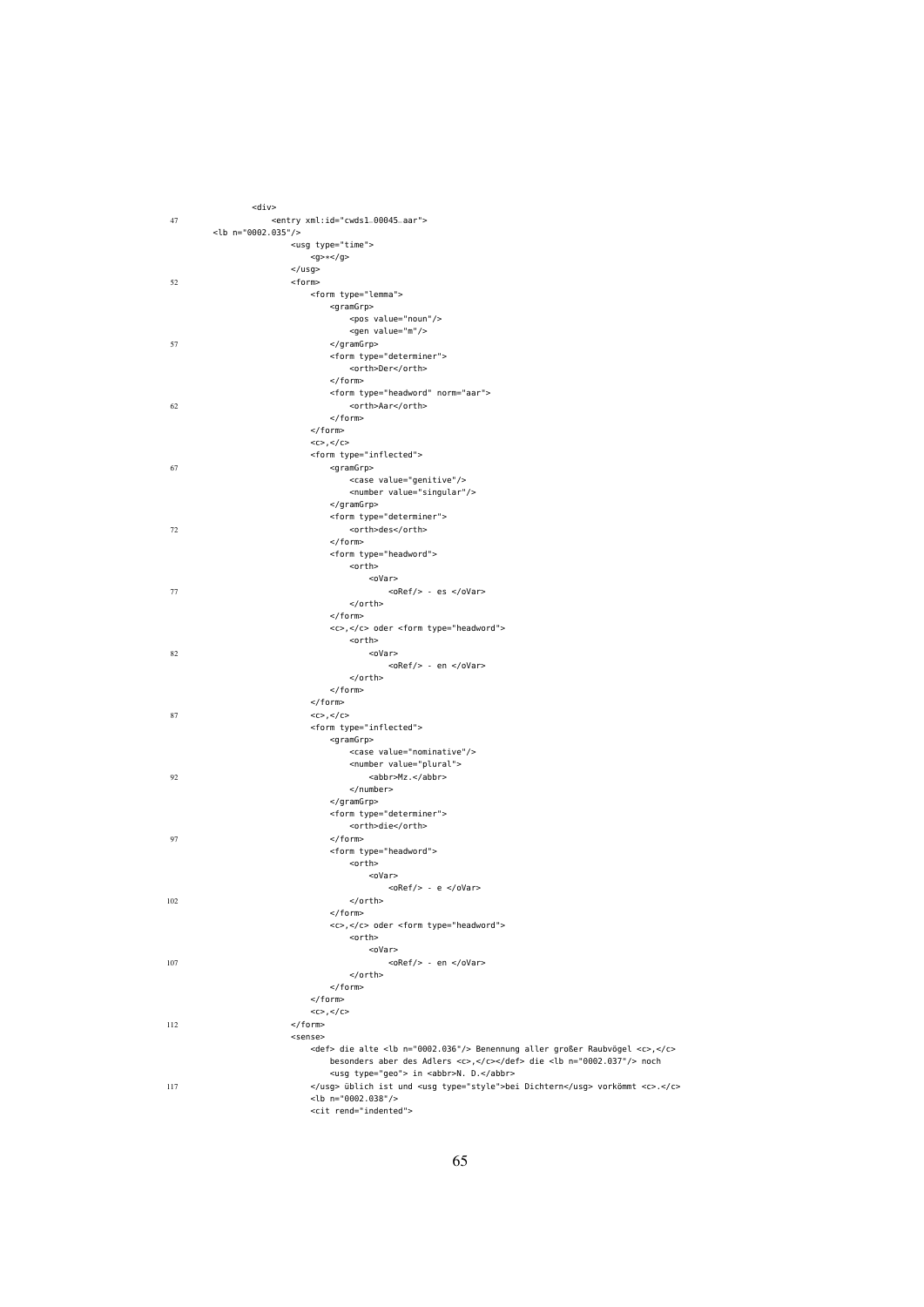```
        <div>
47          <entry xml:id="cwds1_00045_aar">
    <lb n="0002.035"/>
                <usg type="time">
                    <g>*</g>
                </usg>
52              <form>
                    <form type="lemma">
                        <gramGrp>
                            <pos value="noun"/>
                            <gen value="m"/>
57                      </gramGrp>
                        <form type="determiner">
                            <orth>Der</orth>
                        </form>
                        <form type="headword" norm="aar">
62                          <orth>Aar</orth>
                        </form>
                    </form>
                    <c>,</c>
                    <form type="inflected">
67                      <gramGrp>
                            <case value="genitive"/>
                            <number value="singular"/>
                        </gramGrp>
                        <form type="determiner">
72                          <orth>des</orth>
                        </form>
                        <form type="headword">
                            <orth>
                                <oVar>
77                                  <oRef/> - es </oVar>
                            </orth>
                        </form>
                        <c>,</c> oder <form type="headword">
                            <orth>
82                              <oVar>
                                    <oRef/> - en </oVar>
                            </orth>
                        </form>
                    </form>
87                  <c>,</c>
                    <form type="inflected">
                        <gramGrp>
                            <case value="nominative"/>
                            <number value="plural">
92                              <abbr>Mz.</abbr>
                            </number>
                        </gramGrp>
                        <form type="determiner">
                            <orth>die</orth>
97                      </form>
                        <form type="headword">
                            <orth>
                                <oVar>
                                    <oRef/> - e </oVar>
102                         </orth>
                        </form>
                        <c>,</c> oder <form type="headword">
                            <orth>
                                <oVar>
107                                 <oRef/> - en </oVar>
                            </orth>
                        </form>
                    </form>
                    <c>,</c>
112             </form>
                <sense>
                    <def> die alte <lb n="0002.036"/> Benennung aller großer Raubvögel <c>,</c>
                        besonders aber des Adlers <c>,</c></def> die <lb n="0002.037"/> noch
                        <usg type="geo"> in <abbr>N. D.</abbr>
117                 </usg> üblich ist und <usg type="style">bei Dichtern</usg> vorkömmt <c>.</c>
                    <lb n="0002.038"/>
                    <cit rend="indented">
```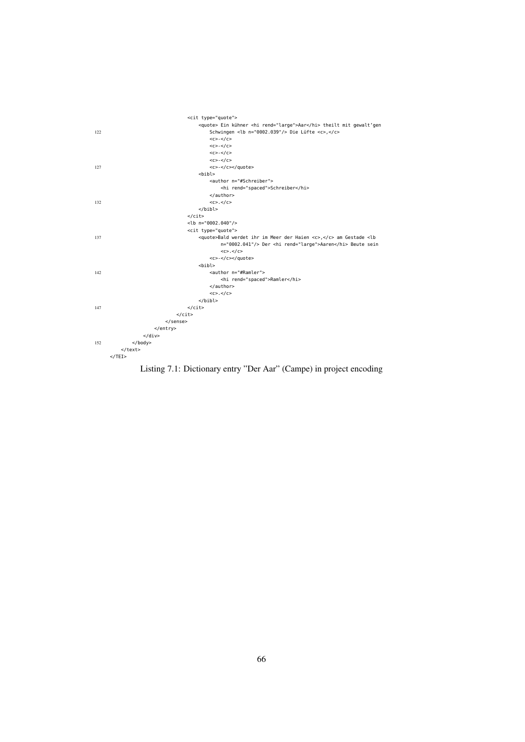```xml
                    <cit type="quote">
                        <quote> Ein kühner <hi rend="large">Aar</hi> theilt mit gewalt’gen
                            Schwingen <lb n="0002.039"/> Die Lüfte <c>,</c>
                            <c>-</c>
                            <c>-</c>
                            <c>-</c>
                            <c>-</c>
                            <c>-</c></quote>
                        <bibl>
                            <author n="#Schreiber">
                                <hi rend="spaced">Schreiber</hi>
                            </author>
                            <c>.</c>
                        </bibl>
                    </cit>
                    <lb n="0002.040"/>
                    <cit type="quote">
                        <quote>Bald werdet ihr im Meer der Haien <c>,</c> am Gestade <lb
                                n="0002.041"/> Der <hi rend="large">Aaren</hi> Beute sein
                                <c>.</c>
                            <c>-</c></quote>
                        <bibl>
                            <author n="#Ramler">
                                <hi rend="spaced">Ramler</hi>
                            </author>
                            <c>.</c>
                        </bibl>
                    </cit>
                </cit>
            </sense>
        </entry>
    </div>
</body>
</text>
</TEI>
```

Listing 7.1: Dictionary entry "Der Aar" (Campe) in project encoding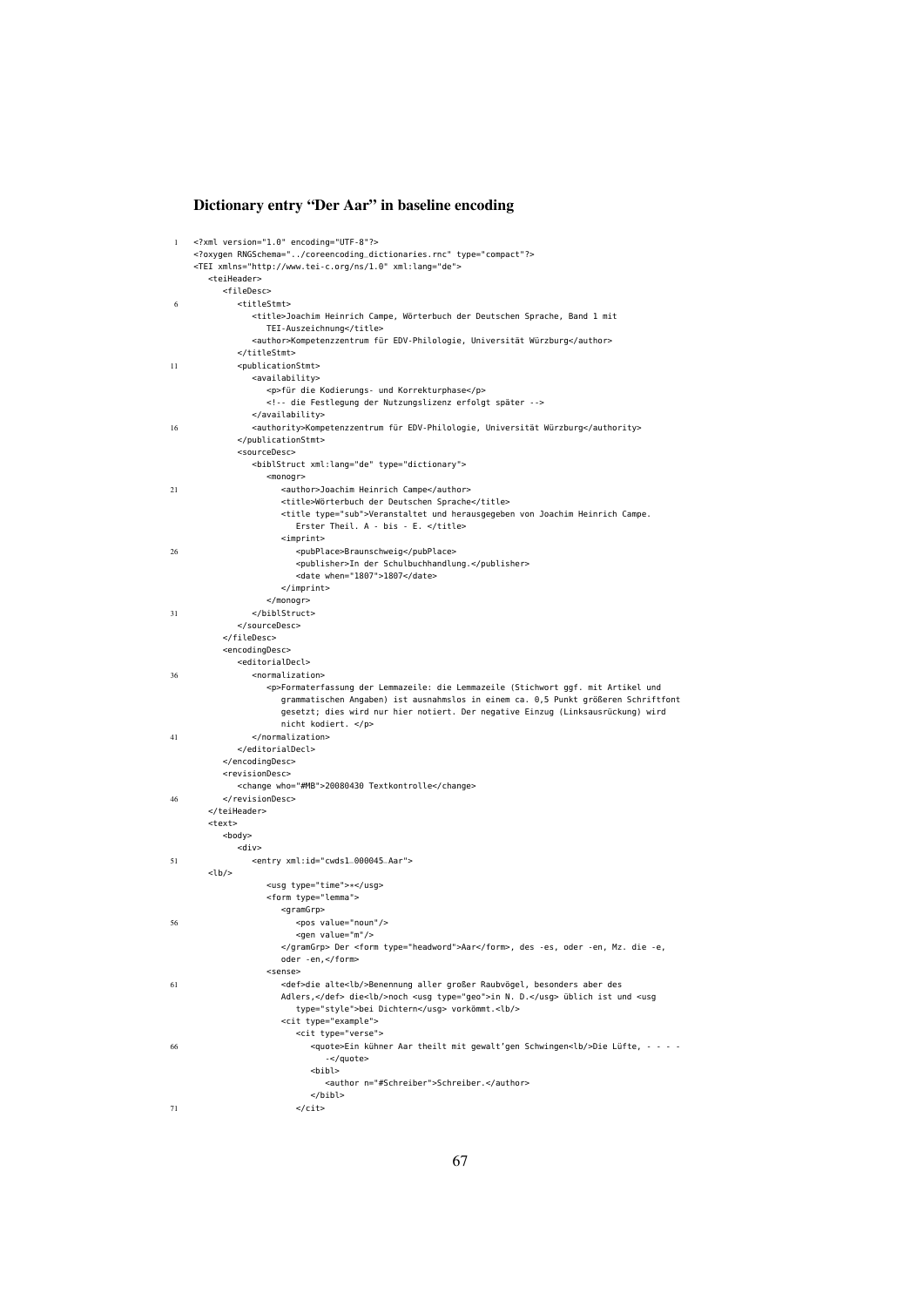### Dictionary entry “Der Aar” in baseline encoding

```
<?xml version="1.0" encoding="UTF-8"?>
<?oxygen RNGSchema="../coreencoding_dictionaries.rnc" type="compact"?>
<TEI xmlns="http://www.tei-c.org/ns/1.0" xml:lang="de">
   <teiHeader>
      <fileDesc>
         <titleStmt>
            <title>Joachim Heinrich Campe, Wörterbuch der Deutschen Sprache, Band 1 mit
               TEI-Auszeichnung</title>
            <author>Kompetenzzentrum für EDV-Philologie, Universität Würzburg</author>
         </titleStmt>
         <publicationStmt>
            <availability>
               <p>für die Kodierungs- und Korrekturphase</p>
               <!-- die Festlegung der Nutzungslizenz erfolgt später -->
            </availability>
            <authority>Kompetenzzentrum für EDV-Philologie, Universität Würzburg</authority>
         </publicationStmt>
         <sourceDesc>
            <biblStruct xml:lang="de" type="dictionary">
               <monogr>
                  <author>Joachim Heinrich Campe</author>
                  <title>Wörterbuch der Deutschen Sprache</title>
                  <title type="sub">Veranstaltet und herausgegeben von Joachim Heinrich Campe.
                     Erster Theil. A - bis - E. </title>
                  <imprint>
                     <pubPlace>Braunschweig</pubPlace>
                     <publisher>In der Schulbuchhandlung.</publisher>
                     <date when="1807">1807</date>
                  </imprint>
               </monogr>
            </biblStruct>
         </sourceDesc>
      </fileDesc>
      <encodingDesc>
         <editorialDecl>
            <normalization>
               <p>Formaterfassung der Lemmazeile: die Lemmazeile (Stichwort ggf. mit Artikel und
                  grammatischen Angaben) ist ausnahmslos in einem ca. 0,5 Punkt größeren Schriftfont
                  gesetzt; dies wird nur hier notiert. Der negative Einzug (Linksausrückung) wird
                  nicht kodiert. </p>
            </normalization>
         </editorialDecl>
      </encodingDesc>
      <revisionDesc>
         <change who="#MB">20080430 Textkontrolle</change>
      </revisionDesc>
   </teiHeader>
   <text>
      <body>
         <div>
            <entry xml:id="cwds1_000045_Aar">
   <lb/>
               <usg type="time">*</usg>
               <form type="lemma">
                  <gramGrp>
                     <pos value="noun"/>
                     <gen value="m"/>
                  </gramGrp> Der <form type="headword">Aar</form>, des -es, oder -en, Mz. die -e,
                  oder -en,</form>
               <sense>
                  <def>die alte<lb/>Benennung aller großer Raubvögel, besonders aber des
                  Adlers,</def> die<lb/>noch <usg type="geo">in N. D.</usg> üblich ist und <usg
                     type="style">bei Dichtern</usg> vorkömmt.<lb/>
                  <cit type="example">
                     <cit type="verse">
                        <quote>Ein kühner Aar theilt mit gewalt'gen Schwingen<lb/>Die Lüfte, - - - -
                           -</quote>
                        <bibl>
                           <author n="#Schreiber">Schreiber.</author>
                        </bibl>
                     </cit>
```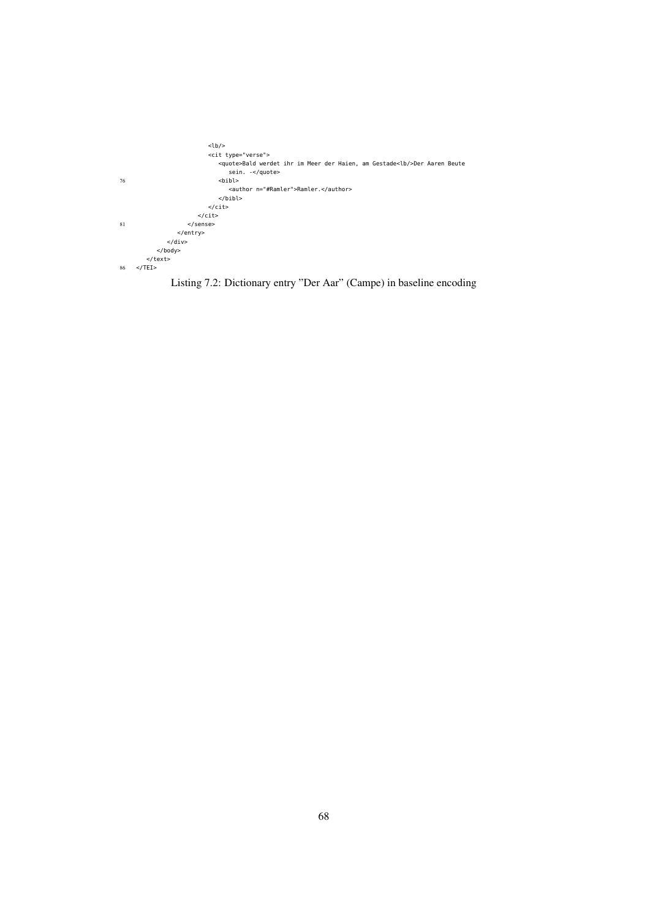```
                        <lb/>
                        <cit type="verse">
                           <quote>Bald werdet ihr im Meer der Haien, am Gestade<lb/>Der Aaren Beute
                              sein. -</quote>
76                         <bibl>
                              <author n="#Ramler">Ramler.</author>
                           </bibl>
                        </cit>
                     </cit>
81                </sense>
               </entry>
            </div>
         </body>
      </text>
86 </TEI>
```

Listing 7.2: Dictionary entry "Der Aar" (Campe) in baseline encoding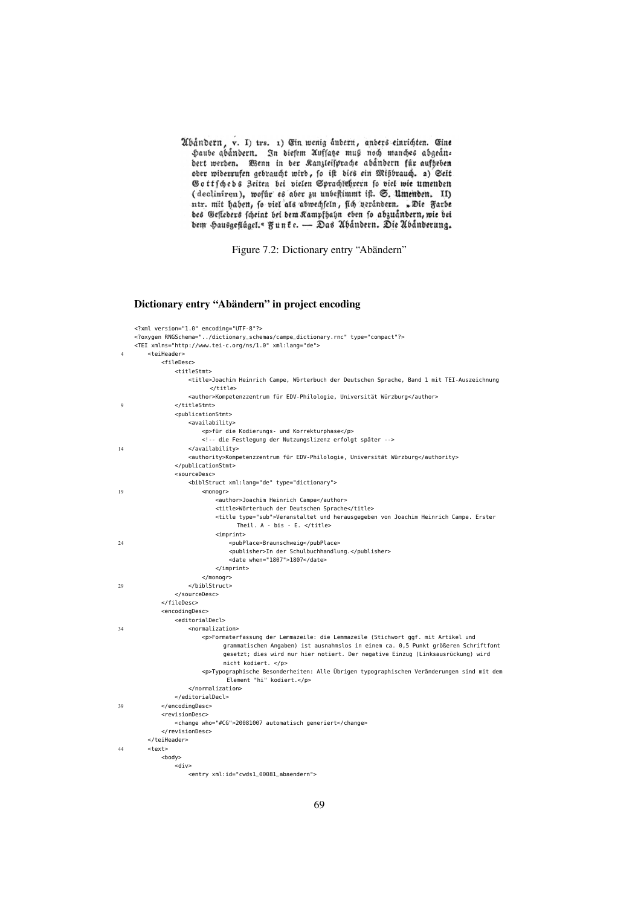Abändern, v. I) trs. 1) Ein wenig ändern, anders einrichten. Eine Haube abändern. In diesem Aufsatze muß noch manches abgeändert werden. Wenn in der Kanzleisprache abändern für aufheben oder widerrufen gebraucht wird, so ist dies ein Mißbrauch. 2) Seit Gottscheds Zeiten bei vielen Sprachlehrern so viel wie umenden (decliniren), wofür es aber zu unbestimmt ist. S. Umenden. II) ntr. mit haben, so viel als abwechseln, sich verändern. „Die Farbe des Gefieders scheint bei dem Kampfhahn eben so abzuändern, wie bei dem Hausgeflügel.“ Funke. — Das Abändern. Die Abänderung.

Figure 7.2: Dictionary entry "Abändern"

### Dictionary entry "Abändern" in project encoding

```
<?xml version="1.0" encoding="UTF-8"?>
<?oxygen RNGSchema="../dictionary_schemas/campe_dictionary.rnc" type="compact"?>
<TEI xmlns="http://www.tei-c.org/ns/1.0" xml:lang="de">
    <teiHeader>
        <fileDesc>
            <titleStmt>
                <title>Joachim Heinrich Campe, Wörterbuch der Deutschen Sprache, Band 1 mit TEI-Auszeichnung
                    </title>
                <author>Kompetenzzentrum für EDV-Philologie, Universität Würzburg</author>
            </titleStmt>
            <publicationStmt>
                <availability>
                    <p>für die Kodierungs- und Korrekturphase</p>
                    <!-- die Festlegung der Nutzungslizenz erfolgt später -->
                </availability>
                <authority>Kompetenzzentrum für EDV-Philologie, Universität Würzburg</authority>
            </publicationStmt>
            <sourceDesc>
                <biblStruct xml:lang="de" type="dictionary">
                    <monogr>
                        <author>Joachim Heinrich Campe</author>
                        <title>Wörterbuch der Deutschen Sprache</title>
                        <title type="sub">Veranstaltet und herausgegeben von Joachim Heinrich Campe. Erster
                            Theil. A - bis - E. </title>
                        <imprint>
                            <pubPlace>Braunschweig</pubPlace>
                            <publisher>In der Schulbuchhandlung.</publisher>
                            <date when="1807">1807</date>
                        </imprint>
                    </monogr>
                </biblStruct>
            </sourceDesc>
        </fileDesc>
        <encodingDesc>
            <editorialDecl>
                <normalization>
                    <p>Formaterfassung der Lemmazeile: die Lemmazeile (Stichwort ggf. mit Artikel und
                        grammatischen Angaben) ist ausnahmslos in einem ca. 0,5 Punkt größeren Schriftfont
                        gesetzt; dies wird nur hier notiert. Der negative Einzug (Linksausrückung) wird
                        nicht kodiert. </p>
                    <p>Typographische Besonderheiten: Alle Übrigen typographischen Veränderungen sind mit dem
                        Element "hi" kodiert.</p>
                </normalization>
            </editorialDecl>
        </encodingDesc>
        <revisionDesc>
            <change who="#CG">20081007 automatisch generiert</change>
        </revisionDesc>
    </teiHeader>
    <text>
        <body>
            <div>
                <entry xml:id="cwds1_00081_abaendern">
```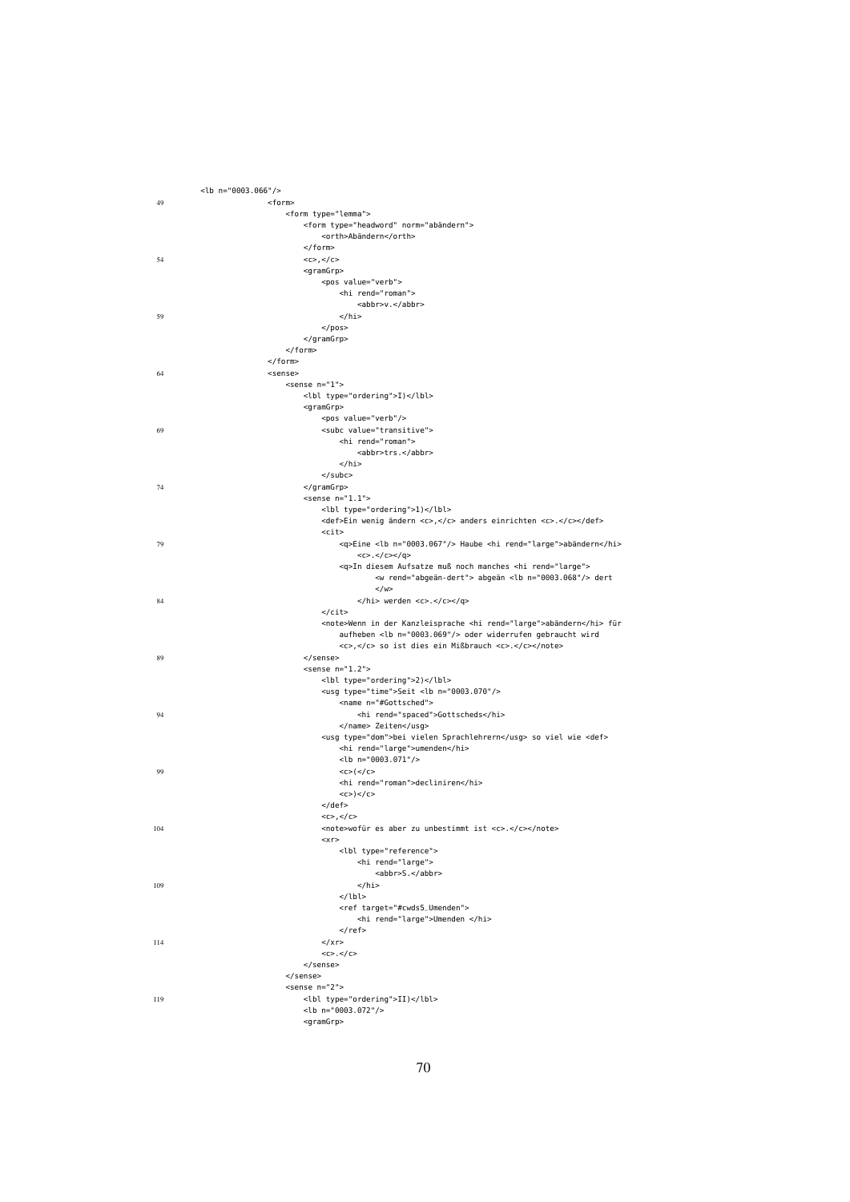```
<lb n="0003.066"/>
49                    <form>
                          <form type="lemma">
                              <form type="headword" norm="abändern">
                                  <orth>Abändern</orth>
                              </form>
54                            <c>,</c>
                              <gramGrp>
                                  <pos value="verb">
                                      <hi rend="roman">
                                          <abbr>v.</abbr>
59                                    </hi>
                                  </pos>
                              </gramGrp>
                          </form>
                      </form>
64                    <sense>
                          <sense n="1">
                              <lbl type="ordering">I)</lbl>
                              <gramGrp>
                                  <pos value="verb"/>
69                                <subc value="transitive">
                                      <hi rend="roman">
                                          <abbr>trs.</abbr>
                                      </hi>
                                  </subc>
74                            </gramGrp>
                              <sense n="1.1">
                                  <lbl type="ordering">1)</lbl>
                                  <def>Ein wenig ändern <c>,</c> anders einrichten <c>.</c></def>
                                  <cit>
79                                    <q>Eine <lb n="0003.067"/> Haube <hi rend="large">abändern</hi>
                                          <c>.</c></q>
                                      <q>In diesem Aufsatze muß noch manches <hi rend="large">
                                              <w rend="abgeän-dert"> abgeän <lb n="0003.068"/> dert
                                              </w>
84                                        </hi> werden <c>.</c></q>
                                  </cit>
                                  <note>Wenn in der Kanzleisprache <hi rend="large">abändern</hi> für
                                      aufheben <lb n="0003.069"/> oder widerrufen gebraucht wird
                                      <c>,</c> so ist dies ein Mißbrauch <c>.</c></note>
89                            </sense>
                              <sense n="1.2">
                                  <lbl type="ordering">2)</lbl>
                                  <usg type="time">Seit <lb n="0003.070"/>
                                      <name n="#Gottsched">
94                                        <hi rend="spaced">Gottscheds</hi>
                                      </name> Zeiten</usg>
                                  <usg type="dom">bei vielen Sprachlehrern</usg> so viel wie <def>
                                      <hi rend="large">umenden</hi>
                                      <lb n="0003.071"/>
99                                    <c>(</c>
                                      <hi rend="roman">decliniren</hi>
                                      <c>)</c>
                                  </def>
                                  <c>,</c>
104                               <note>wofür es aber zu unbestimmt ist <c>.</c></note>
                                  <xr>
                                      <lbl type="reference">
                                          <hi rend="large">
                                              <abbr>S.</abbr>
109                                       </hi>
                                      </lbl>
                                      <ref target="#cwds5_Umenden">
                                          <hi rend="large">Umenden </hi>
                                      </ref>
114                               </xr>
                                  <c>.</c>
                              </sense>
                          </sense>
                          <sense n="2">
119                           <lbl type="ordering">II)</lbl>
                              <lb n="0003.072"/>
                              <gramGrp>
```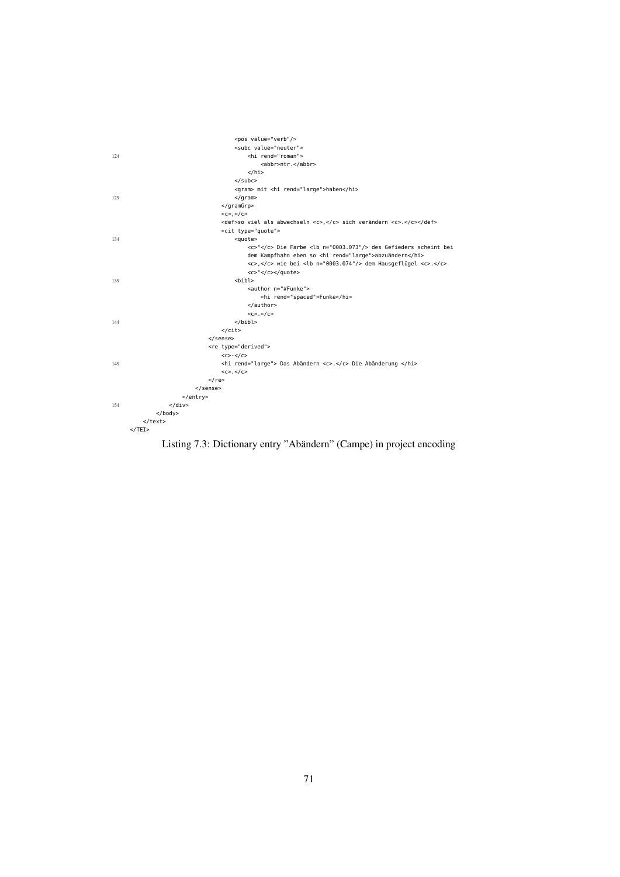```
                        <pos value="verb"/>
                        <subc value="neuter">
124                         <hi rend="roman">
                                <abbr>ntr.</abbr>
                            </hi>
                        </subc>
                        <gram> mit <hi rend="large">haben</hi>
129                     </gram>
                    </gramGrp>
                    <c>,</c>
                    <def>so viel als abwechseln <c>,</c> sich verändern <c>.</c></def>
                    <cit type="quote">
134                     <quote>
                            <c>"</c> Die Farbe <lb n="0003.073"/> des Gefieders scheint bei
                            dem Kampfhahn eben so <hi rend="large">abzuändern</hi>
                            <c>,</c> wie bei <lb n="0003.074"/> dem Hausgeflügel <c>.</c>
                            <c>"</c></quote>
139                     <bibl>
                            <author n="#Funke">
                                <hi rend="spaced">Funke</hi>
                            </author>
                            <c>.</c>
144                     </bibl>
                    </cit>
                </sense>
                <re type="derived">
                    <c>-</c>
149                 <hi rend="large"> Das Abändern <c>.</c> Die Abänderung </hi>
                    <c>.</c>
                </re>
            </sense>
        </entry>
154     </div>
    </body>
  </text>
</TEI>
```

Listing 7.3: Dictionary entry "Abändern" (Campe) in project encoding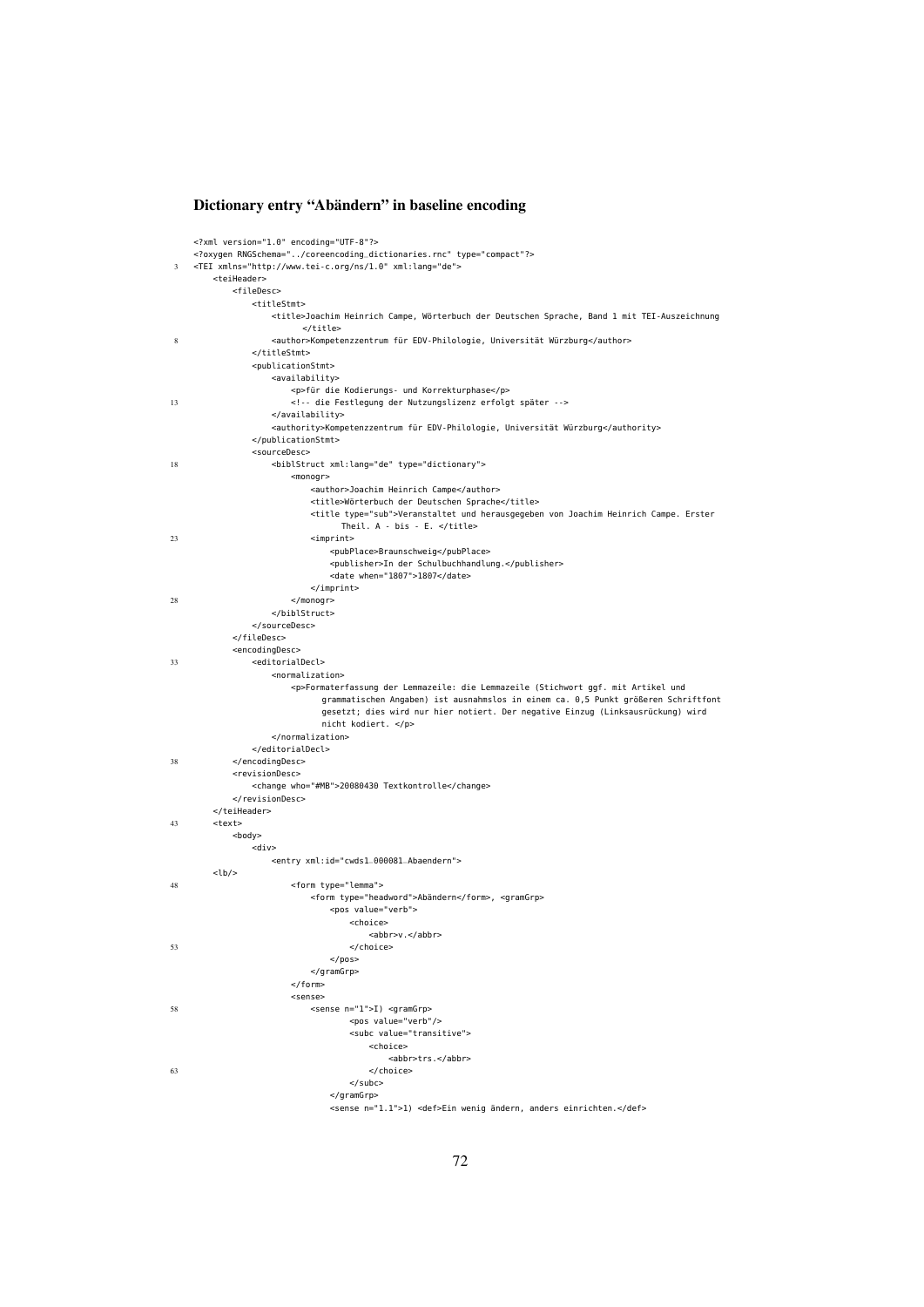### Dictionary entry “Abändern” in baseline encoding

```
<?xml version="1.0" encoding="UTF-8"?>
<?oxygen RNGSchema="../coreencoding_dictionaries.rnc" type="compact"?>
<TEI xmlns="http://www.tei-c.org/ns/1.0" xml:lang="de">
    <teiHeader>
        <fileDesc>
            <titleStmt>
                <title>Joachim Heinrich Campe, Wörterbuch der Deutschen Sprache, Band 1 mit TEI-Auszeichnung
                    </title>
                <author>Kompetenzzentrum für EDV-Philologie, Universität Würzburg</author>
            </titleStmt>
            <publicationStmt>
                <availability>
                    <p>für die Kodierungs- und Korrekturphase</p>
                    <!-- die Festlegung der Nutzungslizenz erfolgt später -->
                </availability>
                <authority>Kompetenzzentrum für EDV-Philologie, Universität Würzburg</authority>
            </publicationStmt>
            <sourceDesc>
                <biblStruct xml:lang="de" type="dictionary">
                    <monogr>
                        <author>Joachim Heinrich Campe</author>
                        <title>Wörterbuch der Deutschen Sprache</title>
                        <title type="sub">Veranstaltet und herausgegeben von Joachim Heinrich Campe. Erster
                            Theil. A - bis - E. </title>
                        <imprint>
                            <pubPlace>Braunschweig</pubPlace>
                            <publisher>In der Schulbuchhandlung.</publisher>
                            <date when="1807">1807</date>
                        </imprint>
                    </monogr>
                </biblStruct>
            </sourceDesc>
        </fileDesc>
        <encodingDesc>
            <editorialDecl>
                <normalization>
                    <p>Formaterfassung der Lemmazeile: die Lemmazeile (Stichwort ggf. mit Artikel und
                        grammatischen Angaben) ist ausnahmslos in einem ca. 0,5 Punkt größeren Schriftfont
                        gesetzt; dies wird nur hier notiert. Der negative Einzug (Linksausrückung) wird
                        nicht kodiert. </p>
                </normalization>
            </editorialDecl>
        </encodingDesc>
        <revisionDesc>
            <change who="#MB">20080430 Textkontrolle</change>
        </revisionDesc>
    </teiHeader>
    <text>
        <body>
            <div>
                <entry xml:id="cwds1_000081_Abaendern">
    <lb/>
                    <form type="lemma">
                        <form type="headword">Abändern</form>, <gramGrp>
                            <pos value="verb">
                                <choice>
                                    <abbr>v.</abbr>
                                </choice>
                            </pos>
                        </gramGrp>
                    </form>
                    <sense>
                        <sense n="1">I) <gramGrp>
                                <pos value="verb"/>
                                <subc value="transitive">
                                    <choice>
                                        <abbr>trs.</abbr>
                                    </choice>
                                </subc>
                            </gramGrp>
                            <sense n="1.1">1) <def>Ein wenig ändern, anders einrichten.</def>
```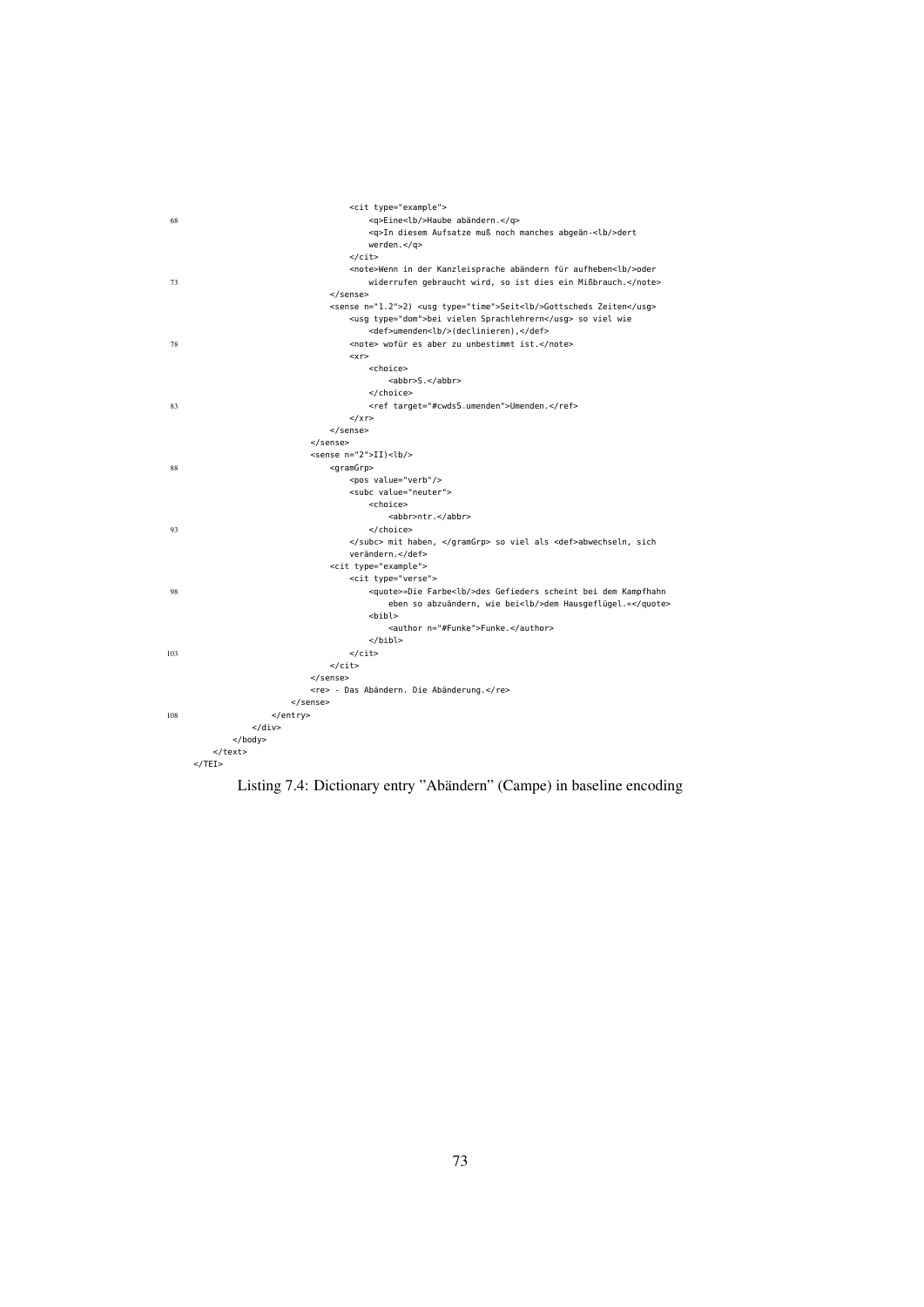```xml
                                <cit type="example">
                                    <q>Eine<lb/>Haube abändern.</q>
                                    <q>In diesem Aufsatze muß noch manches abgeän-<lb/>dert
                                    werden.</q>
                                </cit>
                                <note>Wenn in der Kanzleisprache abändern für aufheben<lb/>oder
                                    widerrufen gebraucht wird, so ist dies ein Mißbrauch.</note>
                            </sense>
                            <sense n="1.2">2) <usg type="time">Seit<lb/>Gottscheds Zeiten</usg>
                                <usg type="dom">bei vielen Sprachlehrern</usg> so viel wie
                                    <def>umenden<lb/>(declinieren),</def>
                                <note> wofür es aber zu unbestimmt ist.</note>
                                <xr>
                                    <choice>
                                        <abbr>S.</abbr>
                                    </choice>
                                    <ref target="#cwds5_umenden">Umenden.</ref>
                                </xr>
                            </sense>
                        </sense>
                        <sense n="2">II)<lb/>
                            <gramGrp>
                                <pos value="verb"/>
                                <subc value="neuter">
                                    <choice>
                                        <abbr>ntr.</abbr>
                                    </choice>
                                </subc> mit haben, </gramGrp> so viel als <def>abwechseln, sich
                                verändern.</def>
                            <cit type="example">
                                <cit type="verse">
                                    <quote>»Die Farbe<lb/>des Gefieders scheint bei dem Kampfhahn
                                        eben so abzuändern, wie bei<lb/>dem Hausgeflügel.«</quote>
                                    <bibl>
                                        <author n="#Funke">Funke.</author>
                                    </bibl>
                                </cit>
                            </cit>
                        </sense>
                        <re> - Das Abändern. Die Abänderung.</re>
                    </sense>
                </entry>
            </div>
        </body>
    </text>
</TEI>
```

Listing 7.4: Dictionary entry "Abändern" (Campe) in baseline encoding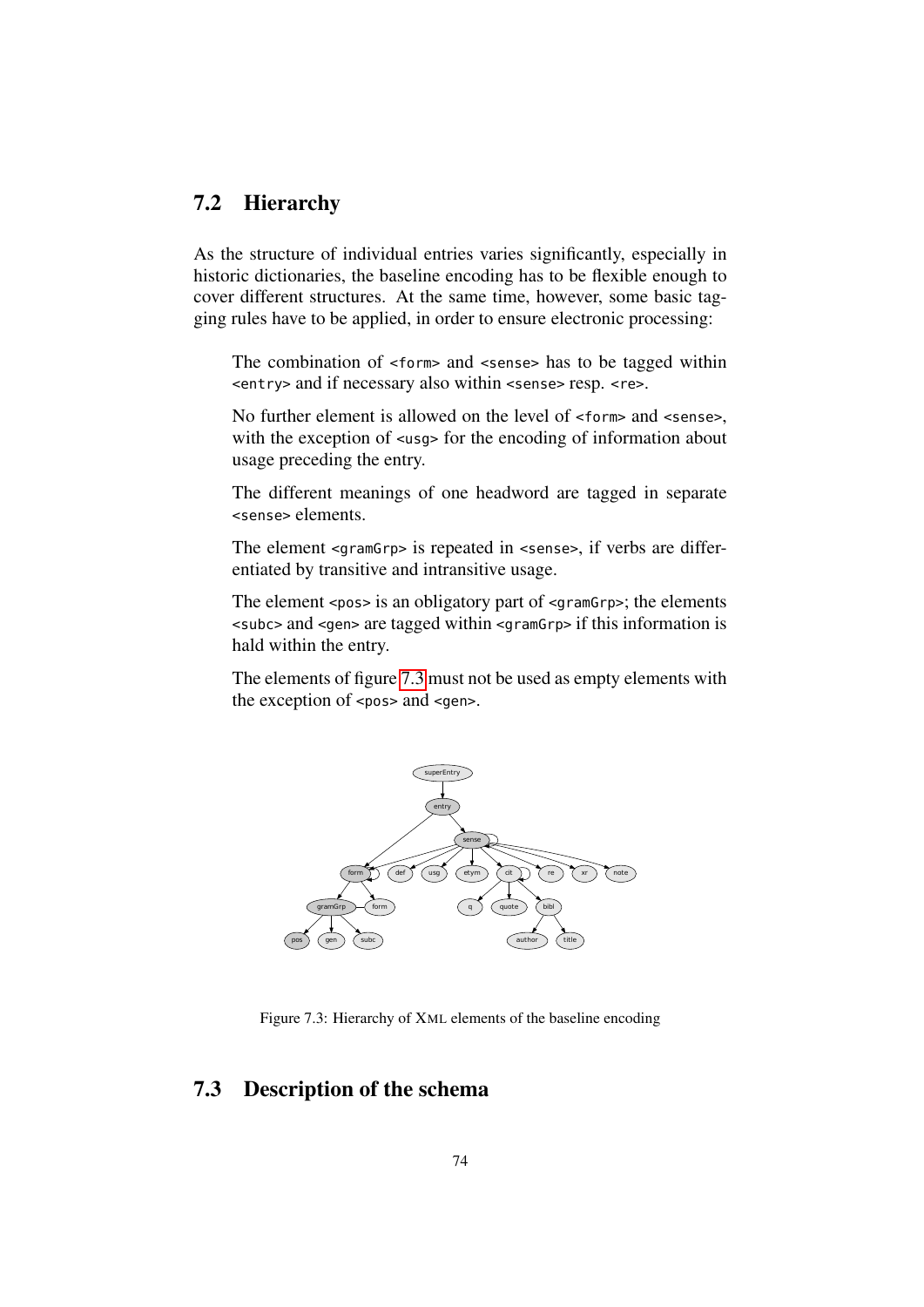## 7.2 Hierarchy

As the structure of individual entries varies significantly, especially in historic dictionaries, the baseline encoding has to be flexible enough to cover different structures. At the same time, however, some basic tagging rules have to be applied, in order to ensure electronic processing:

> The combination of `<form>` and `<sense>` has to be tagged within `<entry>` and if necessary also within `<sense>` resp. `<re>`.
>
> No further element is allowed on the level of `<form>` and `<sense>`, with the exception of `<usg>` for the encoding of information about usage preceding the entry.
>
> The different meanings of one headword are tagged in separate `<sense>` elements.
>
> The element `<gramGrp>` is repeated in `<sense>`, if verbs are differentiated by transitive and intransitive usage.
>
> The element `<pos>` is an obligatory part of `<gramGrp>`; the elements `<subc>` and `<gen>` are tagged within `<gramGrp>` if this information is hald within the entry.
>
> The elements of figure 7.3 must not be used as empty elements with the exception of `<pos>` and `<gen>`.

Figure 7.3: Hierarchy of XML elements of the baseline encoding

## 7.3 Description of the schema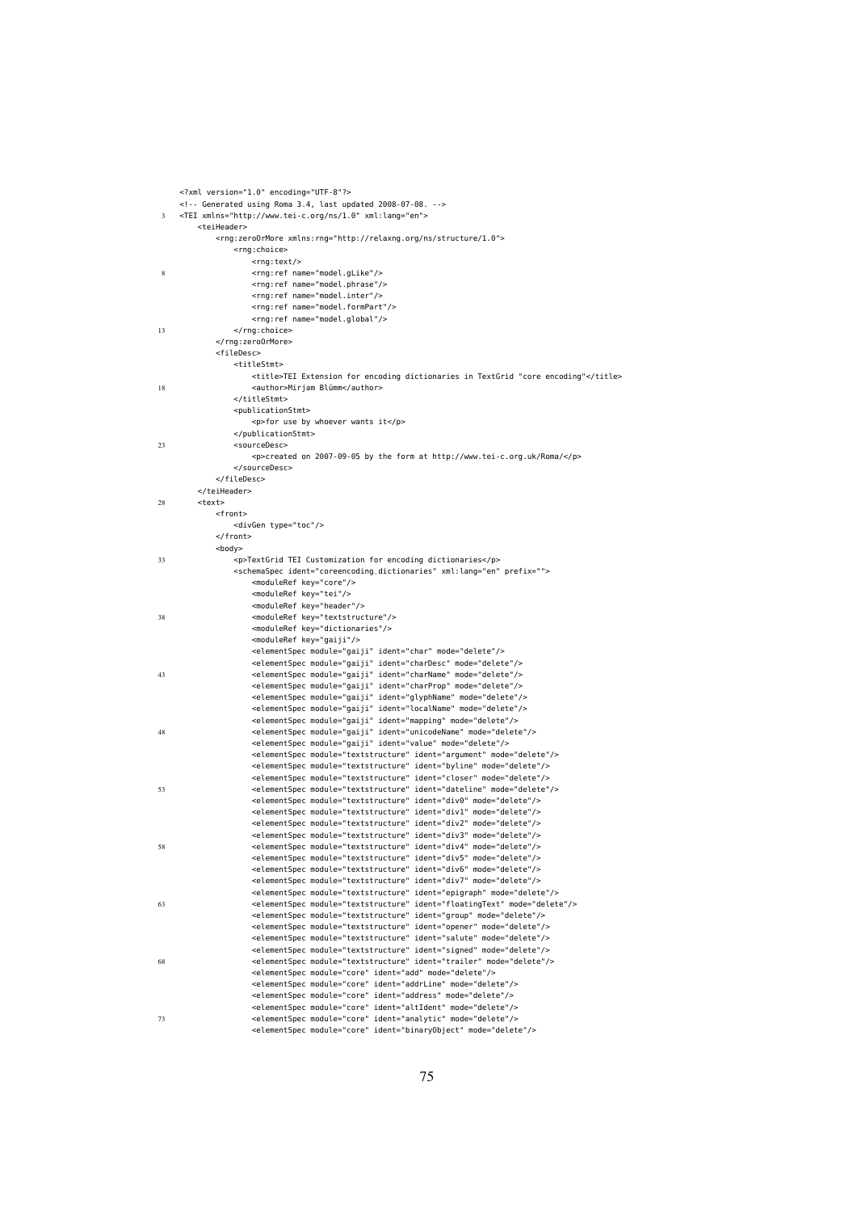```
<?xml version="1.0" encoding="UTF-8"?>
<!-- Generated using Roma 3.4, last updated 2008-07-08. -->
<TEI xmlns="http://www.tei-c.org/ns/1.0" xml:lang="en">
    <teiHeader>
        <rng:zeroOrMore xmlns:rng="http://relaxng.org/ns/structure/1.0">
            <rng:choice>
                <rng:text/>
                <rng:ref name="model.gLike"/>
                <rng:ref name="model.phrase"/>
                <rng:ref name="model.inter"/>
                <rng:ref name="model.formPart"/>
                <rng:ref name="model.global"/>
            </rng:choice>
        </rng:zeroOrMore>
        <fileDesc>
            <titleStmt>
                <title>TEI Extension for encoding dictionaries in TextGrid "core encoding"</title>
                <author>Mirjam Blümm</author>
            </titleStmt>
            <publicationStmt>
                <p>for use by whoever wants it</p>
            </publicationStmt>
            <sourceDesc>
                <p>created on 2007-09-05 by the form at http://www.tei-c.org.uk/Roma/</p>
            </sourceDesc>
        </fileDesc>
    </teiHeader>
    <text>
        <front>
            <divGen type="toc"/>
        </front>
        <body>
            <p>TextGrid TEI Customization for encoding dictionaries</p>
            <schemaSpec ident="coreencoding_dictionaries" xml:lang="en" prefix="">
                <moduleRef key="core"/>
                <moduleRef key="tei"/>
                <moduleRef key="header"/>
                <moduleRef key="textstructure"/>
                <moduleRef key="dictionaries"/>
                <moduleRef key="gaiji"/>
                <elementSpec module="gaiji" ident="char" mode="delete"/>
                <elementSpec module="gaiji" ident="charDesc" mode="delete"/>
                <elementSpec module="gaiji" ident="charName" mode="delete"/>
                <elementSpec module="gaiji" ident="charProp" mode="delete"/>
                <elementSpec module="gaiji" ident="glyphName" mode="delete"/>
                <elementSpec module="gaiji" ident="localName" mode="delete"/>
                <elementSpec module="gaiji" ident="mapping" mode="delete"/>
                <elementSpec module="gaiji" ident="unicodeName" mode="delete"/>
                <elementSpec module="gaiji" ident="value" mode="delete"/>
                <elementSpec module="textstructure" ident="argument" mode="delete"/>
                <elementSpec module="textstructure" ident="byline" mode="delete"/>
                <elementSpec module="textstructure" ident="closer" mode="delete"/>
                <elementSpec module="textstructure" ident="dateline" mode="delete"/>
                <elementSpec module="textstructure" ident="div0" mode="delete"/>
                <elementSpec module="textstructure" ident="div1" mode="delete"/>
                <elementSpec module="textstructure" ident="div2" mode="delete"/>
                <elementSpec module="textstructure" ident="div3" mode="delete"/>
                <elementSpec module="textstructure" ident="div4" mode="delete"/>
                <elementSpec module="textstructure" ident="div5" mode="delete"/>
                <elementSpec module="textstructure" ident="div6" mode="delete"/>
                <elementSpec module="textstructure" ident="div7" mode="delete"/>
                <elementSpec module="textstructure" ident="epigraph" mode="delete"/>
                <elementSpec module="textstructure" ident="floatingText" mode="delete"/>
                <elementSpec module="textstructure" ident="group" mode="delete"/>
                <elementSpec module="textstructure" ident="opener" mode="delete"/>
                <elementSpec module="textstructure" ident="salute" mode="delete"/>
                <elementSpec module="textstructure" ident="signed" mode="delete"/>
                <elementSpec module="textstructure" ident="trailer" mode="delete"/>
                <elementSpec module="core" ident="add" mode="delete"/>
                <elementSpec module="core" ident="addrLine" mode="delete"/>
                <elementSpec module="core" ident="address" mode="delete"/>
                <elementSpec module="core" ident="altIdent" mode="delete"/>
                <elementSpec module="core" ident="analytic" mode="delete"/>
                <elementSpec module="core" ident="binaryObject" mode="delete"/>
```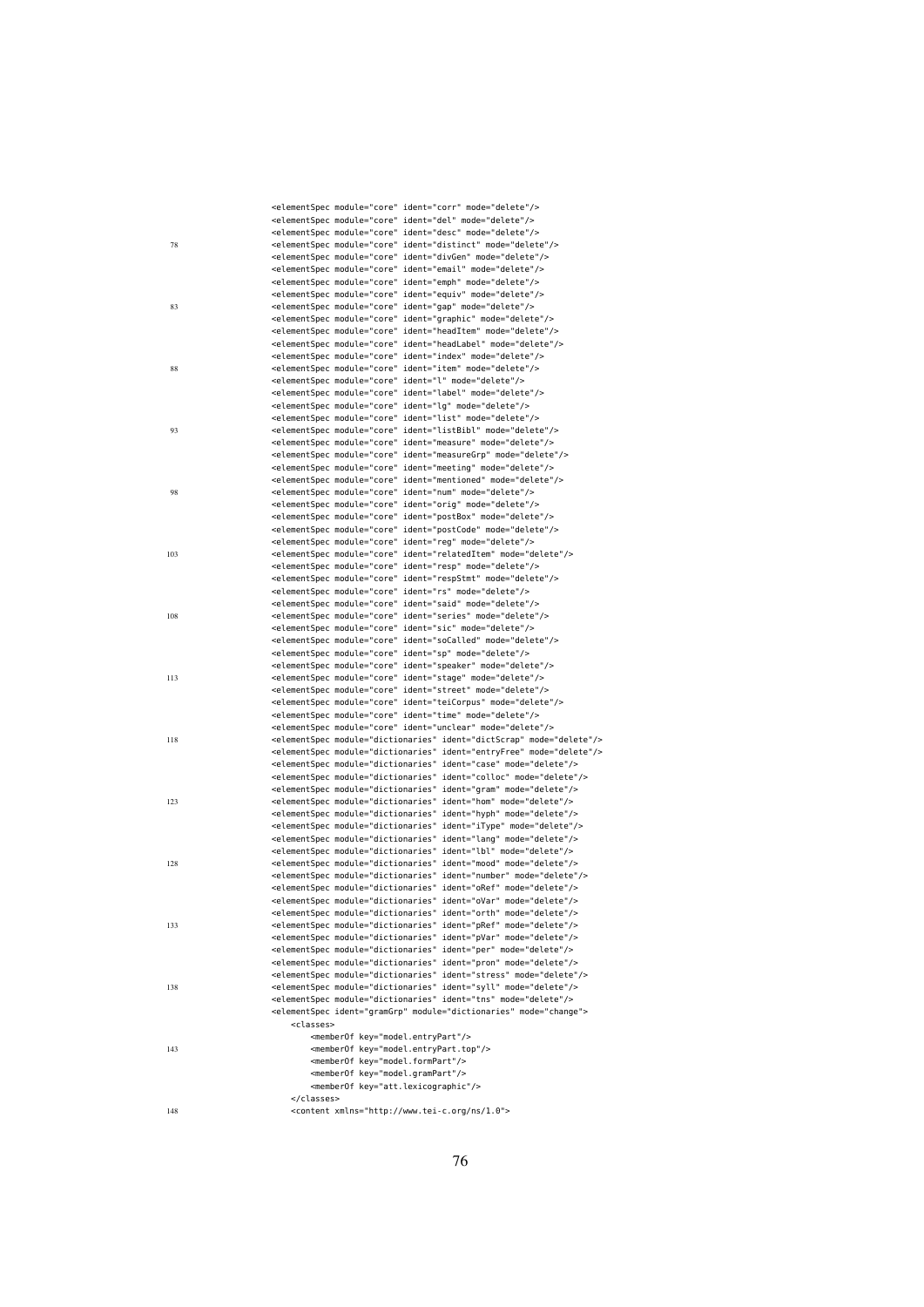```
        <elementSpec module="core" ident="corr" mode="delete"/>
        <elementSpec module="core" ident="del" mode="delete"/>
        <elementSpec module="core" ident="desc" mode="delete"/>
        <elementSpec module="core" ident="distinct" mode="delete"/>
        <elementSpec module="core" ident="divGen" mode="delete"/>
        <elementSpec module="core" ident="email" mode="delete"/>
        <elementSpec module="core" ident="emph" mode="delete"/>
        <elementSpec module="core" ident="equiv" mode="delete"/>
        <elementSpec module="core" ident="gap" mode="delete"/>
        <elementSpec module="core" ident="graphic" mode="delete"/>
        <elementSpec module="core" ident="headItem" mode="delete"/>
        <elementSpec module="core" ident="headLabel" mode="delete"/>
        <elementSpec module="core" ident="index" mode="delete"/>
        <elementSpec module="core" ident="item" mode="delete"/>
        <elementSpec module="core" ident="l" mode="delete"/>
        <elementSpec module="core" ident="label" mode="delete"/>
        <elementSpec module="core" ident="lg" mode="delete"/>
        <elementSpec module="core" ident="list" mode="delete"/>
        <elementSpec module="core" ident="listBibl" mode="delete"/>
        <elementSpec module="core" ident="measure" mode="delete"/>
        <elementSpec module="core" ident="measureGrp" mode="delete"/>
        <elementSpec module="core" ident="meeting" mode="delete"/>
        <elementSpec module="core" ident="mentioned" mode="delete"/>
        <elementSpec module="core" ident="num" mode="delete"/>
        <elementSpec module="core" ident="orig" mode="delete"/>
        <elementSpec module="core" ident="postBox" mode="delete"/>
        <elementSpec module="core" ident="postCode" mode="delete"/>
        <elementSpec module="core" ident="reg" mode="delete"/>
        <elementSpec module="core" ident="relatedItem" mode="delete"/>
        <elementSpec module="core" ident="resp" mode="delete"/>
        <elementSpec module="core" ident="respStmt" mode="delete"/>
        <elementSpec module="core" ident="rs" mode="delete"/>
        <elementSpec module="core" ident="said" mode="delete"/>
        <elementSpec module="core" ident="series" mode="delete"/>
        <elementSpec module="core" ident="sic" mode="delete"/>
        <elementSpec module="core" ident="soCalled" mode="delete"/>
        <elementSpec module="core" ident="sp" mode="delete"/>
        <elementSpec module="core" ident="speaker" mode="delete"/>
        <elementSpec module="core" ident="stage" mode="delete"/>
        <elementSpec module="core" ident="street" mode="delete"/>
        <elementSpec module="core" ident="teiCorpus" mode="delete"/>
        <elementSpec module="core" ident="time" mode="delete"/>
        <elementSpec module="core" ident="unclear" mode="delete"/>
        <elementSpec module="dictionaries" ident="dictScrap" mode="delete"/>
        <elementSpec module="dictionaries" ident="entryFree" mode="delete"/>
        <elementSpec module="dictionaries" ident="case" mode="delete"/>
        <elementSpec module="dictionaries" ident="colloc" mode="delete"/>
        <elementSpec module="dictionaries" ident="gram" mode="delete"/>
        <elementSpec module="dictionaries" ident="hom" mode="delete"/>
        <elementSpec module="dictionaries" ident="hyph" mode="delete"/>
        <elementSpec module="dictionaries" ident="iType" mode="delete"/>
        <elementSpec module="dictionaries" ident="lang" mode="delete"/>
        <elementSpec module="dictionaries" ident="lbl" mode="delete"/>
        <elementSpec module="dictionaries" ident="mood" mode="delete"/>
        <elementSpec module="dictionaries" ident="number" mode="delete"/>
        <elementSpec module="dictionaries" ident="oRef" mode="delete"/>
        <elementSpec module="dictionaries" ident="oVar" mode="delete"/>
        <elementSpec module="dictionaries" ident="orth" mode="delete"/>
        <elementSpec module="dictionaries" ident="pRef" mode="delete"/>
        <elementSpec module="dictionaries" ident="pVar" mode="delete"/>
        <elementSpec module="dictionaries" ident="per" mode="delete"/>
        <elementSpec module="dictionaries" ident="pron" mode="delete"/>
        <elementSpec module="dictionaries" ident="stress" mode="delete"/>
        <elementSpec module="dictionaries" ident="syll" mode="delete"/>
        <elementSpec module="dictionaries" ident="tns" mode="delete"/>
        <elementSpec ident="gramGrp" module="dictionaries" mode="change">
            <classes>
                <memberOf key="model.entryPart"/>
                <memberOf key="model.entryPart.top"/>
                <memberOf key="model.formPart"/>
                <memberOf key="model.gramPart"/>
                <memberOf key="att.lexicographic"/>
            </classes>
            <content xmlns="http://www.tei-c.org/ns/1.0">
```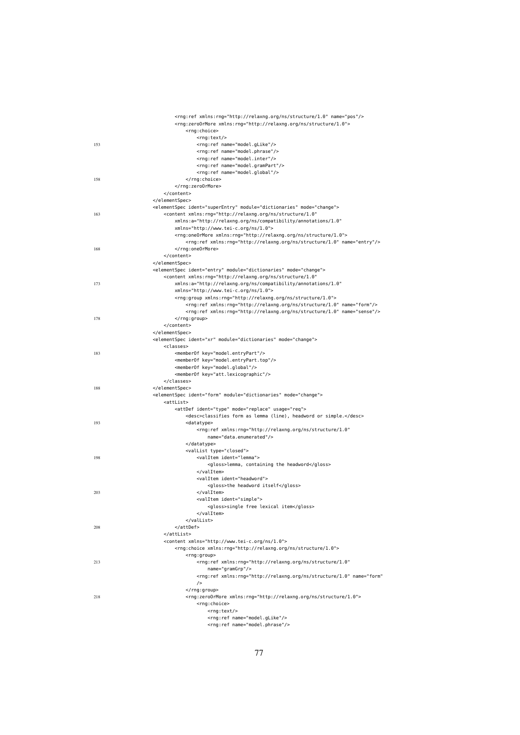```
                <rng:ref xmlns:rng="http://relaxng.org/ns/structure/1.0" name="pos"/>
                <rng:zeroOrMore xmlns:rng="http://relaxng.org/ns/structure/1.0">
                    <rng:choice>
                        <rng:text/>
153                     <rng:ref name="model.gLike"/>
                        <rng:ref name="model.phrase"/>
                        <rng:ref name="model.inter"/>
                        <rng:ref name="model.gramPart"/>
                        <rng:ref name="model.global"/>
158                 </rng:choice>
                </rng:zeroOrMore>
            </content>
        </elementSpec>
        <elementSpec ident="superEntry" module="dictionaries" mode="change">
163         <content xmlns:rng="http://relaxng.org/ns/structure/1.0"
                xmlns:a="http://relaxng.org/ns/compatibility/annotations/1.0"
                xmlns="http://www.tei-c.org/ns/1.0">
                <rng:oneOrMore xmlns:rng="http://relaxng.org/ns/structure/1.0">
                    <rng:ref xmlns:rng="http://relaxng.org/ns/structure/1.0" name="entry"/>
168             </rng:oneOrMore>
            </content>
        </elementSpec>
        <elementSpec ident="entry" module="dictionaries" mode="change">
            <content xmlns:rng="http://relaxng.org/ns/structure/1.0"
173             xmlns:a="http://relaxng.org/ns/compatibility/annotations/1.0"
                xmlns="http://www.tei-c.org/ns/1.0">
                <rng:group xmlns:rng="http://relaxng.org/ns/structure/1.0">
                    <rng:ref xmlns:rng="http://relaxng.org/ns/structure/1.0" name="form"/>
                    <rng:ref xmlns:rng="http://relaxng.org/ns/structure/1.0" name="sense"/>
178             </rng:group>
            </content>
        </elementSpec>
        <elementSpec ident="xr" module="dictionaries" mode="change">
            <classes>
183             <memberOf key="model.entryPart"/>
                <memberOf key="model.entryPart.top"/>
                <memberOf key="model.global"/>
                <memberOf key="att.lexicographic"/>
            </classes>
188     </elementSpec>
        <elementSpec ident="form" module="dictionaries" mode="change">
            <attList>
                <attDef ident="type" mode="replace" usage="req">
                    <desc>classifies form as lemma (line), headword or simple.</desc>
193                 <datatype>
                        <rng:ref xmlns:rng="http://relaxng.org/ns/structure/1.0"
                            name="data.enumerated"/>
                    </datatype>
                    <valList type="closed">
198                     <valItem ident="lemma">
                            <gloss>lemma, containing the headword</gloss>
                        </valItem>
                        <valItem ident="headword">
                            <gloss>the headword itself</gloss>
203                     </valItem>
                        <valItem ident="simple">
                            <gloss>single free lexical item</gloss>
                        </valItem>
                    </valList>
208             </attDef>
            </attList>
            <content xmlns="http://www.tei-c.org/ns/1.0">
                <rng:choice xmlns:rng="http://relaxng.org/ns/structure/1.0">
                    <rng:group>
213                     <rng:ref xmlns:rng="http://relaxng.org/ns/structure/1.0"
                            name="gramGrp"/>
                        <rng:ref xmlns:rng="http://relaxng.org/ns/structure/1.0" name="form"
                        />
                    </rng:group>
218                 <rng:zeroOrMore xmlns:rng="http://relaxng.org/ns/structure/1.0">
                        <rng:choice>
                            <rng:text/>
                            <rng:ref name="model.gLike"/>
                            <rng:ref name="model.phrase"/>
```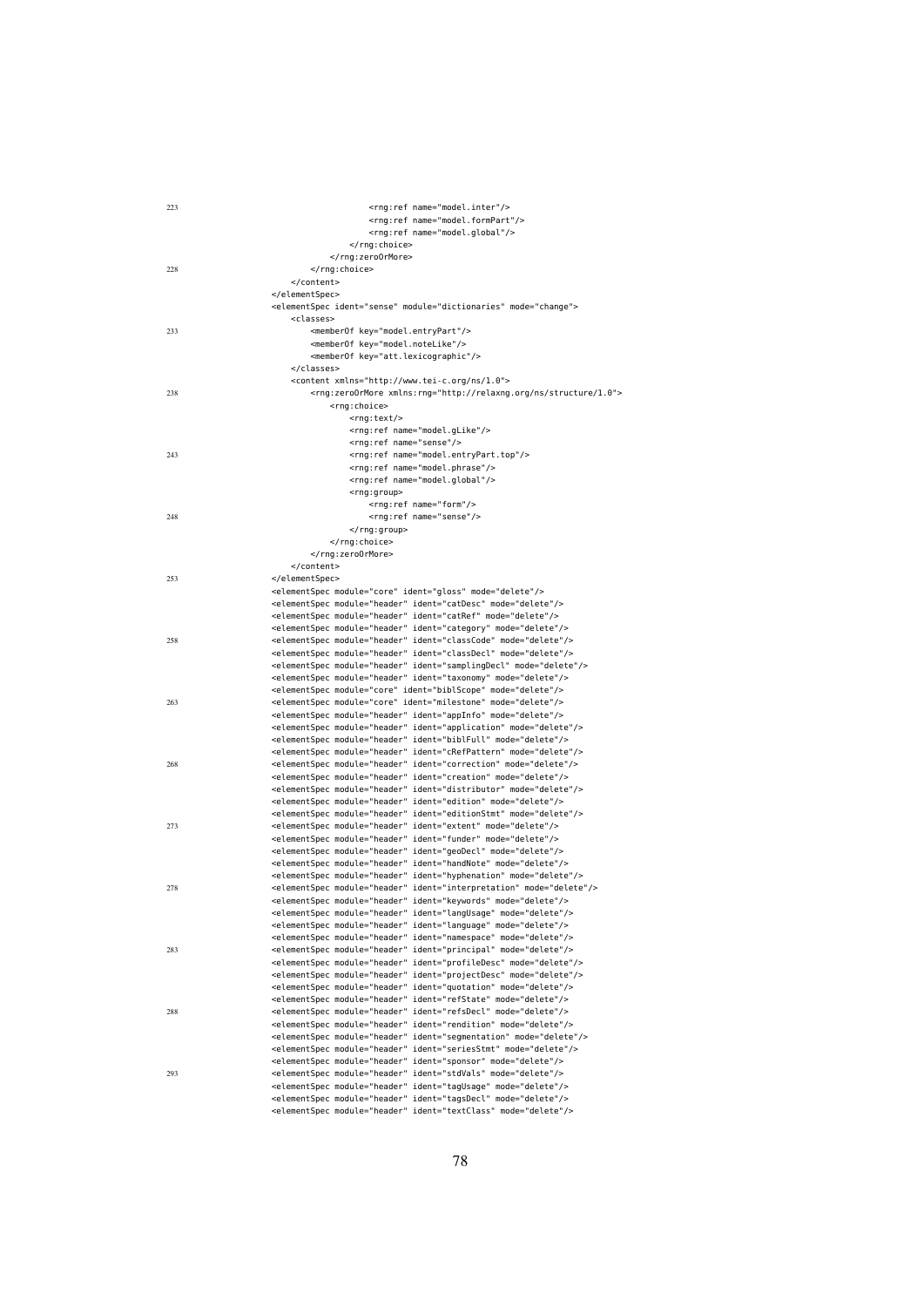```
223                                     <rng:ref name="model.inter"/>
                                        <rng:ref name="model.formPart"/>
                                        <rng:ref name="model.global"/>
                                    </rng:choice>
                                </rng:zeroOrMore>
228                         </rng:choice>
                        </content>
                    </elementSpec>
                    <elementSpec ident="sense" module="dictionaries" mode="change">
                        <classes>
233                         <memberOf key="model.entryPart"/>
                            <memberOf key="model.noteLike"/>
                            <memberOf key="att.lexicographic"/>
                        </classes>
                        <content xmlns="http://www.tei-c.org/ns/1.0">
238                         <rng:zeroOrMore xmlns:rng="http://relaxng.org/ns/structure/1.0">
                                <rng:choice>
                                    <rng:text/>
                                    <rng:ref name="model.gLike"/>
                                    <rng:ref name="sense"/>
243                                 <rng:ref name="model.entryPart.top"/>
                                    <rng:ref name="model.phrase"/>
                                    <rng:ref name="model.global"/>
                                    <rng:group>
                                        <rng:ref name="form"/>
248                                     <rng:ref name="sense"/>
                                    </rng:group>
                                </rng:choice>
                            </rng:zeroOrMore>
                        </content>
253                 </elementSpec>
                    <elementSpec module="core" ident="gloss" mode="delete"/>
                    <elementSpec module="header" ident="catDesc" mode="delete"/>
                    <elementSpec module="header" ident="catRef" mode="delete"/>
                    <elementSpec module="header" ident="category" mode="delete"/>
258                 <elementSpec module="header" ident="classCode" mode="delete"/>
                    <elementSpec module="header" ident="classDecl" mode="delete"/>
                    <elementSpec module="header" ident="samplingDecl" mode="delete"/>
                    <elementSpec module="header" ident="taxonomy" mode="delete"/>
                    <elementSpec module="core" ident="biblScope" mode="delete"/>
263                 <elementSpec module="core" ident="milestone" mode="delete"/>
                    <elementSpec module="header" ident="appInfo" mode="delete"/>
                    <elementSpec module="header" ident="application" mode="delete"/>
                    <elementSpec module="header" ident="biblFull" mode="delete"/>
                    <elementSpec module="header" ident="cRefPattern" mode="delete"/>
268                 <elementSpec module="header" ident="correction" mode="delete"/>
                    <elementSpec module="header" ident="creation" mode="delete"/>
                    <elementSpec module="header" ident="distributor" mode="delete"/>
                    <elementSpec module="header" ident="edition" mode="delete"/>
                    <elementSpec module="header" ident="editionStmt" mode="delete"/>
273                 <elementSpec module="header" ident="extent" mode="delete"/>
                    <elementSpec module="header" ident="funder" mode="delete"/>
                    <elementSpec module="header" ident="geoDecl" mode="delete"/>
                    <elementSpec module="header" ident="handNote" mode="delete"/>
                    <elementSpec module="header" ident="hyphenation" mode="delete"/>
278                 <elementSpec module="header" ident="interpretation" mode="delete"/>
                    <elementSpec module="header" ident="keywords" mode="delete"/>
                    <elementSpec module="header" ident="langUsage" mode="delete"/>
                    <elementSpec module="header" ident="language" mode="delete"/>
                    <elementSpec module="header" ident="namespace" mode="delete"/>
283                 <elementSpec module="header" ident="principal" mode="delete"/>
                    <elementSpec module="header" ident="profileDesc" mode="delete"/>
                    <elementSpec module="header" ident="projectDesc" mode="delete"/>
                    <elementSpec module="header" ident="quotation" mode="delete"/>
                    <elementSpec module="header" ident="refState" mode="delete"/>
288                 <elementSpec module="header" ident="refsDecl" mode="delete"/>
                    <elementSpec module="header" ident="rendition" mode="delete"/>
                    <elementSpec module="header" ident="segmentation" mode="delete"/>
                    <elementSpec module="header" ident="seriesStmt" mode="delete"/>
                    <elementSpec module="header" ident="sponsor" mode="delete"/>
293                 <elementSpec module="header" ident="stdVals" mode="delete"/>
                    <elementSpec module="header" ident="tagUsage" mode="delete"/>
                    <elementSpec module="header" ident="tagsDecl" mode="delete"/>
                    <elementSpec module="header" ident="textClass" mode="delete"/>
```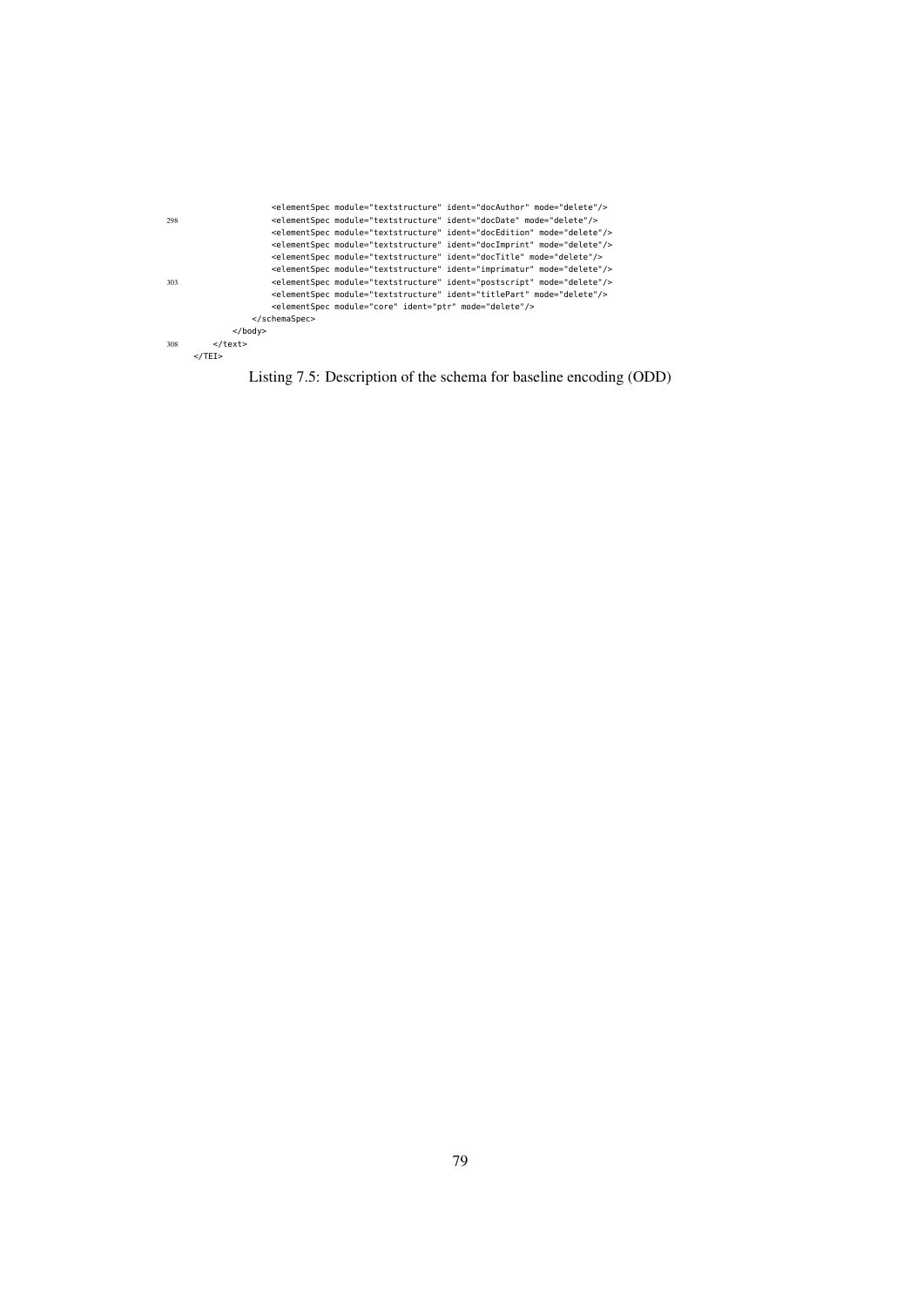```xml
                    <elementSpec module="textstructure" ident="docAuthor" mode="delete"/>
298                 <elementSpec module="textstructure" ident="docDate" mode="delete"/>
                    <elementSpec module="textstructure" ident="docEdition" mode="delete"/>
                    <elementSpec module="textstructure" ident="docImprint" mode="delete"/>
                    <elementSpec module="textstructure" ident="docTitle" mode="delete"/>
                    <elementSpec module="textstructure" ident="imprimatur" mode="delete"/>
303                 <elementSpec module="textstructure" ident="postscript" mode="delete"/>
                    <elementSpec module="textstructure" ident="titlePart" mode="delete"/>
                    <elementSpec module="core" ident="ptr" mode="delete"/>
                </schemaSpec>
            </body>
308     </text>
    </TEI>
```

Listing 7.5: Description of the schema for baseline encoding (ODD)